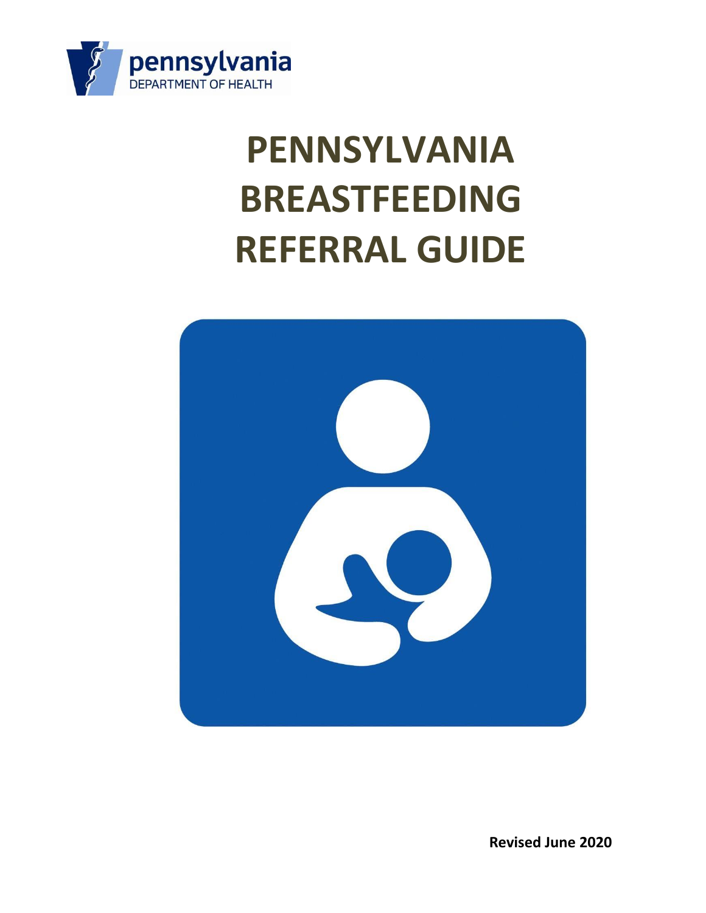pennsylvania
DEPARTMENT OF HEALTH

# PENNSYLVANIA BREASTFEEDING REFERRAL GUIDE

**Revised June 2020**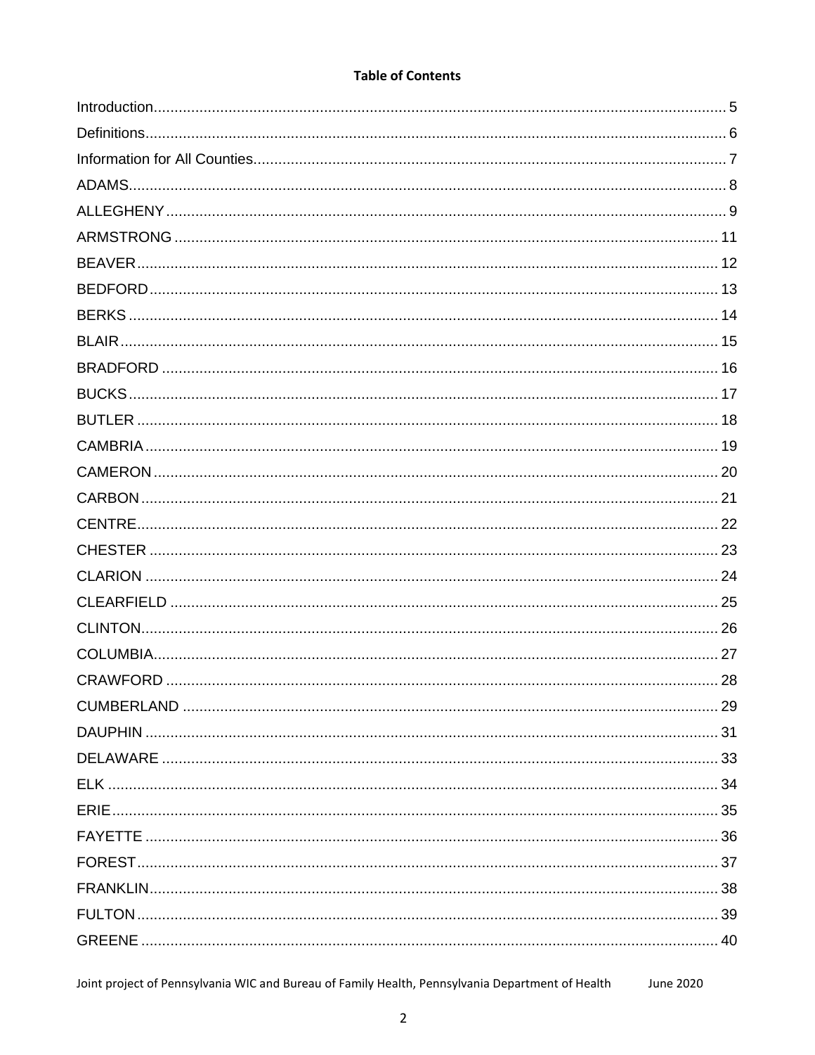**Table of Contents**

Introduction........................................................ 5
Definitions........................................................ 6
Information for All Counties........................................................ 7
ADAMS........................................................ 8
ALLEGHENY........................................................ 9
ARMSTRONG........................................................ 11
BEAVER........................................................ 12
BEDFORD........................................................ 13
BERKS........................................................ 14
BLAIR........................................................ 15
BRADFORD........................................................ 16
BUCKS........................................................ 17
BUTLER........................................................ 18
CAMBRIA........................................................ 19
CAMERON........................................................ 20
CARBON........................................................ 21
CENTRE........................................................ 22
CHESTER........................................................ 23
CLARION........................................................ 24
CLEARFIELD........................................................ 25
CLINTON........................................................ 26
COLUMBIA........................................................ 27
CRAWFORD........................................................ 28
CUMBERLAND........................................................ 29
DAUPHIN........................................................ 31
DELAWARE........................................................ 33
ELK........................................................ 34
ERIE........................................................ 35
FAYETTE........................................................ 36
FOREST........................................................ 37
FRANKLIN........................................................ 38
FULTON........................................................ 39
GREENE........................................................ 40

Joint project of Pennsylvania WIC and Bureau of Family Health, Pennsylvania Department of Health June 2020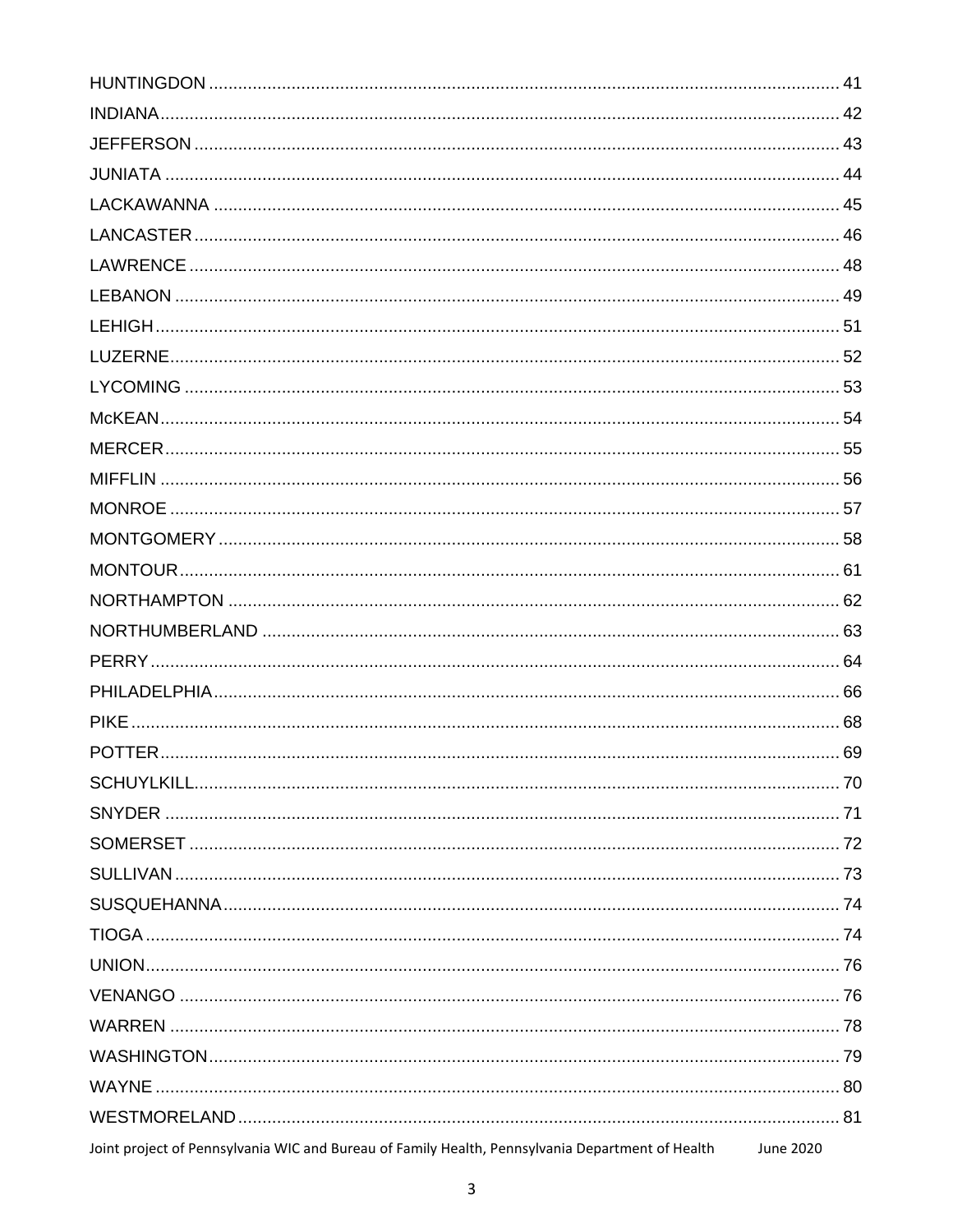HUNTINGDON ........ 41
INDIANA ........ 42
JEFFERSON ........ 43
JUNIATA ........ 44
LACKAWANNA ........ 45
LANCASTER ........ 46
LAWRENCE ........ 48
LEBANON ........ 49
LEHIGH ........ 51
LUZERNE ........ 52
LYCOMING ........ 53
McKEAN ........ 54
MERCER ........ 55
MIFFLIN ........ 56
MONROE ........ 57
MONTGOMERY ........ 58
MONTOUR ........ 61
NORTHAMPTON ........ 62
NORTHUMBERLAND ........ 63
PERRY ........ 64
PHILADELPHIA ........ 66
PIKE ........ 68
POTTER ........ 69
SCHUYLKILL ........ 70
SNYDER ........ 71
SOMERSET ........ 72
SULLIVAN ........ 73
SUSQUEHANNA ........ 74
TIOGA ........ 74
UNION ........ 76
VENANGO ........ 76
WARREN ........ 78
WASHINGTON ........ 79
WAYNE ........ 80
WESTMORELAND ........ 81

Joint project of Pennsylvania WIC and Bureau of Family Health, Pennsylvania Department of Health June 2020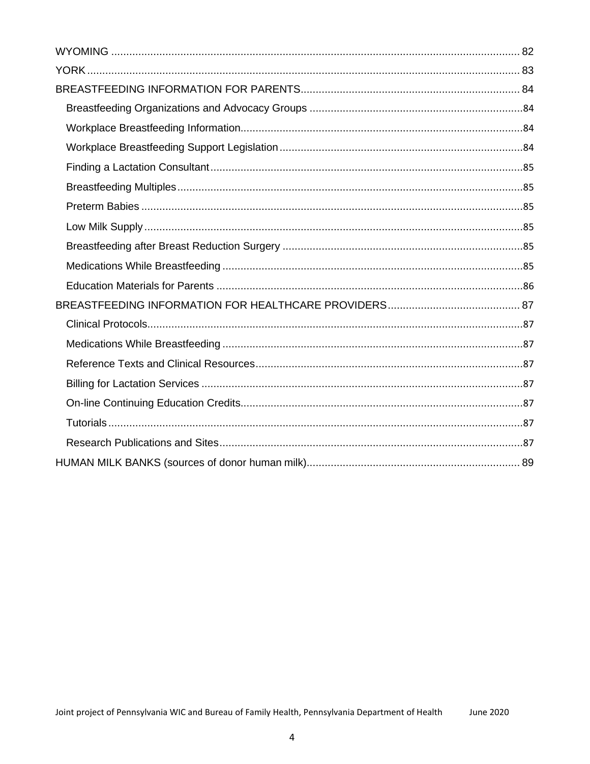WYOMING ........................................................................................................................................ 82

YORK ............................................................................................................................................... 83

BREASTFEEDING INFORMATION FOR PARENTS ........................................................................ 84

- Breastfeeding Organizations and Advocacy Groups ....................................................................... 84
- Workplace Breastfeeding Information ............................................................................................. 84
- Workplace Breastfeeding Support Legislation ................................................................................. 84
- Finding a Lactation Consultant ........................................................................................................ 85
- Breastfeeding Multiples ................................................................................................................... 85
- Preterm Babies ............................................................................................................................... 85
- Low Milk Supply .............................................................................................................................. 85
- Breastfeeding after Breast Reduction Surgery ................................................................................ 85
- Medications While Breastfeeding .................................................................................................... 85
- Education Materials for Parents ...................................................................................................... 86

BREASTFEEDING INFORMATION FOR HEALTHCARE PROVIDERS ............................................ 87

- Clinical Protocols ............................................................................................................................. 87
- Medications While Breastfeeding .................................................................................................... 87
- Reference Texts and Clinical Resources ......................................................................................... 87
- Billing for Lactation Services ........................................................................................................... 87
- On-line Continuing Education Credits .............................................................................................. 87
- Tutorials ........................................................................................................................................... 87
- Research Publications and Sites ..................................................................................................... 87

HUMAN MILK BANKS (sources of donor human milk) ....................................................................... 89

Joint project of Pennsylvania WIC and Bureau of Family Health, Pennsylvania Department of Health June 2020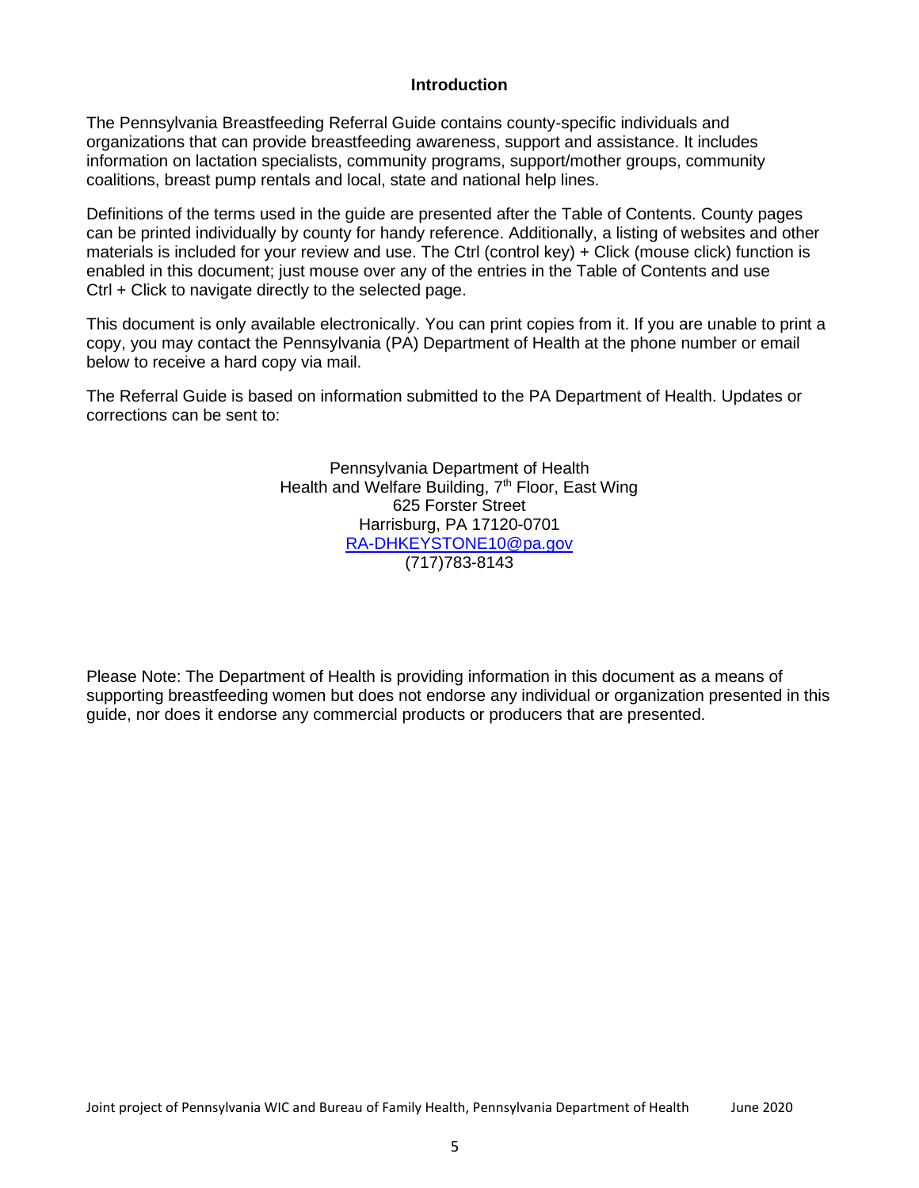# Introduction

The Pennsylvania Breastfeeding Referral Guide contains county-specific individuals and organizations that can provide breastfeeding awareness, support and assistance. It includes information on lactation specialists, community programs, support/mother groups, community coalitions, breast pump rentals and local, state and national help lines.

Definitions of the terms used in the guide are presented after the Table of Contents. County pages can be printed individually by county for handy reference. Additionally, a listing of websites and other materials is included for your review and use. The Ctrl (control key) + Click (mouse click) function is enabled in this document; just mouse over any of the entries in the Table of Contents and use Ctrl + Click to navigate directly to the selected page.

This document is only available electronically. You can print copies from it. If you are unable to print a copy, you may contact the Pennsylvania (PA) Department of Health at the phone number or email below to receive a hard copy via mail.

The Referral Guide is based on information submitted to the PA Department of Health. Updates or corrections can be sent to:

Pennsylvania Department of Health
Health and Welfare Building, 7th Floor, East Wing
625 Forster Street
Harrisburg, PA 17120-0701
RA-DHKEYSTONE10@pa.gov
(717)783-8143

Please Note: The Department of Health is providing information in this document as a means of supporting breastfeeding women but does not endorse any individual or organization presented in this guide, nor does it endorse any commercial products or producers that are presented.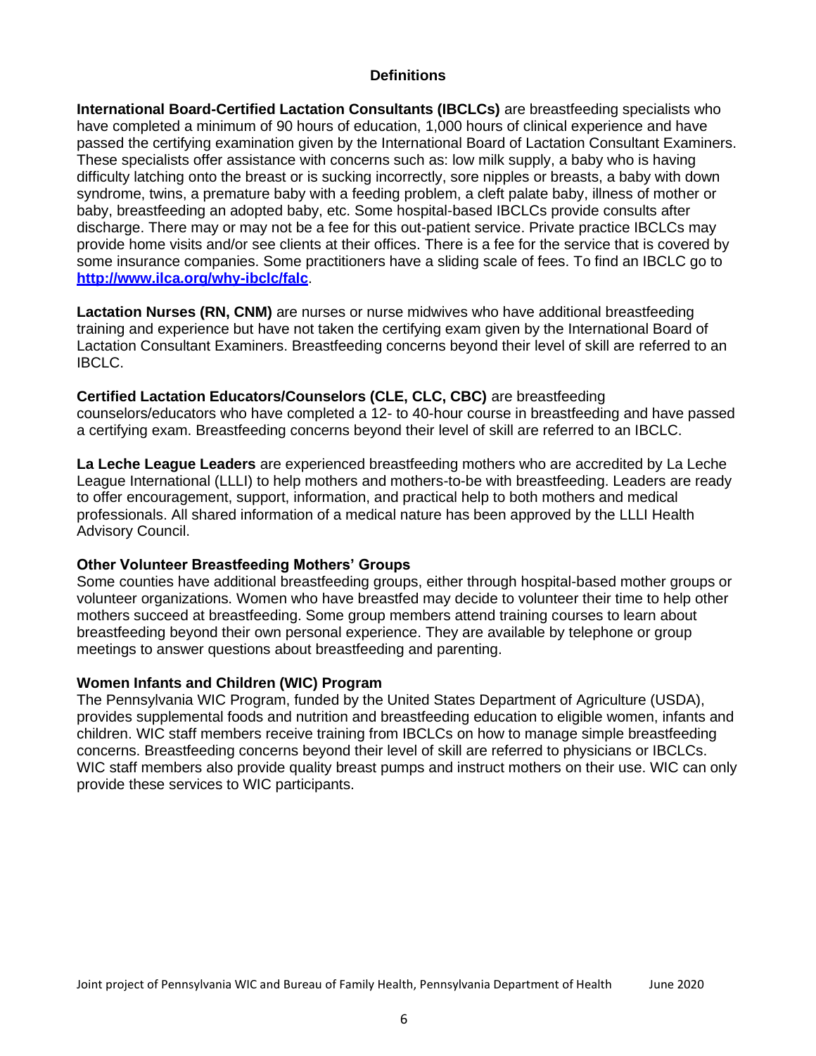## Definitions

**International Board-Certified Lactation Consultants (IBCLCs)** are breastfeeding specialists who have completed a minimum of 90 hours of education, 1,000 hours of clinical experience and have passed the certifying examination given by the International Board of Lactation Consultant Examiners. These specialists offer assistance with concerns such as: low milk supply, a baby who is having difficulty latching onto the breast or is sucking incorrectly, sore nipples or breasts, a baby with down syndrome, twins, a premature baby with a feeding problem, a cleft palate baby, illness of mother or baby, breastfeeding an adopted baby, etc. Some hospital-based IBCLCs provide consults after discharge. There may or may not be a fee for this out-patient service. Private practice IBCLCs may provide home visits and/or see clients at their offices. There is a fee for the service that is covered by some insurance companies. Some practitioners have a sliding scale of fees. To find an IBCLC go to **http://www.ilca.org/why-ibclc/falc**.

**Lactation Nurses (RN, CNM)** are nurses or nurse midwives who have additional breastfeeding training and experience but have not taken the certifying exam given by the International Board of Lactation Consultant Examiners. Breastfeeding concerns beyond their level of skill are referred to an IBCLC.

**Certified Lactation Educators/Counselors (CLE, CLC, CBC)** are breastfeeding counselors/educators who have completed a 12- to 40-hour course in breastfeeding and have passed a certifying exam. Breastfeeding concerns beyond their level of skill are referred to an IBCLC.

**La Leche League Leaders** are experienced breastfeeding mothers who are accredited by La Leche League International (LLLI) to help mothers and mothers-to-be with breastfeeding. Leaders are ready to offer encouragement, support, information, and practical help to both mothers and medical professionals. All shared information of a medical nature has been approved by the LLLI Health Advisory Council.

**Other Volunteer Breastfeeding Mothers' Groups**

Some counties have additional breastfeeding groups, either through hospital-based mother groups or volunteer organizations. Women who have breastfed may decide to volunteer their time to help other mothers succeed at breastfeeding. Some group members attend training courses to learn about breastfeeding beyond their own personal experience. They are available by telephone or group meetings to answer questions about breastfeeding and parenting.

**Women Infants and Children (WIC) Program**

The Pennsylvania WIC Program, funded by the United States Department of Agriculture (USDA), provides supplemental foods and nutrition and breastfeeding education to eligible women, infants and children. WIC staff members receive training from IBCLCs on how to manage simple breastfeeding concerns. Breastfeeding concerns beyond their level of skill are referred to physicians or IBCLCs. WIC staff members also provide quality breast pumps and instruct mothers on their use. WIC can only provide these services to WIC participants.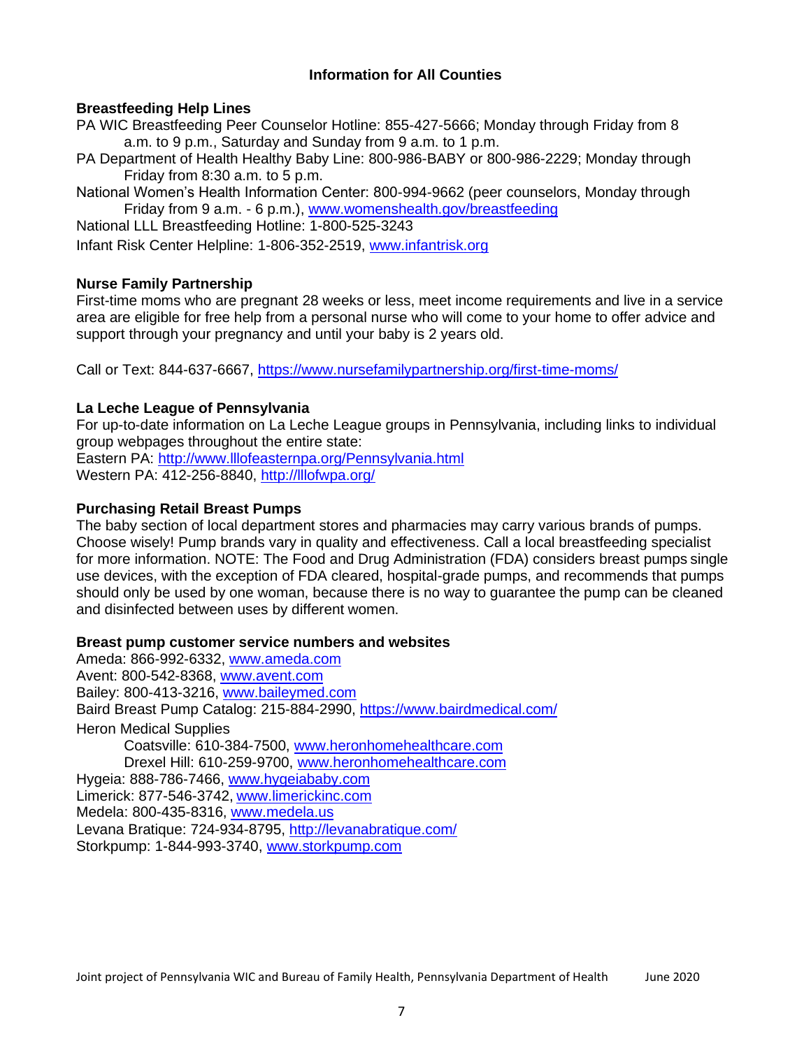# Information for All Counties

## Breastfeeding Help Lines

PA WIC Breastfeeding Peer Counselor Hotline: 855-427-5666; Monday through Friday from 8 a.m. to 9 p.m., Saturday and Sunday from 9 a.m. to 1 p.m.

PA Department of Health Healthy Baby Line: 800-986-BABY or 800-986-2229; Monday through Friday from 8:30 a.m. to 5 p.m.

National Women's Health Information Center: 800-994-9662 (peer counselors, Monday through Friday from 9 a.m. - 6 p.m.), www.womenshealth.gov/breastfeeding

National LLL Breastfeeding Hotline: 1-800-525-3243

Infant Risk Center Helpline: 1-806-352-2519, www.infantrisk.org

## Nurse Family Partnership

First-time moms who are pregnant 28 weeks or less, meet income requirements and live in a service area are eligible for free help from a personal nurse who will come to your home to offer advice and support through your pregnancy and until your baby is 2 years old.

Call or Text: 844-637-6667, https://www.nursefamilypartnership.org/first-time-moms/

## La Leche League of Pennsylvania

For up-to-date information on La Leche League groups in Pennsylvania, including links to individual group webpages throughout the entire state:

Eastern PA: http://www.lllofeasternpa.org/Pennsylvania.html

Western PA: 412-256-8840, http://lllofwpa.org/

## Purchasing Retail Breast Pumps

The baby section of local department stores and pharmacies may carry various brands of pumps. Choose wisely! Pump brands vary in quality and effectiveness. Call a local breastfeeding specialist for more information. NOTE: The Food and Drug Administration (FDA) considers breast pumps single use devices, with the exception of FDA cleared, hospital-grade pumps, and recommends that pumps should only be used by one woman, because there is no way to guarantee the pump can be cleaned and disinfected between uses by different women.

## Breast pump customer service numbers and websites

Ameda: 866-992-6332, www.ameda.com

Avent: 800-542-8368, www.avent.com

Bailey: 800-413-3216, www.baileymed.com

Baird Breast Pump Catalog: 215-884-2990, https://www.bairdmedical.com/

Heron Medical Supplies

- Coatsville: 610-384-7500, www.heronhomehealthcare.com
- Drexel Hill: 610-259-9700, www.heronhomehealthcare.com

Hygeia: 888-786-7466, www.hygeiababy.com

Limerick: 877-546-3742, www.limerickinc.com

Medela: 800-435-8316, www.medela.us

Levana Bratique: 724-934-8795, http://levanabratique.com/

Storkpump: 1-844-993-3740, www.storkpump.com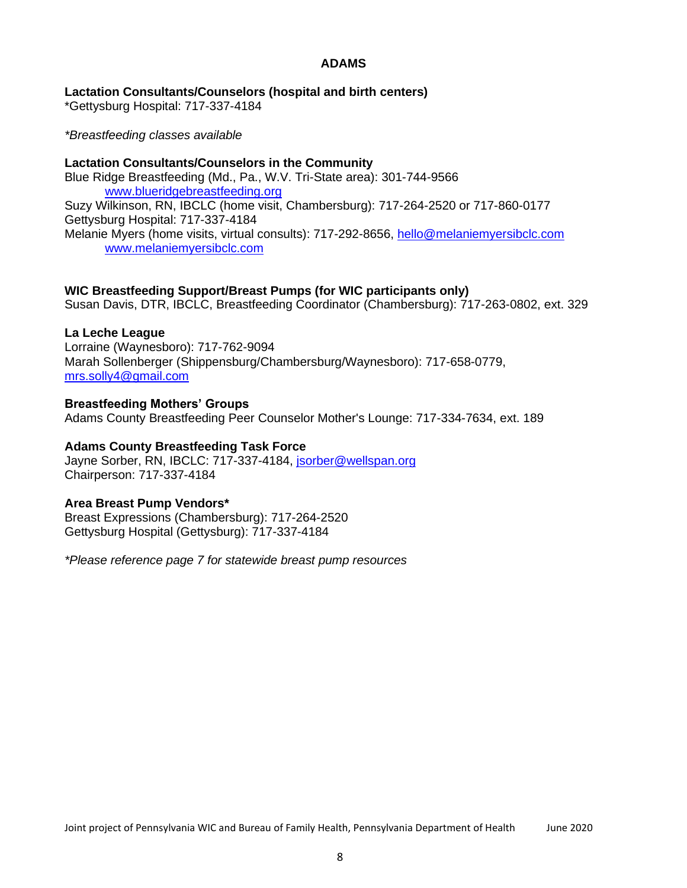# ADAMS

**Lactation Consultants/Counselors (hospital and birth centers)**
*Gettysburg Hospital: 717-337-4184

*\*Breastfeeding classes available*

**Lactation Consultants/Counselors in the Community**
Blue Ridge Breastfeeding (Md., Pa., W.V. Tri-State area): 301-744-9566
    www.blueridgebreastfeeding.org
Suzy Wilkinson, RN, IBCLC (home visit, Chambersburg): 717-264-2520 or 717-860-0177
Gettysburg Hospital: 717-337-4184
Melanie Myers (home visits, virtual consults): 717-292-8656, hello@melaniemyersibclc.com
    www.melaniemyersibclc.com

**WIC Breastfeeding Support/Breast Pumps (for WIC participants only)**
Susan Davis, DTR, IBCLC, Breastfeeding Coordinator (Chambersburg): 717-263-0802, ext. 329

**La Leche League**
Lorraine (Waynesboro): 717-762-9094
Marah Sollenberger (Shippensburg/Chambersburg/Waynesboro): 717-658-0779,
mrs.solly4@gmail.com

**Breastfeeding Mothers' Groups**
Adams County Breastfeeding Peer Counselor Mother's Lounge: 717-334-7634, ext. 189

**Adams County Breastfeeding Task Force**
Jayne Sorber, RN, IBCLC: 717-337-4184, jsorber@wellspan.org
Chairperson: 717-337-4184

**Area Breast Pump Vendors***
Breast Expressions (Chambersburg): 717-264-2520
Gettysburg Hospital (Gettysburg): 717-337-4184

*\*Please reference page 7 for statewide breast pump resources*

Joint project of Pennsylvania WIC and Bureau of Family Health, Pennsylvania Department of Health    June 2020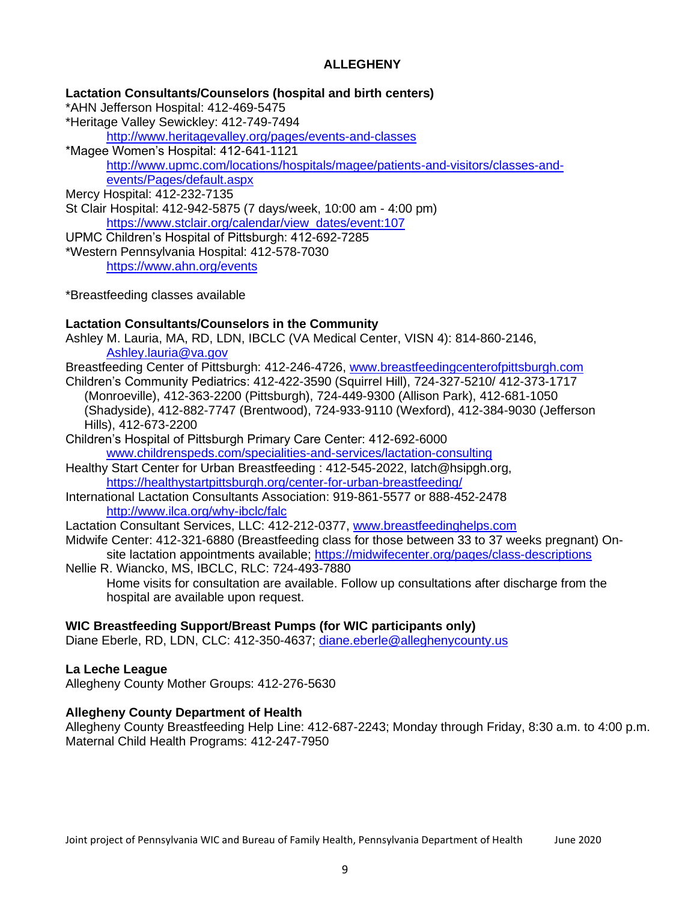# ALLEGHENY

**Lactation Consultants/Counselors (hospital and birth centers)**

*AHN Jefferson Hospital: 412-469-5475

*Heritage Valley Sewickley: 412-749-7494
http://www.heritagevalley.org/pages/events-and-classes

*Magee Women's Hospital: 412-641-1121
http://www.upmc.com/locations/hospitals/magee/patients-and-visitors/classes-and-events/Pages/default.aspx

Mercy Hospital: 412-232-7135

St Clair Hospital: 412-942-5875 (7 days/week, 10:00 am - 4:00 pm)
https://www.stclair.org/calendar/view_dates/event:107

UPMC Children's Hospital of Pittsburgh: 412-692-7285

*Western Pennsylvania Hospital: 412-578-7030
https://www.ahn.org/events

*Breastfeeding classes available

**Lactation Consultants/Counselors in the Community**

Ashley M. Lauria, MA, RD, LDN, IBCLC (VA Medical Center, VISN 4): 814-860-2146, Ashley.lauria@va.gov

Breastfeeding Center of Pittsburgh: 412-246-4726, www.breastfeedingcenterofpittsburgh.com

Children's Community Pediatrics: 412-422-3590 (Squirrel Hill), 724-327-5210/ 412-373-1717 (Monroeville), 412-363-2200 (Pittsburgh), 724-449-9300 (Allison Park), 412-681-1050 (Shadyside), 412-882-7747 (Brentwood), 724-933-9110 (Wexford), 412-384-9030 (Jefferson Hills), 412-673-2200

Children's Hospital of Pittsburgh Primary Care Center: 412-692-6000
www.childrenspeds.com/specialities-and-services/lactation-consulting

Healthy Start Center for Urban Breastfeeding : 412-545-2022, latch@hsipgh.org,
https://healthystartpittsburgh.org/center-for-urban-breastfeeding/

International Lactation Consultants Association: 919-861-5577 or 888-452-2478
http://www.ilca.org/why-ibclc/falc

Lactation Consultant Services, LLC: 412-212-0377, www.breastfeedinghelps.com

Midwife Center: 412-321-6880 (Breastfeeding class for those between 33 to 37 weeks pregnant) On-site lactation appointments available; https://midwifecenter.org/pages/class-descriptions

Nellie R. Wiancko, MS, IBCLC, RLC: 724-493-7880
Home visits for consultation are available. Follow up consultations after discharge from the hospital are available upon request.

**WIC Breastfeeding Support/Breast Pumps (for WIC participants only)**

Diane Eberle, RD, LDN, CLC: 412-350-4637; diane.eberle@alleghenycounty.us

**La Leche League**

Allegheny County Mother Groups: 412-276-5630

**Allegheny County Department of Health**

Allegheny County Breastfeeding Help Line: 412-687-2243; Monday through Friday, 8:30 a.m. to 4:00 p.m.

Maternal Child Health Programs: 412-247-7950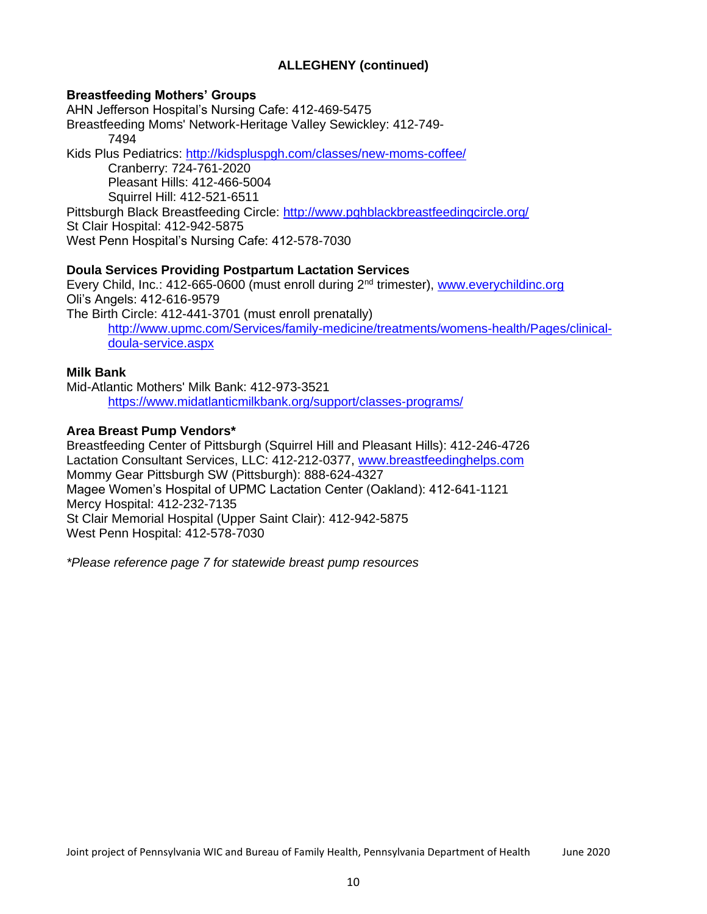## ALLEGHENY (continued)

### Breastfeeding Mothers' Groups

AHN Jefferson Hospital's Nursing Cafe: 412-469-5475
Breastfeeding Moms' Network-Heritage Valley Sewickley: 412-749-7494
Kids Plus Pediatrics: http://kidspluspgh.com/classes/new-moms-coffee/
- Cranberry: 724-761-2020
- Pleasant Hills: 412-466-5004
- Squirrel Hill: 412-521-6511

Pittsburgh Black Breastfeeding Circle: http://www.pghblackbreastfeedingcircle.org/
St Clair Hospital: 412-942-5875
West Penn Hospital's Nursing Cafe: 412-578-7030

### Doula Services Providing Postpartum Lactation Services

Every Child, Inc.: 412-665-0600 (must enroll during 2nd trimester), www.everychildinc.org
Oli's Angels: 412-616-9579
The Birth Circle: 412-441-3701 (must enroll prenatally)
http://www.upmc.com/Services/family-medicine/treatments/womens-health/Pages/clinical-doula-service.aspx

### Milk Bank

Mid-Atlantic Mothers' Milk Bank: 412-973-3521
https://www.midatlanticmilkbank.org/support/classes-programs/

### Area Breast Pump Vendors*

Breastfeeding Center of Pittsburgh (Squirrel Hill and Pleasant Hills): 412-246-4726
Lactation Consultant Services, LLC: 412-212-0377, www.breastfeedinghelps.com
Mommy Gear Pittsburgh SW (Pittsburgh): 888-624-4327
Magee Women's Hospital of UPMC Lactation Center (Oakland): 412-641-1121
Mercy Hospital: 412-232-7135
St Clair Memorial Hospital (Upper Saint Clair): 412-942-5875
West Penn Hospital: 412-578-7030

*\*Please reference page 7 for statewide breast pump resources*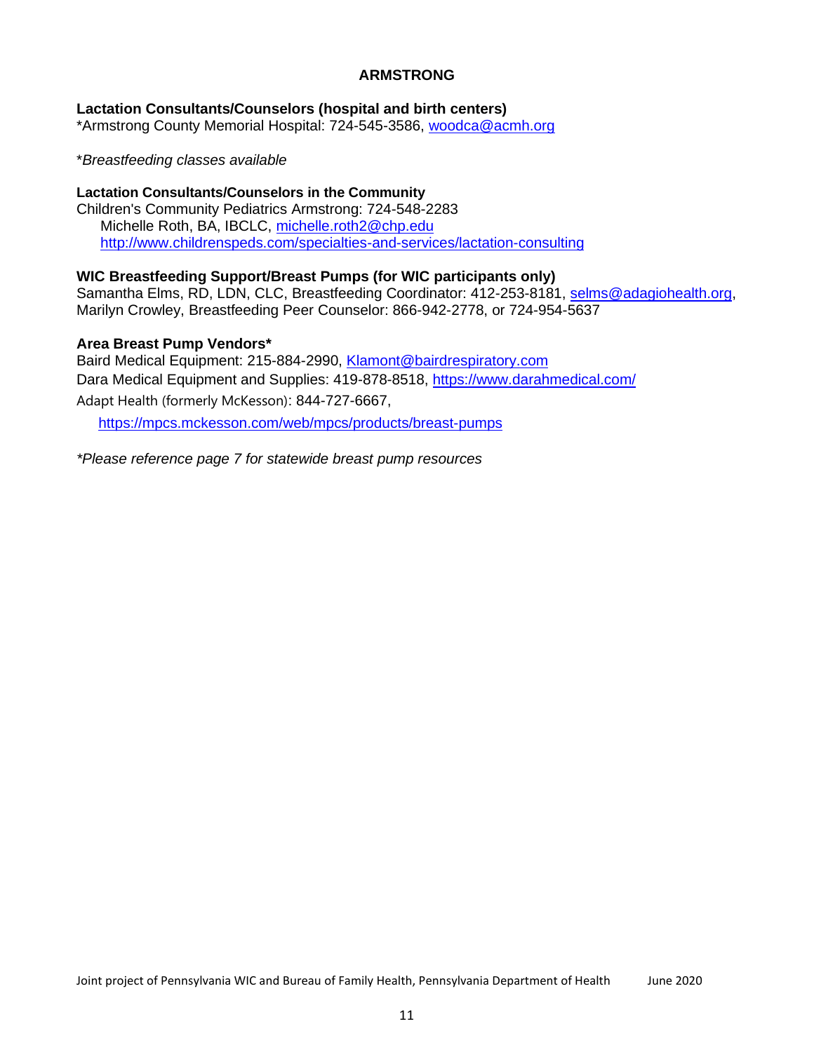# ARMSTRONG

**Lactation Consultants/Counselors (hospital and birth centers)**
*Armstrong County Memorial Hospital: 724-545-3586, woodca@acmh.org

**Breastfeeding classes available*

**Lactation Consultants/Counselors in the Community**
Children's Community Pediatrics Armstrong: 724-548-2283
Michelle Roth, BA, IBCLC, michelle.roth2@chp.edu
http://www.childrenspeds.com/specialties-and-services/lactation-consulting

**WIC Breastfeeding Support/Breast Pumps (for WIC participants only)**
Samantha Elms, RD, LDN, CLC, Breastfeeding Coordinator: 412-253-8181, selms@adagiohealth.org, Marilyn Crowley, Breastfeeding Peer Counselor: 866-942-2778, or 724-954-5637

**Area Breast Pump Vendors***
Baird Medical Equipment: 215-884-2990, Klamont@bairdrespiratory.com
Dara Medical Equipment and Supplies: 419-878-8518, https://www.darahmedical.com/
Adapt Health (formerly McKesson): 844-727-6667,
https://mpcs.mckesson.com/web/mpcs/products/breast-pumps

**Please reference page 7 for statewide breast pump resources*

Joint project of Pennsylvania WIC and Bureau of Family Health, Pennsylvania Department of Health June 2020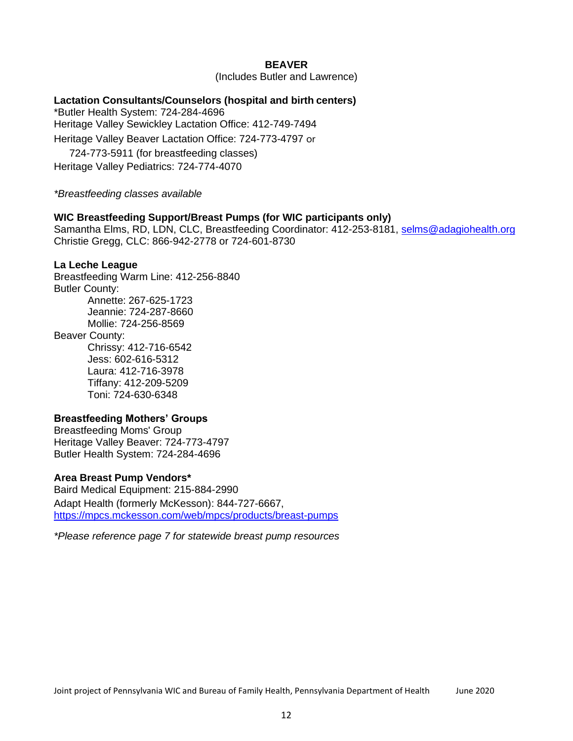# BEAVER

(Includes Butler and Lawrence)

**Lactation Consultants/Counselors (hospital and birth centers)**

*Butler Health System: 724-284-4696
Heritage Valley Sewickley Lactation Office: 412-749-7494
Heritage Valley Beaver Lactation Office: 724-773-4797 or
724-773-5911 (for breastfeeding classes)
Heritage Valley Pediatrics: 724-774-4070

*\*Breastfeeding classes available*

**WIC Breastfeeding Support/Breast Pumps (for WIC participants only)**

Samantha Elms, RD, LDN, CLC, Breastfeeding Coordinator: 412-253-8181, selms@adagiohealth.org
Christie Gregg, CLC: 866-942-2778 or 724-601-8730

**La Leche League**

Breastfeeding Warm Line: 412-256-8840

Butler County:

- Annette: 267-625-1723
- Jeannie: 724-287-8660
- Mollie: 724-256-8569

Beaver County:

- Chrissy: 412-716-6542
- Jess: 602-616-5312
- Laura: 412-716-3978
- Tiffany: 412-209-5209
- Toni: 724-630-6348

**Breastfeeding Mothers' Groups**

Breastfeeding Moms' Group
Heritage Valley Beaver: 724-773-4797
Butler Health System: 724-284-4696

**Area Breast Pump Vendors***

Baird Medical Equipment: 215-884-2990
Adapt Health (formerly McKesson): 844-727-6667,
https://mpcs.mckesson.com/web/mpcs/products/breast-pumps

*\*Please reference page 7 for statewide breast pump resources*

Joint project of Pennsylvania WIC and Bureau of Family Health, Pennsylvania Department of Health June 2020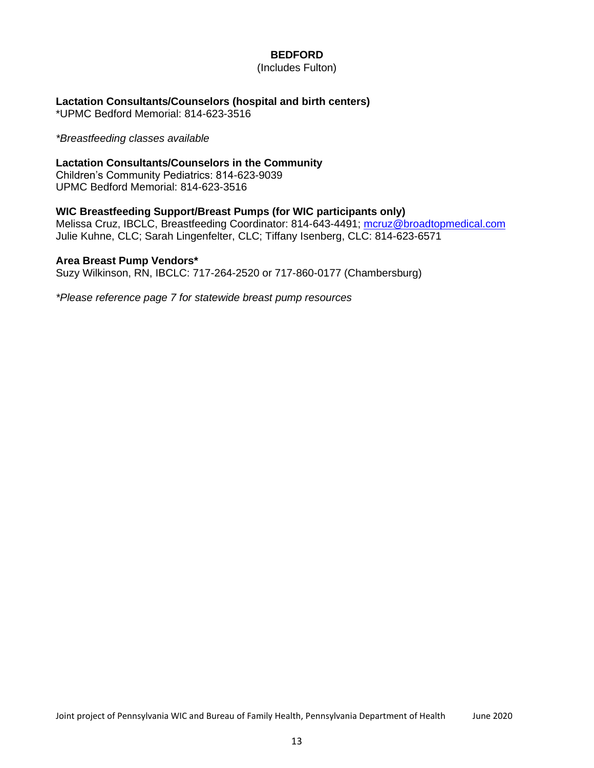# BEDFORD

(Includes Fulton)

**Lactation Consultants/Counselors (hospital and birth centers)**
*UPMC Bedford Memorial: 814-623-3516

*\*Breastfeeding classes available*

**Lactation Consultants/Counselors in the Community**
Children's Community Pediatrics: 814-623-9039
UPMC Bedford Memorial: 814-623-3516

**WIC Breastfeeding Support/Breast Pumps (for WIC participants only)**
Melissa Cruz, IBCLC, Breastfeeding Coordinator: 814-643-4491; mcruz@broadtopmedical.com
Julie Kuhne, CLC; Sarah Lingenfelter, CLC; Tiffany Isenberg, CLC: 814-623-6571

**Area Breast Pump Vendors***
Suzy Wilkinson, RN, IBCLC: 717-264-2520 or 717-860-0177 (Chambersburg)

*\*Please reference page 7 for statewide breast pump resources*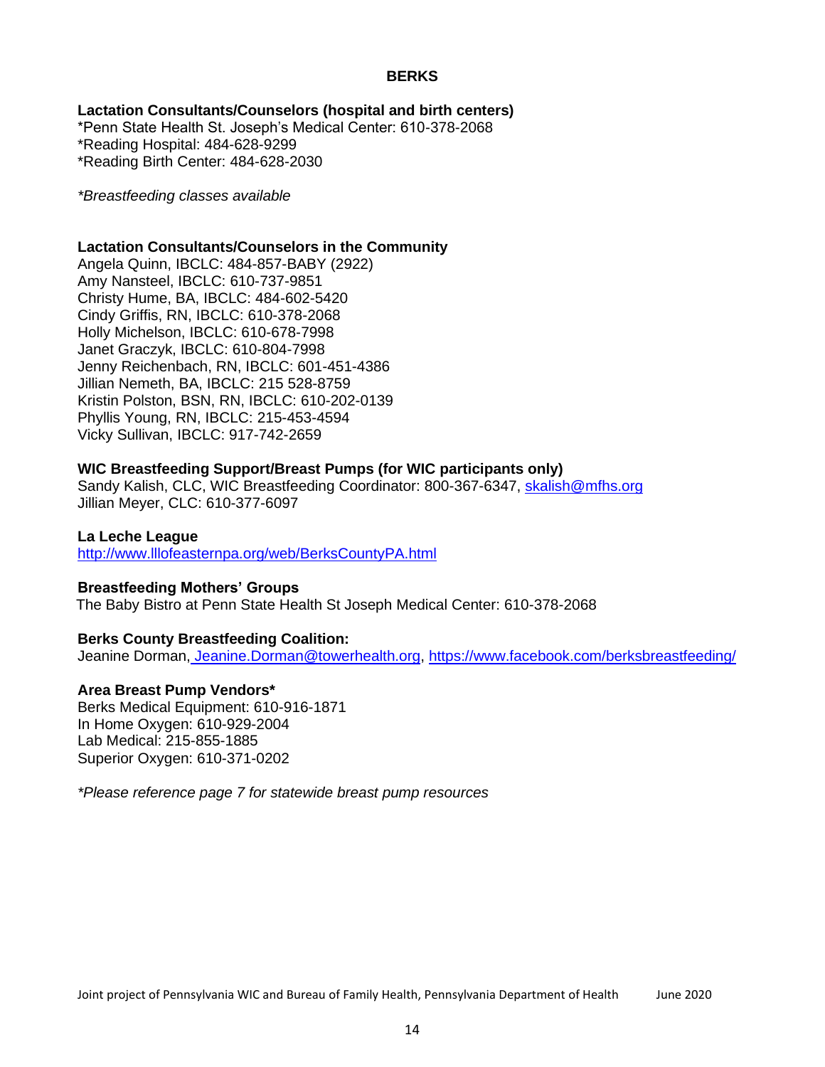# BERKS

**Lactation Consultants/Counselors (hospital and birth centers)**
*Penn State Health St. Joseph's Medical Center: 610-378-2068
*Reading Hospital: 484-628-9299
*Reading Birth Center: 484-628-2030

*\*Breastfeeding classes available*

**Lactation Consultants/Counselors in the Community**
Angela Quinn, IBCLC: 484-857-BABY (2922)
Amy Nansteel, IBCLC: 610-737-9851
Christy Hume, BA, IBCLC: 484-602-5420
Cindy Griffis, RN, IBCLC: 610-378-2068
Holly Michelson, IBCLC: 610-678-7998
Janet Graczyk, IBCLC: 610-804-7998
Jenny Reichenbach, RN, IBCLC: 601-451-4386
Jillian Nemeth, BA, IBCLC: 215 528-8759
Kristin Polston, BSN, RN, IBCLC: 610-202-0139
Phyllis Young, RN, IBCLC: 215-453-4594
Vicky Sullivan, IBCLC: 917-742-2659

**WIC Breastfeeding Support/Breast Pumps (for WIC participants only)**
Sandy Kalish, CLC, WIC Breastfeeding Coordinator: 800-367-6347, skalish@mfhs.org
Jillian Meyer, CLC: 610-377-6097

**La Leche League**
http://www.lllofeasternpa.org/web/BerksCountyPA.html

**Breastfeeding Mothers' Groups**
The Baby Bistro at Penn State Health St Joseph Medical Center: 610-378-2068

**Berks County Breastfeeding Coalition:**
Jeanine Dorman, Jeanine.Dorman@towerhealth.org, https://www.facebook.com/berksbreastfeeding/

**Area Breast Pump Vendors***
Berks Medical Equipment: 610-916-1871
In Home Oxygen: 610-929-2004
Lab Medical: 215-855-1885
Superior Oxygen: 610-371-0202

*\*Please reference page 7 for statewide breast pump resources*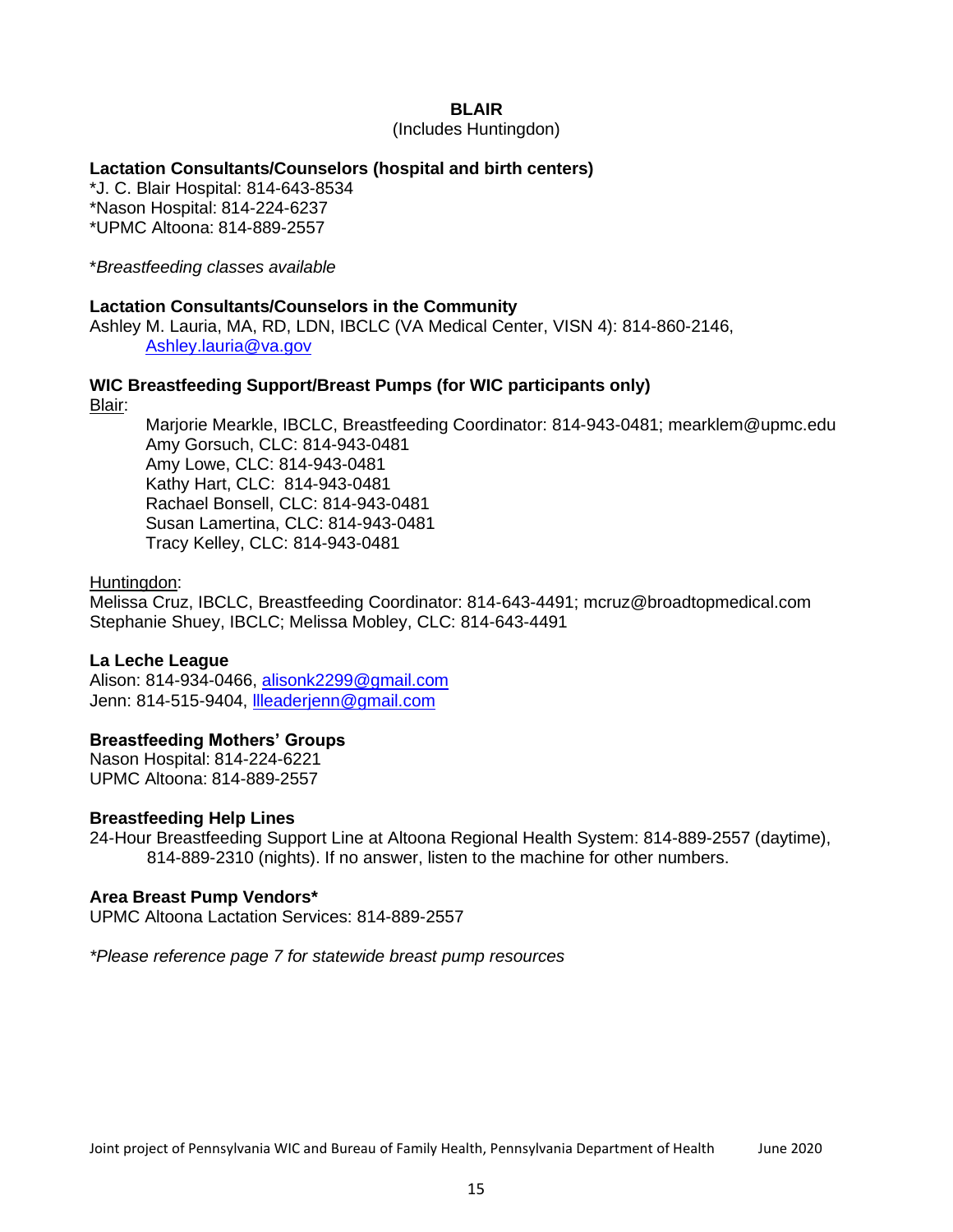# BLAIR

(Includes Huntingdon)

### Lactation Consultants/Counselors (hospital and birth centers)

*J. C. Blair Hospital: 814-643-8534
*Nason Hospital: 814-224-6237
*UPMC Altoona: 814-889-2557

**Breastfeeding classes available*

### Lactation Consultants/Counselors in the Community

Ashley M. Lauria, MA, RD, LDN, IBCLC (VA Medical Center, VISN 4): 814-860-2146, Ashley.lauria@va.gov

### WIC Breastfeeding Support/Breast Pumps (for WIC participants only)

Blair:

Marjorie Mearkle, IBCLC, Breastfeeding Coordinator: 814-943-0481; mearklem@upmc.edu
Amy Gorsuch, CLC: 814-943-0481
Amy Lowe, CLC: 814-943-0481
Kathy Hart, CLC: 814-943-0481
Rachael Bonsell, CLC: 814-943-0481
Susan Lamertina, CLC: 814-943-0481
Tracy Kelley, CLC: 814-943-0481

Huntingdon:

Melissa Cruz, IBCLC, Breastfeeding Coordinator: 814-643-4491; mcruz@broadtopmedical.com
Stephanie Shuey, IBCLC; Melissa Mobley, CLC: 814-643-4491

### La Leche League

Alison: 814-934-0466, alisonk2299@gmail.com
Jenn: 814-515-9404, llleaderjenn@gmail.com

### Breastfeeding Mothers' Groups

Nason Hospital: 814-224-6221
UPMC Altoona: 814-889-2557

### Breastfeeding Help Lines

24-Hour Breastfeeding Support Line at Altoona Regional Health System: 814-889-2557 (daytime), 814-889-2310 (nights). If no answer, listen to the machine for other numbers.

### Area Breast Pump Vendors*

UPMC Altoona Lactation Services: 814-889-2557

**Please reference page 7 for statewide breast pump resources*

Joint project of Pennsylvania WIC and Bureau of Family Health, Pennsylvania Department of Health June 2020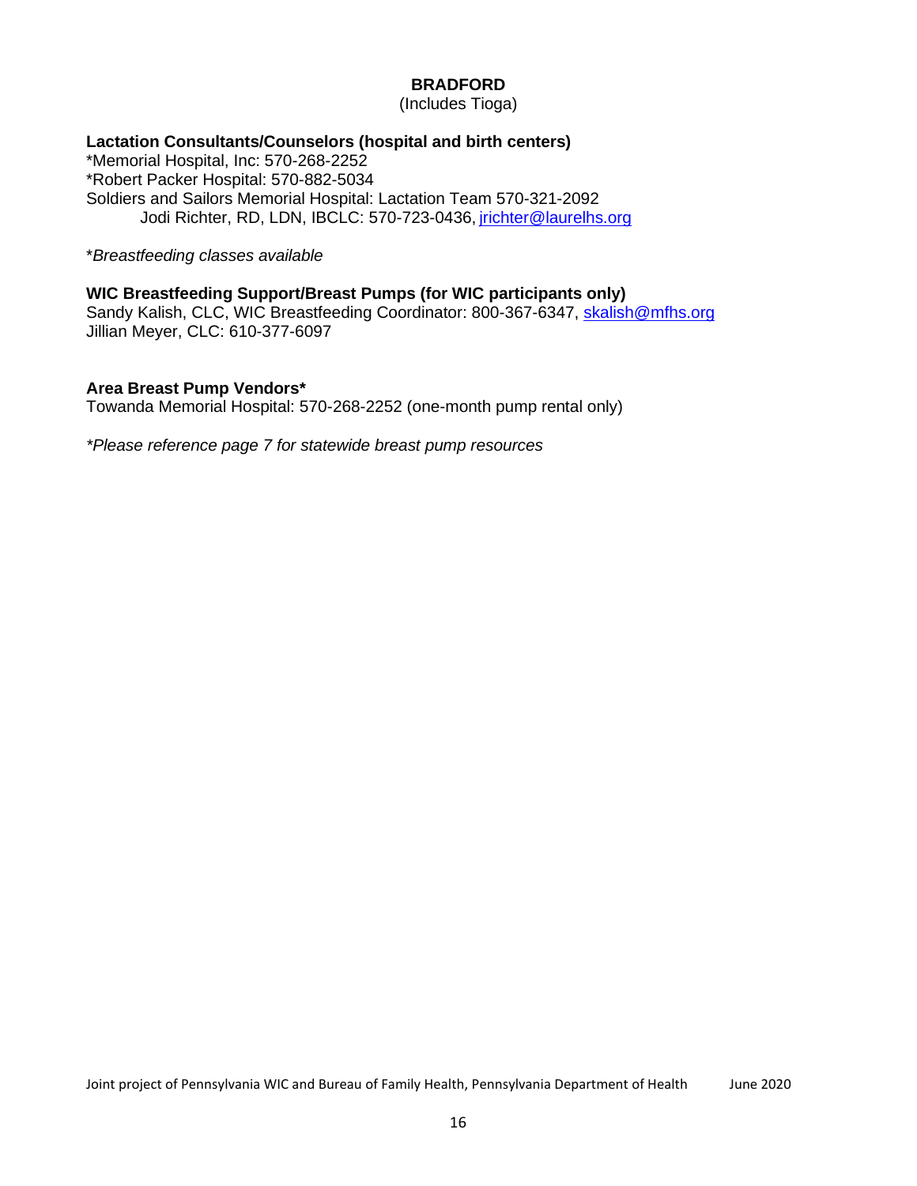# BRADFORD

(Includes Tioga)

**Lactation Consultants/Counselors (hospital and birth centers)**

*Memorial Hospital, Inc: 570-268-2252
*Robert Packer Hospital: 570-882-5034
Soldiers and Sailors Memorial Hospital: Lactation Team 570-321-2092
Jodi Richter, RD, LDN, IBCLC: 570-723-0436, jrichter@laurelhs.org

**Breastfeeding classes available*

**WIC Breastfeeding Support/Breast Pumps (for WIC participants only)**

Sandy Kalish, CLC, WIC Breastfeeding Coordinator: 800-367-6347, skalish@mfhs.org
Jillian Meyer, CLC: 610-377-6097

**Area Breast Pump Vendors***

Towanda Memorial Hospital: 570-268-2252 (one-month pump rental only)

**Please reference page 7 for statewide breast pump resources*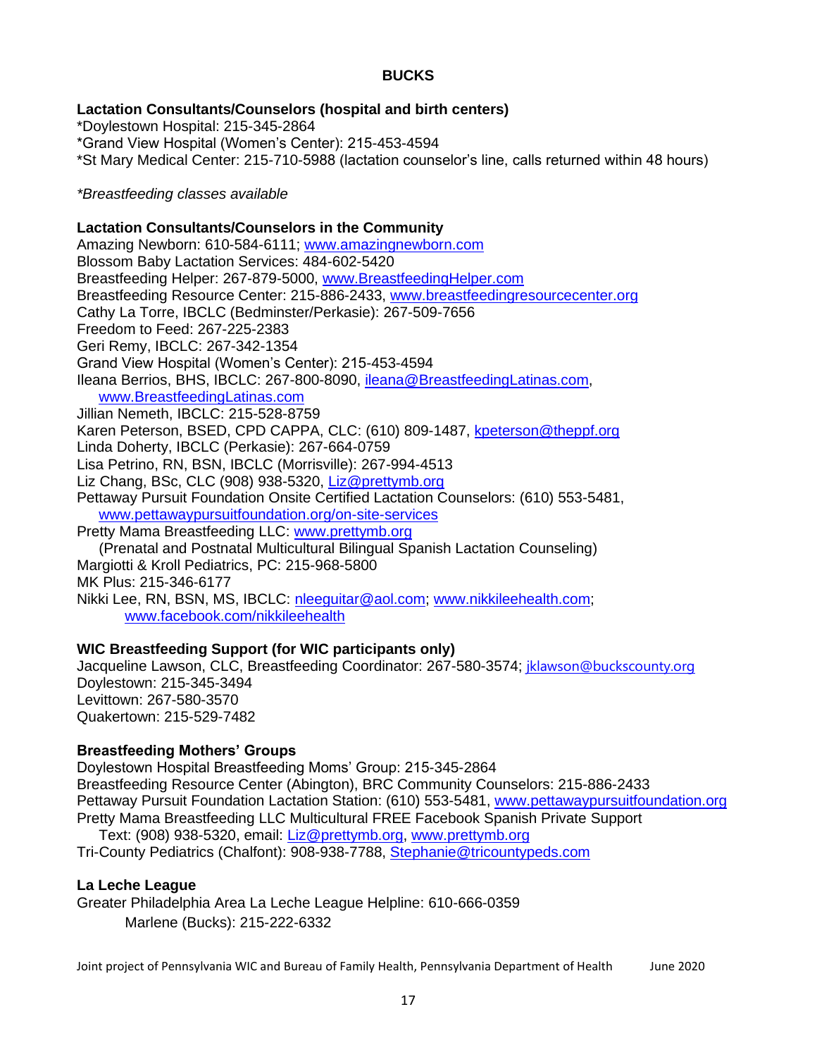# BUCKS

## Lactation Consultants/Counselors (hospital and birth centers)

*Doylestown Hospital: 215-345-2864
*Grand View Hospital (Women's Center): 215-453-4594
*St Mary Medical Center: 215-710-5988 (lactation counselor's line, calls returned within 48 hours)

*\*Breastfeeding classes available*

## Lactation Consultants/Counselors in the Community

Amazing Newborn: 610-584-6111; www.amazingnewborn.com
Blossom Baby Lactation Services: 484-602-5420
Breastfeeding Helper: 267-879-5000, www.BreastfeedingHelper.com
Breastfeeding Resource Center: 215-886-2433, www.breastfeedingresourcecenter.org
Cathy La Torre, IBCLC (Bedminster/Perkasie): 267-509-7656
Freedom to Feed: 267-225-2383
Geri Remy, IBCLC: 267-342-1354
Grand View Hospital (Women's Center): 215-453-4594
Ileana Berrios, BHS, IBCLC: 267-800-8090, ileana@BreastfeedingLatinas.com, www.BreastfeedingLatinas.com
Jillian Nemeth, IBCLC: 215-528-8759
Karen Peterson, BSED, CPD CAPPA, CLC: (610) 809-1487, kpeterson@theppf.org
Linda Doherty, IBCLC (Perkasie): 267-664-0759
Lisa Petrino, RN, BSN, IBCLC (Morrisville): 267-994-4513
Liz Chang, BSc, CLC (908) 938-5320, Liz@prettymb.org
Pettaway Pursuit Foundation Onsite Certified Lactation Counselors: (610) 553-5481, www.pettawaypursuitfoundation.org/on-site-services
Pretty Mama Breastfeeding LLC: www.prettymb.org
(Prenatal and Postnatal Multicultural Bilingual Spanish Lactation Counseling)
Margiotti & Kroll Pediatrics, PC: 215-968-5800
MK Plus: 215-346-6177
Nikki Lee, RN, BSN, MS, IBCLC: nleeguitar@aol.com; www.nikkileehealth.com; www.facebook.com/nikkileehealth

## WIC Breastfeeding Support (for WIC participants only)

Jacqueline Lawson, CLC, Breastfeeding Coordinator: 267-580-3574; jklawson@buckscounty.org
Doylestown: 215-345-3494
Levittown: 267-580-3570
Quakertown: 215-529-7482

## Breastfeeding Mothers' Groups

Doylestown Hospital Breastfeeding Moms' Group: 215-345-2864
Breastfeeding Resource Center (Abington), BRC Community Counselors: 215-886-2433
Pettaway Pursuit Foundation Lactation Station: (610) 553-5481, www.pettawaypursuitfoundation.org
Pretty Mama Breastfeeding LLC Multicultural FREE Facebook Spanish Private Support
Text: (908) 938-5320, email: Liz@prettymb.org, www.prettymb.org
Tri-County Pediatrics (Chalfont): 908-938-7788, Stephanie@tricountypeds.com

## La Leche League

Greater Philadelphia Area La Leche League Helpline: 610-666-0359
Marlene (Bucks): 215-222-6332

Joint project of Pennsylvania WIC and Bureau of Family Health, Pennsylvania Department of Health June 2020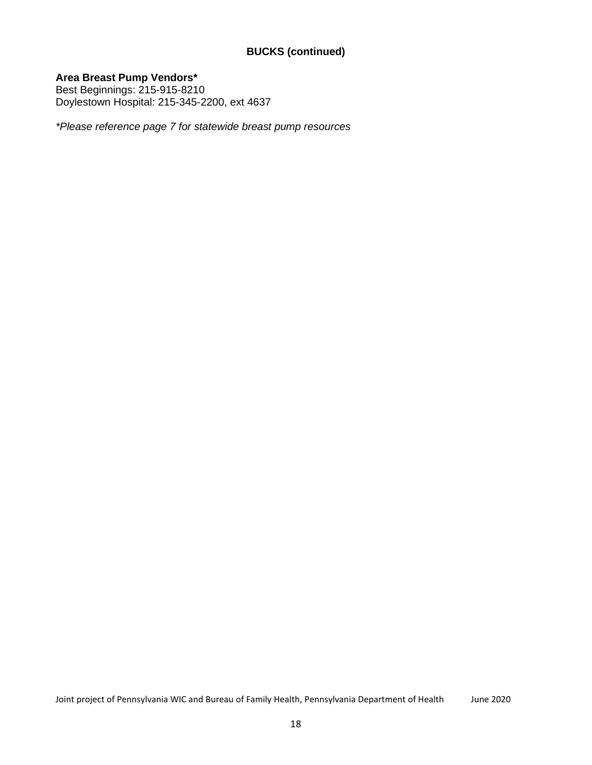## BUCKS (continued)

**Area Breast Pump Vendors***
Best Beginnings: 215-915-8210
Doylestown Hospital: 215-345-2200, ext 4637

*\*Please reference page 7 for statewide breast pump resources*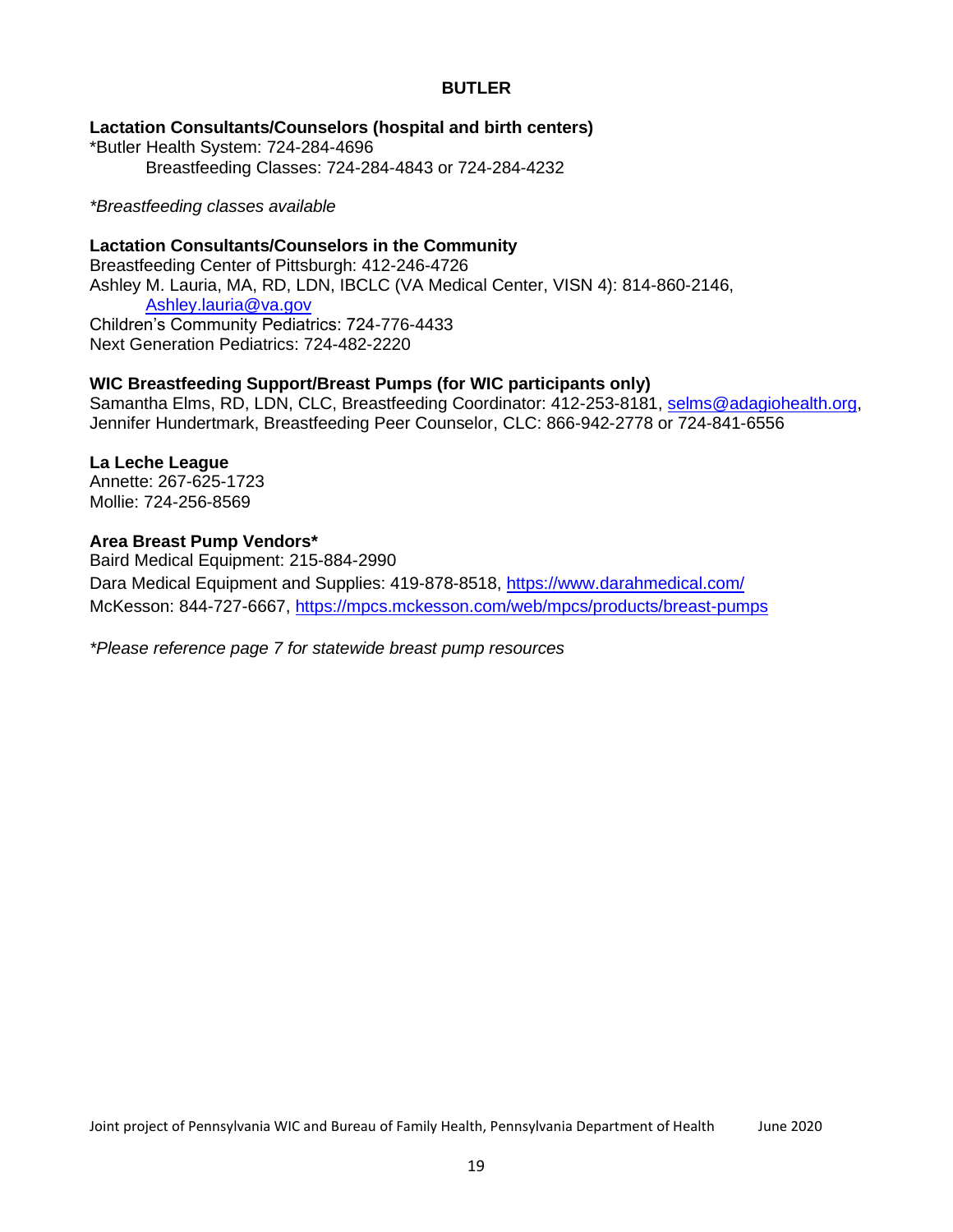## BUTLER

**Lactation Consultants/Counselors (hospital and birth centers)**

*Butler Health System: 724-284-4696
Breastfeeding Classes: 724-284-4843 or 724-284-4232

*\*Breastfeeding classes available*

**Lactation Consultants/Counselors in the Community**

Breastfeeding Center of Pittsburgh: 412-246-4726
Ashley M. Lauria, MA, RD, LDN, IBCLC (VA Medical Center, VISN 4): 814-860-2146, [Ashley.lauria@va.gov](mailto:Ashley.lauria@va.gov)
Children's Community Pediatrics: 724-776-4433
Next Generation Pediatrics: 724-482-2220

**WIC Breastfeeding Support/Breast Pumps (for WIC participants only)**

Samantha Elms, RD, LDN, CLC, Breastfeeding Coordinator: 412-253-8181, [selms@adagiohealth.org](mailto:selms@adagiohealth.org),
Jennifer Hundertmark, Breastfeeding Peer Counselor, CLC: 866-942-2778 or 724-841-6556

**La Leche League**

Annette: 267-625-1723
Mollie: 724-256-8569

**Area Breast Pump Vendors***

Baird Medical Equipment: 215-884-2990
Dara Medical Equipment and Supplies: 419-878-8518, [https://www.darahmedical.com/](https://www.darahmedical.com/)
McKesson: 844-727-6667, [https://mpcs.mckesson.com/web/mpcs/products/breast-pumps](https://mpcs.mckesson.com/web/mpcs/products/breast-pumps)

*\*Please reference page 7 for statewide breast pump resources*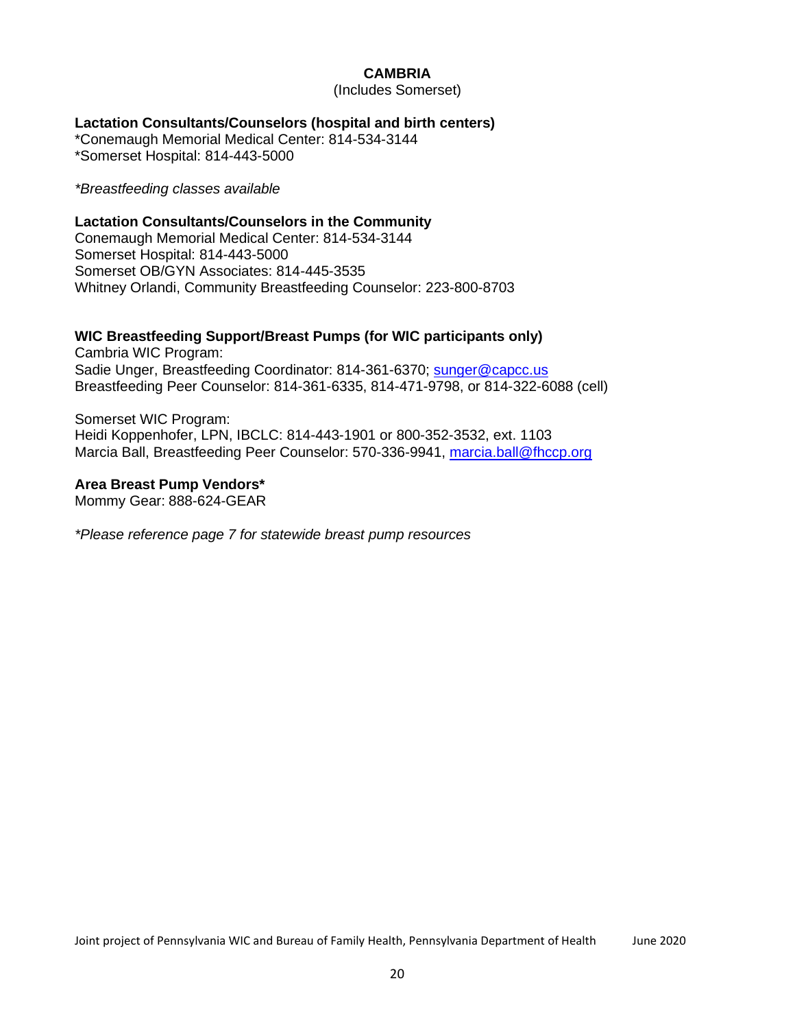## CAMBRIA

(Includes Somerset)

### Lactation Consultants/Counselors (hospital and birth centers)

*Conemaugh Memorial Medical Center: 814-534-3144
*Somerset Hospital: 814-443-5000

*\*Breastfeeding classes available*

### Lactation Consultants/Counselors in the Community

Conemaugh Memorial Medical Center: 814-534-3144
Somerset Hospital: 814-443-5000
Somerset OB/GYN Associates: 814-445-3535
Whitney Orlandi, Community Breastfeeding Counselor: 223-800-8703

### WIC Breastfeeding Support/Breast Pumps (for WIC participants only)

Cambria WIC Program:
Sadie Unger, Breastfeeding Coordinator: 814-361-6370; sunger@capcc.us
Breastfeeding Peer Counselor: 814-361-6335, 814-471-9798, or 814-322-6088 (cell)

Somerset WIC Program:
Heidi Koppenhofer, LPN, IBCLC: 814-443-1901 or 800-352-3532, ext. 1103
Marcia Ball, Breastfeeding Peer Counselor: 570-336-9941, marcia.ball@fhccp.org

### Area Breast Pump Vendors*

Mommy Gear: 888-624-GEAR

*\*Please reference page 7 for statewide breast pump resources*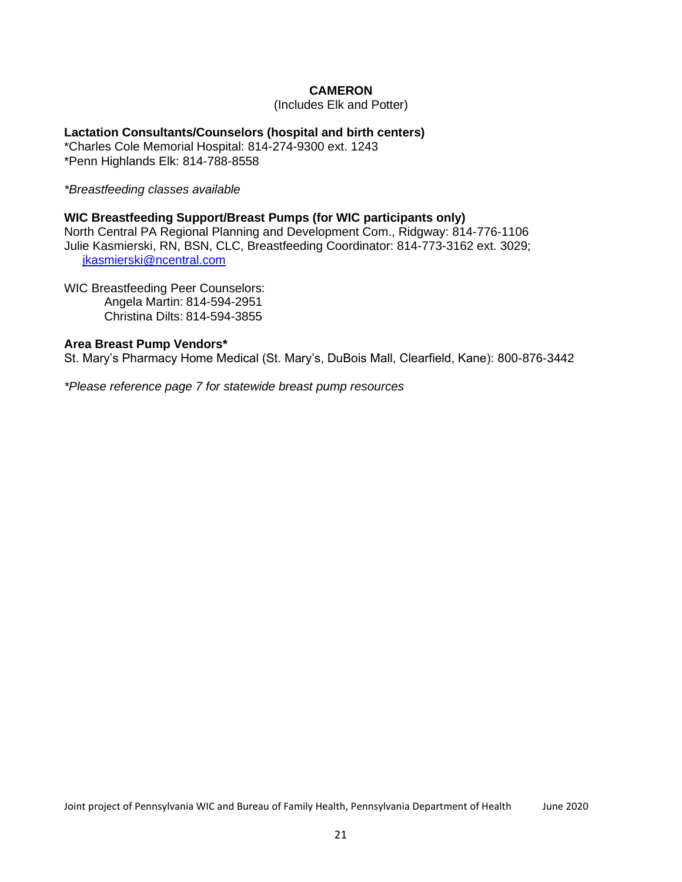## CAMERON

(Includes Elk and Potter)

**Lactation Consultants/Counselors (hospital and birth centers)**

*Charles Cole Memorial Hospital: 814-274-9300 ext. 1243
*Penn Highlands Elk: 814-788-8558

*\*Breastfeeding classes available*

**WIC Breastfeeding Support/Breast Pumps (for WIC participants only)**

North Central PA Regional Planning and Development Com., Ridgway: 814-776-1106
Julie Kasmierski, RN, BSN, CLC, Breastfeeding Coordinator: 814-773-3162 ext. 3029; jkasmierski@ncentral.com

WIC Breastfeeding Peer Counselors:
- Angela Martin: 814-594-2951
- Christina Dilts: 814-594-3855

**Area Breast Pump Vendors***

St. Mary's Pharmacy Home Medical (St. Mary's, DuBois Mall, Clearfield, Kane): 800-876-3442

*\*Please reference page 7 for statewide breast pump resources*

Joint project of Pennsylvania WIC and Bureau of Family Health, Pennsylvania Department of Health June 2020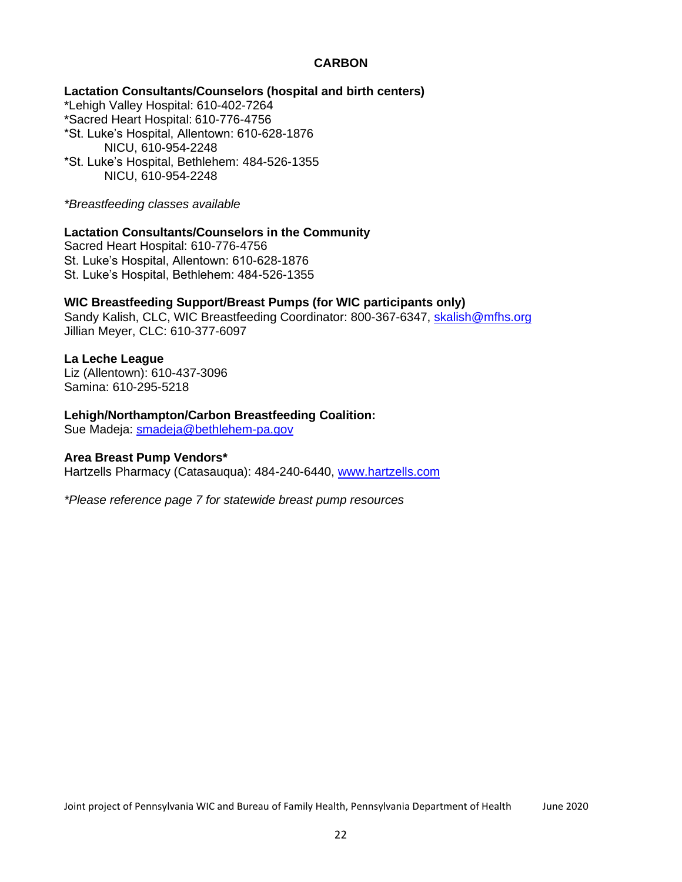## CARBON

**Lactation Consultants/Counselors (hospital and birth centers)**

*Lehigh Valley Hospital: 610-402-7264
*Sacred Heart Hospital: 610-776-4756
*St. Luke's Hospital, Allentown: 610-628-1876
    NICU, 610-954-2248
*St. Luke's Hospital, Bethlehem: 484-526-1355
    NICU, 610-954-2248

*\*Breastfeeding classes available*

**Lactation Consultants/Counselors in the Community**

Sacred Heart Hospital: 610-776-4756
St. Luke's Hospital, Allentown: 610-628-1876
St. Luke's Hospital, Bethlehem: 484-526-1355

**WIC Breastfeeding Support/Breast Pumps (for WIC participants only)**

Sandy Kalish, CLC, WIC Breastfeeding Coordinator: 800-367-6347, skalish@mfhs.org
Jillian Meyer, CLC: 610-377-6097

**La Leche League**

Liz (Allentown): 610-437-3096
Samina: 610-295-5218

**Lehigh/Northampton/Carbon Breastfeeding Coalition:**

Sue Madeja: smadeja@bethlehem-pa.gov

**Area Breast Pump Vendors***

Hartzells Pharmacy (Catasauqua): 484-240-6440, www.hartzells.com

*\*Please reference page 7 for statewide breast pump resources*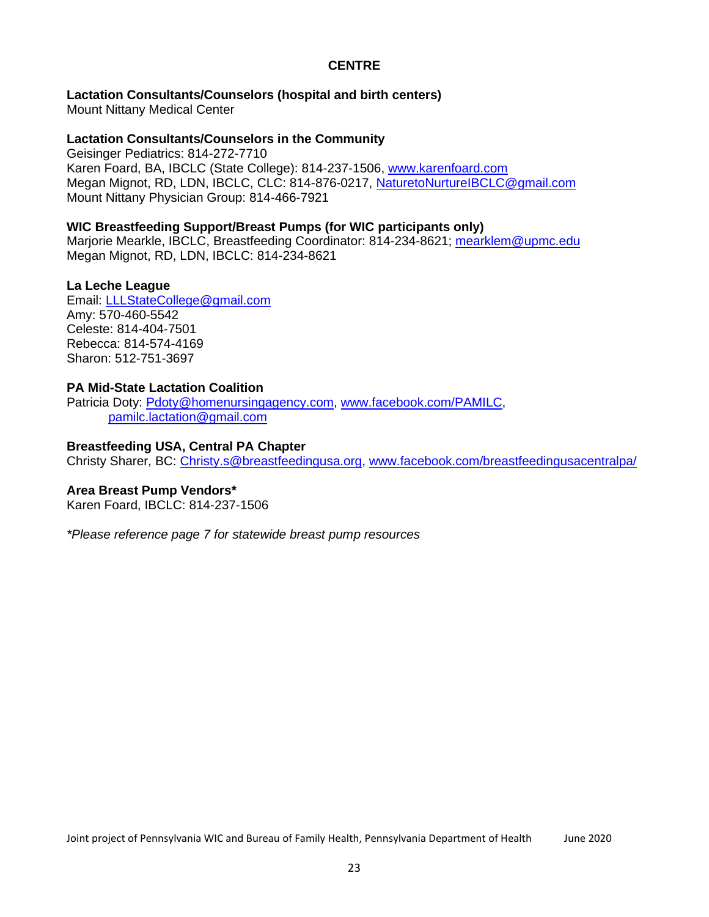## CENTRE

### Lactation Consultants/Counselors (hospital and birth centers)

Mount Nittany Medical Center

### Lactation Consultants/Counselors in the Community

Geisinger Pediatrics: 814-272-7710
Karen Foard, BA, IBCLC (State College): 814-237-1506, www.karenfoard.com
Megan Mignot, RD, LDN, IBCLC, CLC: 814-876-0217, NaturetoNurtureIBCLC@gmail.com
Mount Nittany Physician Group: 814-466-7921

### WIC Breastfeeding Support/Breast Pumps (for WIC participants only)

Marjorie Mearkle, IBCLC, Breastfeeding Coordinator: 814-234-8621; mearklem@upmc.edu
Megan Mignot, RD, LDN, IBCLC: 814-234-8621

### La Leche League

Email: LLLStateCollege@gmail.com
Amy: 570-460-5542
Celeste: 814-404-7501
Rebecca: 814-574-4169
Sharon: 512-751-3697

### PA Mid-State Lactation Coalition

Patricia Doty: Pdoty@homenursingagency.com, www.facebook.com/PAMILC, pamilc.lactation@gmail.com

### Breastfeeding USA, Central PA Chapter

Christy Sharer, BC: Christy.s@breastfeedingusa.org, www.facebook.com/breastfeedingusacentralpa/

### Area Breast Pump Vendors*

Karen Foard, IBCLC: 814-237-1506

*\*Please reference page 7 for statewide breast pump resources*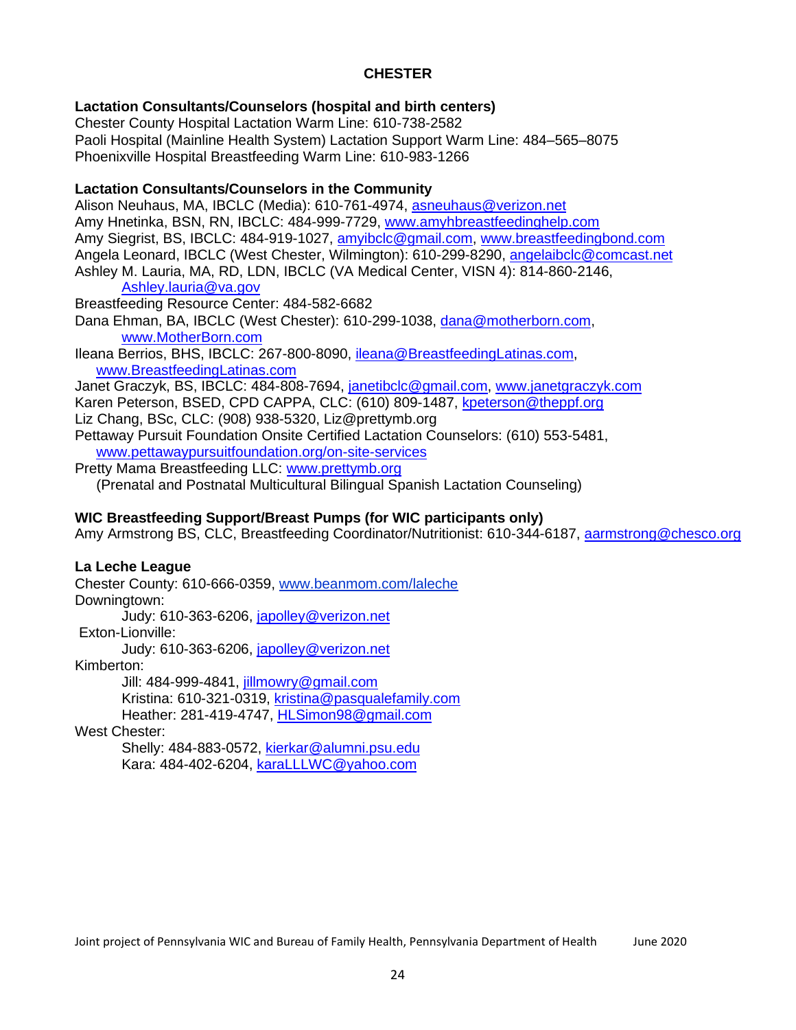## CHESTER

**Lactation Consultants/Counselors (hospital and birth centers)**

Chester County Hospital Lactation Warm Line: 610-738-2582
Paoli Hospital (Mainline Health System) Lactation Support Warm Line: 484–565–8075
Phoenixville Hospital Breastfeeding Warm Line: 610-983-1266

**Lactation Consultants/Counselors in the Community**

Alison Neuhaus, MA, IBCLC (Media): 610-761-4974, asneuhaus@verizon.net
Amy Hnetinka, BSN, RN, IBCLC: 484-999-7729, www.amyhbreastfeedinghelp.com
Amy Siegrist, BS, IBCLC: 484-919-1027, amyibclc@gmail.com, www.breastfeedingbond.com
Angela Leonard, IBCLC (West Chester, Wilmington): 610-299-8290, angelaibclc@comcast.net
Ashley M. Lauria, MA, RD, LDN, IBCLC (VA Medical Center, VISN 4): 814-860-2146, Ashley.lauria@va.gov
Breastfeeding Resource Center: 484-582-6682
Dana Ehman, BA, IBCLC (West Chester): 610-299-1038, dana@motherborn.com, www.MotherBorn.com
Ileana Berrios, BHS, IBCLC: 267-800-8090, ileana@BreastfeedingLatinas.com, www.BreastfeedingLatinas.com
Janet Graczyk, BS, IBCLC: 484-808-7694, janetibclc@gmail.com, www.janetgraczyk.com
Karen Peterson, BSED, CPD CAPPA, CLC: (610) 809-1487, kpeterson@theppf.org
Liz Chang, BSc, CLC: (908) 938-5320, Liz@prettymb.org
Pettaway Pursuit Foundation Onsite Certified Lactation Counselors: (610) 553-5481, www.pettawaypursuitfoundation.org/on-site-services
Pretty Mama Breastfeeding LLC: www.prettymb.org
(Prenatal and Postnatal Multicultural Bilingual Spanish Lactation Counseling)

**WIC Breastfeeding Support/Breast Pumps (for WIC participants only)**

Amy Armstrong BS, CLC, Breastfeeding Coordinator/Nutritionist: 610-344-6187, aarmstrong@chesco.org

**La Leche League**

Chester County: 610-666-0359, www.beanmom.com/laleche
Downingtown:
- Judy: 610-363-6206, japolley@verizon.net

Exton-Lionville:
- Judy: 610-363-6206, japolley@verizon.net

Kimberton:
- Jill: 484-999-4841, jillmowry@gmail.com
- Kristina: 610-321-0319, kristina@pasqualefamily.com
- Heather: 281-419-4747, HLSimon98@gmail.com

West Chester:
- Shelly: 484-883-0572, kierkar@alumni.psu.edu
- Kara: 484-402-6204, karaLLLWC@yahoo.com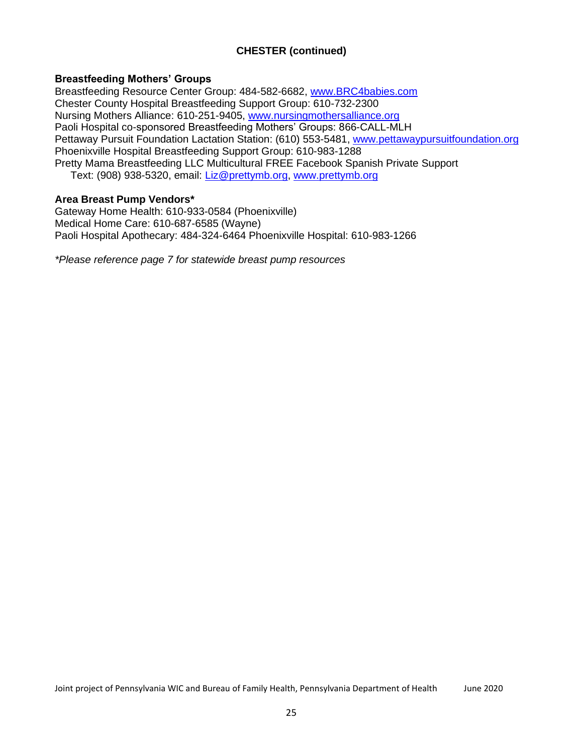## CHESTER (continued)

### Breastfeeding Mothers' Groups

Breastfeeding Resource Center Group: 484-582-6682, www.BRC4babies.com
Chester County Hospital Breastfeeding Support Group: 610-732-2300
Nursing Mothers Alliance: 610-251-9405, www.nursingmothersalliance.org
Paoli Hospital co-sponsored Breastfeeding Mothers' Groups: 866-CALL-MLH
Pettaway Pursuit Foundation Lactation Station: (610) 553-5481, www.pettawaypursuitfoundation.org
Phoenixville Hospital Breastfeeding Support Group: 610-983-1288
Pretty Mama Breastfeeding LLC Multicultural FREE Facebook Spanish Private Support
Text: (908) 938-5320, email: Liz@prettymb.org, www.prettymb.org

### Area Breast Pump Vendors*

Gateway Home Health: 610-933-0584 (Phoenixville)
Medical Home Care: 610-687-6585 (Wayne)
Paoli Hospital Apothecary: 484-324-6464 Phoenixville Hospital: 610-983-1266

*\*Please reference page 7 for statewide breast pump resources*

Joint project of Pennsylvania WIC and Bureau of Family Health, Pennsylvania Department of Health June 2020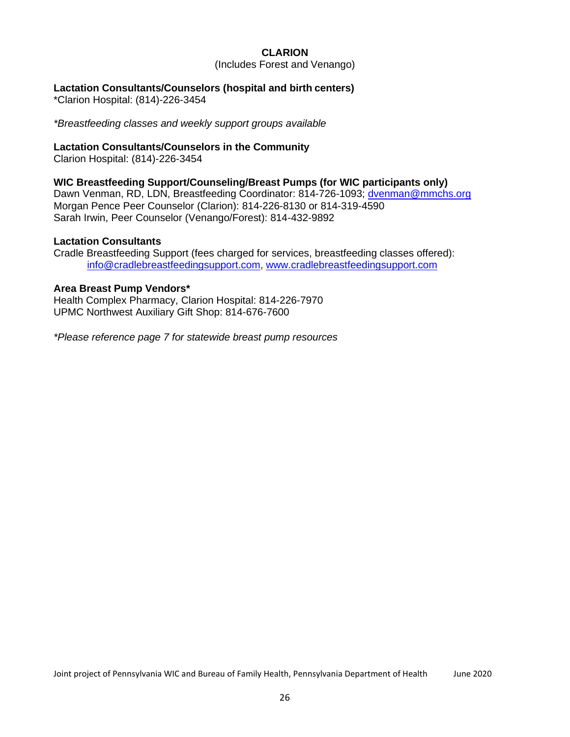# CLARION

(Includes Forest and Venango)

**Lactation Consultants/Counselors (hospital and birth centers)**

*Clarion Hospital: (814)-226-3454

*\*Breastfeeding classes and weekly support groups available*

**Lactation Consultants/Counselors in the Community**

Clarion Hospital: (814)-226-3454

**WIC Breastfeeding Support/Counseling/Breast Pumps (for WIC participants only)**

Dawn Venman, RD, LDN, Breastfeeding Coordinator: 814-726-1093; dvenman@mmchs.org
Morgan Pence Peer Counselor (Clarion): 814-226-8130 or 814-319-4590
Sarah Irwin, Peer Counselor (Venango/Forest): 814-432-9892

**Lactation Consultants**

Cradle Breastfeeding Support (fees charged for services, breastfeeding classes offered):
info@cradlebreastfeedingsupport.com, www.cradlebreastfeedingsupport.com

**Area Breast Pump Vendors***

Health Complex Pharmacy, Clarion Hospital: 814-226-7970
UPMC Northwest Auxiliary Gift Shop: 814-676-7600

*\*Please reference page 7 for statewide breast pump resources*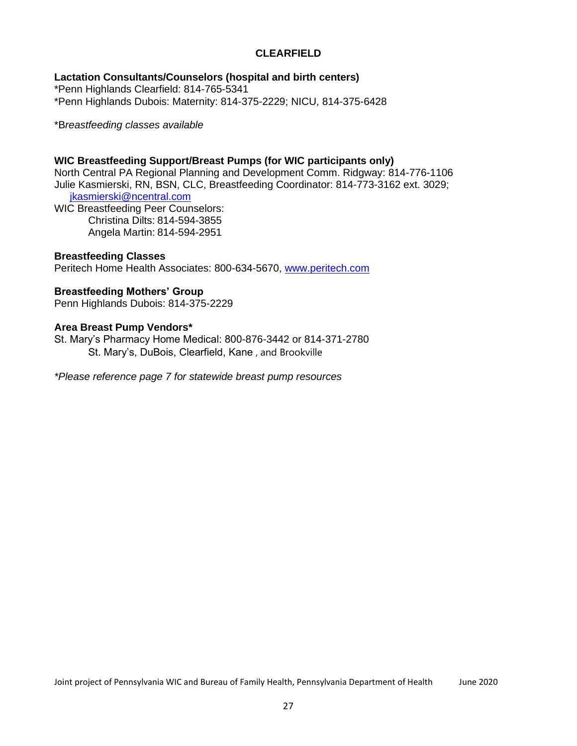# CLEARFIELD

**Lactation Consultants/Counselors (hospital and birth centers)**
*Penn Highlands Clearfield: 814-765-5341
*Penn Highlands Dubois: Maternity: 814-375-2229; NICU, 814-375-6428

*B*reastfeeding classes available*

**WIC Breastfeeding Support/Breast Pumps (for WIC participants only)**
North Central PA Regional Planning and Development Comm. Ridgway: 814-776-1106
Julie Kasmierski, RN, BSN, CLC, Breastfeeding Coordinator: 814-773-3162 ext. 3029; jkasmierski@ncentral.com
WIC Breastfeeding Peer Counselors:
- Christina Dilts: 814-594-3855
- Angela Martin: 814-594-2951

**Breastfeeding Classes**
Peritech Home Health Associates: 800-634-5670, www.peritech.com

**Breastfeeding Mothers' Group**
Penn Highlands Dubois: 814-375-2229

**Area Breast Pump Vendors***
St. Mary's Pharmacy Home Medical: 800-876-3442 or 814-371-2780
St. Mary's, DuBois, Clearfield, Kane , and Brookville

*\*Please reference page 7 for statewide breast pump resources*

Joint project of Pennsylvania WIC and Bureau of Family Health, Pennsylvania Department of Health June 2020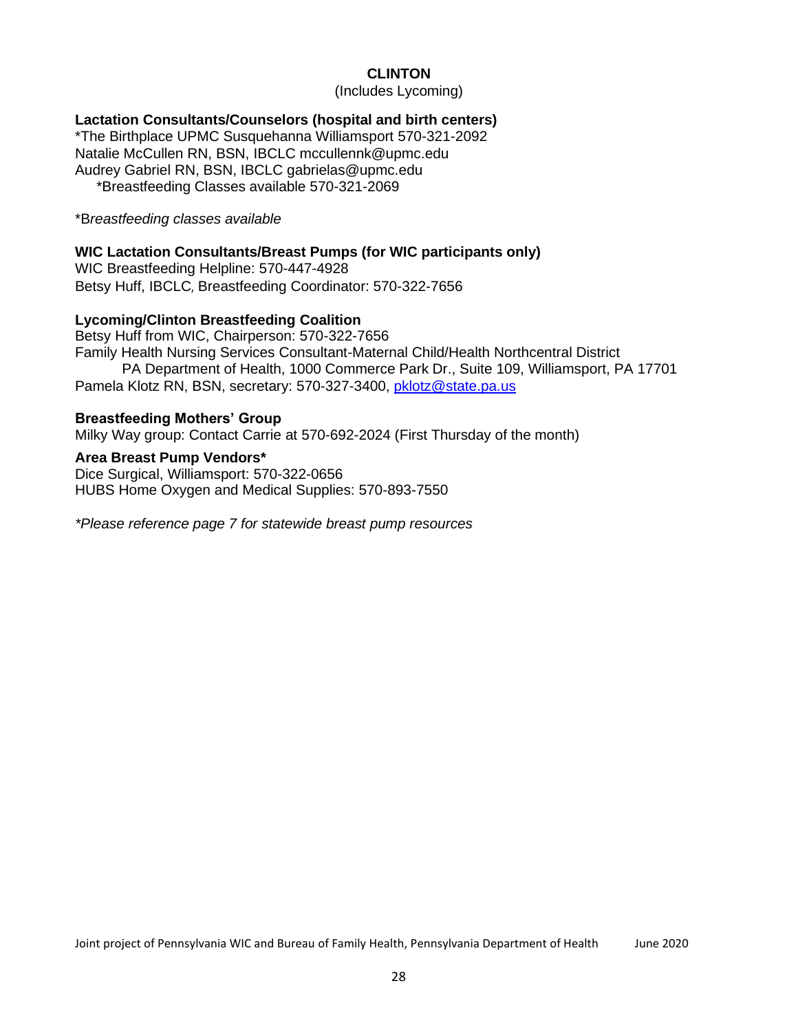# CLINTON

(Includes Lycoming)

**Lactation Consultants/Counselors (hospital and birth centers)**

*The Birthplace UPMC Susquehanna Williamsport 570-321-2092
Natalie McCullen RN, BSN, IBCLC mccullennk@upmc.edu
Audrey Gabriel RN, BSN, IBCLC gabrielas@upmc.edu
*Breastfeeding Classes available 570-321-2069

*B*reastfeeding classes available*

**WIC Lactation Consultants/Breast Pumps (for WIC participants only)**

WIC Breastfeeding Helpline: 570-447-4928
Betsy Huff, IBCLC, Breastfeeding Coordinator: 570-322-7656

**Lycoming/Clinton Breastfeeding Coalition**

Betsy Huff from WIC, Chairperson: 570-322-7656
Family Health Nursing Services Consultant-Maternal Child/Health Northcentral District
PA Department of Health, 1000 Commerce Park Dr., Suite 109, Williamsport, PA 17701
Pamela Klotz RN, BSN, secretary: 570-327-3400, pklotz@state.pa.us

**Breastfeeding Mothers' Group**

Milky Way group: Contact Carrie at 570-692-2024 (First Thursday of the month)

**Area Breast Pump Vendors***

Dice Surgical, Williamsport: 570-322-0656
HUBS Home Oxygen and Medical Supplies: 570-893-7550

**Please reference page 7 for statewide breast pump resources*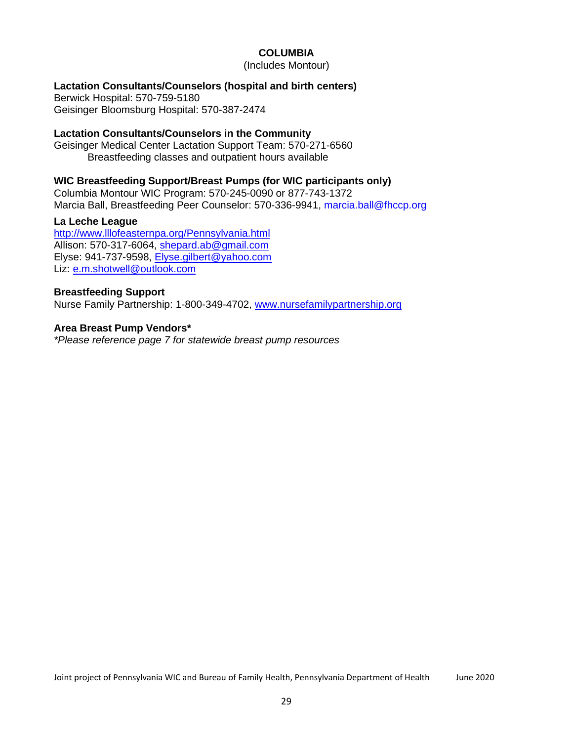# COLUMBIA

(Includes Montour)

**Lactation Consultants/Counselors (hospital and birth centers)**

Berwick Hospital: 570-759-5180
Geisinger Bloomsburg Hospital: 570-387-2474

**Lactation Consultants/Counselors in the Community**

Geisinger Medical Center Lactation Support Team: 570-271-6560
    Breastfeeding classes and outpatient hours available

**WIC Breastfeeding Support/Breast Pumps (for WIC participants only)**

Columbia Montour WIC Program: 570-245-0090 or 877-743-1372
Marcia Ball, Breastfeeding Peer Counselor: 570-336-9941, marcia.ball@fhccp.org

**La Leche League**

http://www.lllofeasternpa.org/Pennsylvania.html
Allison: 570-317-6064, shepard.ab@gmail.com
Elyse: 941-737-9598, Elyse.gilbert@yahoo.com
Liz: e.m.shotwell@outlook.com

**Breastfeeding Support**

Nurse Family Partnership: 1-800-349-4702, www.nursefamilypartnership.org

**Area Breast Pump Vendors***

*\*Please reference page 7 for statewide breast pump resources*

Joint project of Pennsylvania WIC and Bureau of Family Health, Pennsylvania Department of Health    June 2020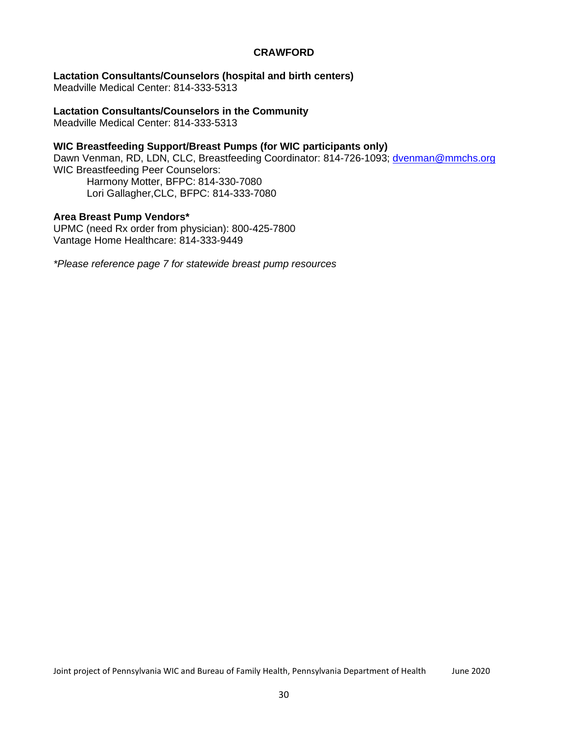## CRAWFORD

**Lactation Consultants/Counselors (hospital and birth centers)**
Meadville Medical Center: 814-333-5313

**Lactation Consultants/Counselors in the Community**
Meadville Medical Center: 814-333-5313

**WIC Breastfeeding Support/Breast Pumps (for WIC participants only)**
Dawn Venman, RD, LDN, CLC, Breastfeeding Coordinator: 814-726-1093; dvenman@mmchs.org
WIC Breastfeeding Peer Counselors:
- Harmony Motter, BFPC: 814-330-7080
- Lori Gallagher,CLC, BFPC: 814-333-7080

**Area Breast Pump Vendors***
UPMC (need Rx order from physician): 800-425-7800
Vantage Home Healthcare: 814-333-9449

*\*Please reference page 7 for statewide breast pump resources*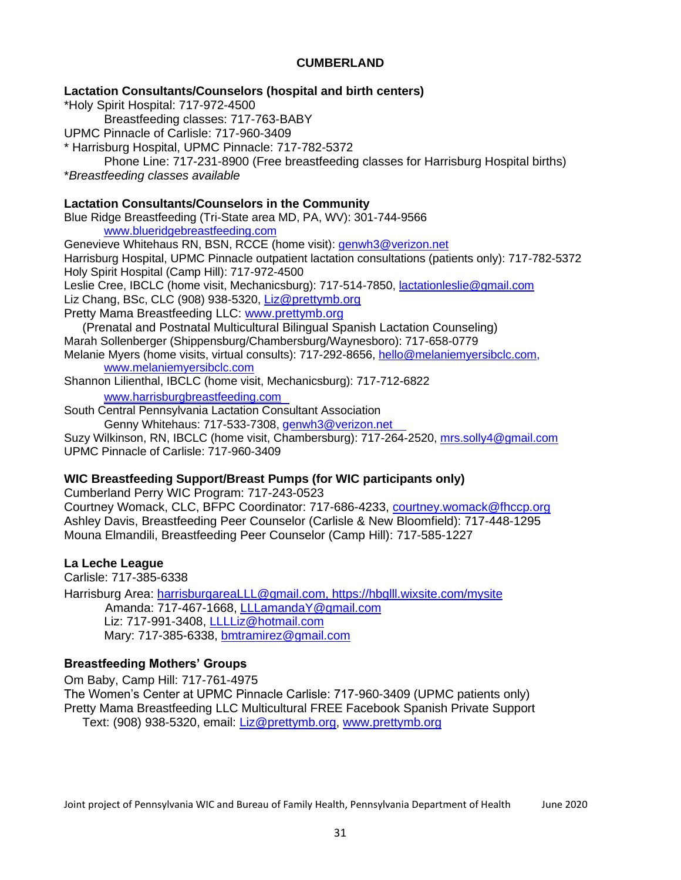# CUMBERLAND

### Lactation Consultants/Counselors (hospital and birth centers)

*Holy Spirit Hospital: 717-972-4500
    Breastfeeding classes: 717-763-BABY
UPMC Pinnacle of Carlisle: 717-960-3409
* Harrisburg Hospital, UPMC Pinnacle: 717-782-5372
    Phone Line: 717-231-8900 (Free breastfeeding classes for Harrisburg Hospital births)
**Breastfeeding classes available*

### Lactation Consultants/Counselors in the Community

Blue Ridge Breastfeeding (Tri-State area MD, PA, WV): 301-744-9566
    www.blueridgebreastfeeding.com
Genevieve Whitehaus RN, BSN, RCCE (home visit): genwh3@verizon.net
Harrisburg Hospital, UPMC Pinnacle outpatient lactation consultations (patients only): 717-782-5372
Holy Spirit Hospital (Camp Hill): 717-972-4500
Leslie Cree, IBCLC (home visit, Mechanicsburg): 717-514-7850, lactationleslie@gmail.com
Liz Chang, BSc, CLC (908) 938-5320, Liz@prettymb.org
Pretty Mama Breastfeeding LLC: www.prettymb.org
    (Prenatal and Postnatal Multicultural Bilingual Spanish Lactation Counseling)
Marah Sollenberger (Shippensburg/Chambersburg/Waynesboro): 717-658-0779
Melanie Myers (home visits, virtual consults): 717-292-8656, hello@melaniemyersibclc.com,
    www.melaniemyersibclc.com
Shannon Lilienthal, IBCLC (home visit, Mechanicsburg): 717-712-6822
    www.harrisburgbreastfeeding.com
South Central Pennsylvania Lactation Consultant Association
    Genny Whitehaus: 717-533-7308, genwh3@verizon.net
Suzy Wilkinson, RN, IBCLC (home visit, Chambersburg): 717-264-2520, mrs.solly4@gmail.com
UPMC Pinnacle of Carlisle: 717-960-3409

### WIC Breastfeeding Support/Breast Pumps (for WIC participants only)

Cumberland Perry WIC Program: 717-243-0523
Courtney Womack, CLC, BFPC Coordinator: 717-686-4233, courtney.womack@fhccp.org
Ashley Davis, Breastfeeding Peer Counselor (Carlisle & New Bloomfield): 717-448-1295
Mouna Elmandili, Breastfeeding Peer Counselor (Camp Hill): 717-585-1227

### La Leche League

Carlisle: 717-385-6338
Harrisburg Area: harrisburgareaLLL@gmail.com, https://hbglll.wixsite.com/mysite
    Amanda: 717-467-1668, LLLamandaY@gmail.com
    Liz: 717-991-3408, LLLLiz@hotmail.com
    Mary: 717-385-6338, bmtramirez@gmail.com

### Breastfeeding Mothers' Groups

Om Baby, Camp Hill: 717-761-4975
The Women's Center at UPMC Pinnacle Carlisle: 717-960-3409 (UPMC patients only)
Pretty Mama Breastfeeding LLC Multicultural FREE Facebook Spanish Private Support
    Text: (908) 938-5320, email: Liz@prettymb.org, www.prettymb.org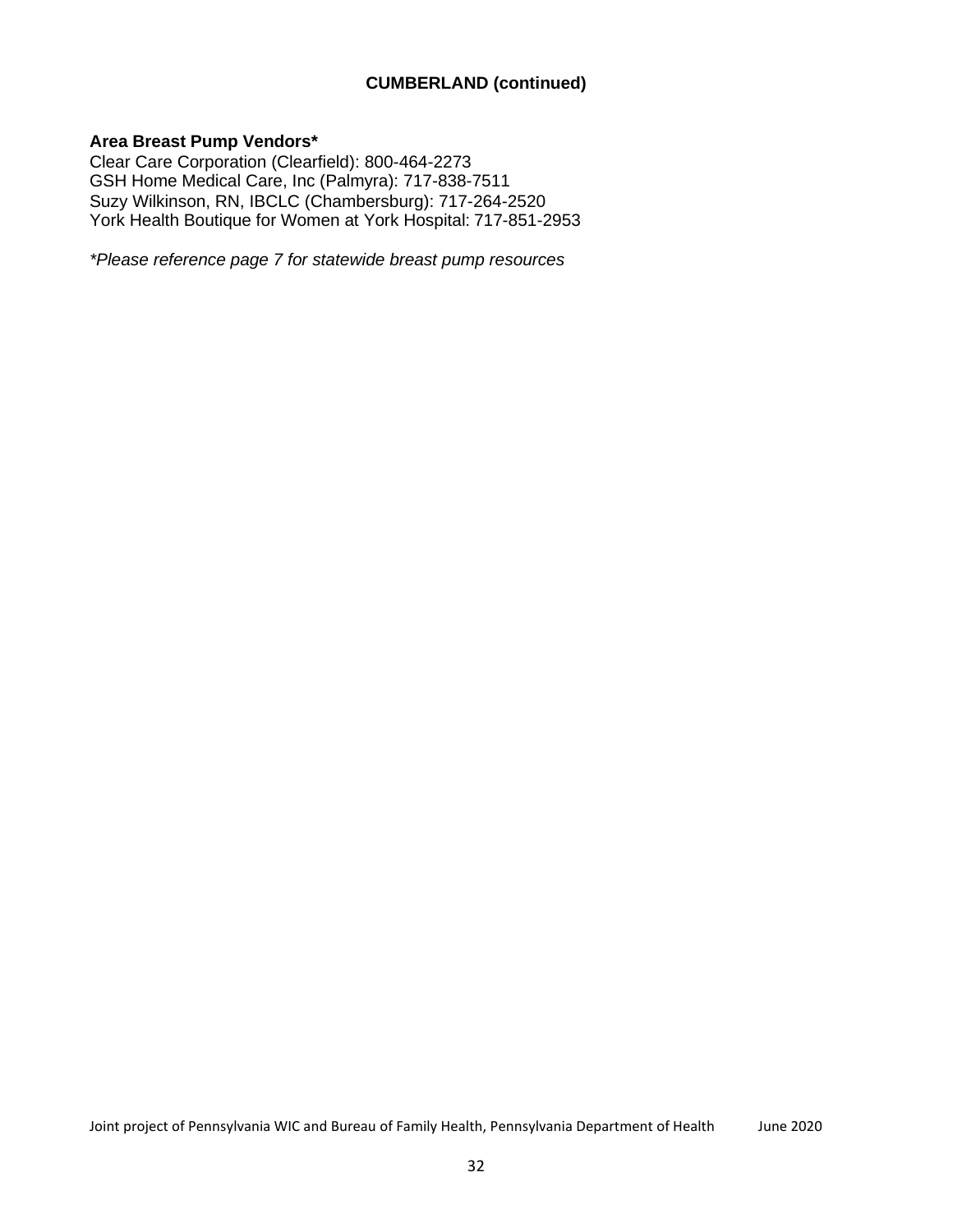## CUMBERLAND (continued)

**Area Breast Pump Vendors***
Clear Care Corporation (Clearfield): 800-464-2273
GSH Home Medical Care, Inc (Palmyra): 717-838-7511
Suzy Wilkinson, RN, IBCLC (Chambersburg): 717-264-2520
York Health Boutique for Women at York Hospital: 717-851-2953

*\*Please reference page 7 for statewide breast pump resources*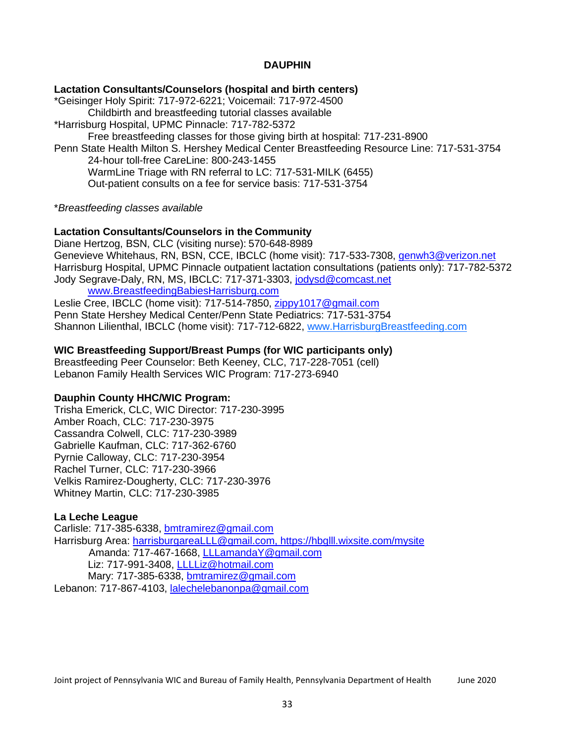# DAUPHIN

**Lactation Consultants/Counselors (hospital and birth centers)**

*Geisinger Holy Spirit: 717-972-6221; Voicemail: 717-972-4500
  Childbirth and breastfeeding tutorial classes available
*Harrisburg Hospital, UPMC Pinnacle: 717-782-5372
  Free breastfeeding classes for those giving birth at hospital: 717-231-8900
Penn State Health Milton S. Hershey Medical Center Breastfeeding Resource Line: 717-531-3754
  24-hour toll-free CareLine: 800-243-1455
  WarmLine Triage with RN referral to LC: 717-531-MILK (6455)
  Out-patient consults on a fee for service basis: 717-531-3754

**Breastfeeding classes available*

**Lactation Consultants/Counselors in the Community**

Diane Hertzog, BSN, CLC (visiting nurse): 570-648-8989
Genevieve Whitehaus, RN, BSN, CCE, IBCLC (home visit): 717-533-7308, genwh3@verizon.net
Harrisburg Hospital, UPMC Pinnacle outpatient lactation consultations (patients only): 717-782-5372
Jody Segrave-Daly, RN, MS, IBCLC: 717-371-3303, jodysd@comcast.net
  www.BreastfeedingBabiesHarrisburg.com
Leslie Cree, IBCLC (home visit): 717-514-7850, zippy1017@gmail.com
Penn State Hershey Medical Center/Penn State Pediatrics: 717-531-3754
Shannon Lilienthal, IBCLC (home visit): 717-712-6822, www.HarrisburgBreastfeeding.com

**WIC Breastfeeding Support/Breast Pumps (for WIC participants only)**

Breastfeeding Peer Counselor: Beth Keeney, CLC, 717-228-7051 (cell)
Lebanon Family Health Services WIC Program: 717-273-6940

**Dauphin County HHC/WIC Program:**

Trisha Emerick, CLC, WIC Director: 717-230-3995
Amber Roach, CLC: 717-230-3975
Cassandra Colwell, CLC: 717-230-3989
Gabrielle Kaufman, CLC: 717-362-6760
Pyrnie Calloway, CLC: 717-230-3954
Rachel Turner, CLC: 717-230-3966
Velkis Ramirez-Dougherty, CLC: 717-230-3976
Whitney Martin, CLC: 717-230-3985

**La Leche League**

Carlisle: 717-385-6338, bmtramirez@gmail.com
Harrisburg Area: harrisburgareaLLL@gmail.com, https://hbglll.wixsite.com/mysite
  Amanda: 717-467-1668, LLLamandaY@gmail.com
  Liz: 717-991-3408, LLLLiz@hotmail.com
  Mary: 717-385-6338, bmtramirez@gmail.com
Lebanon: 717-867-4103, lalechelebanonpa@gmail.com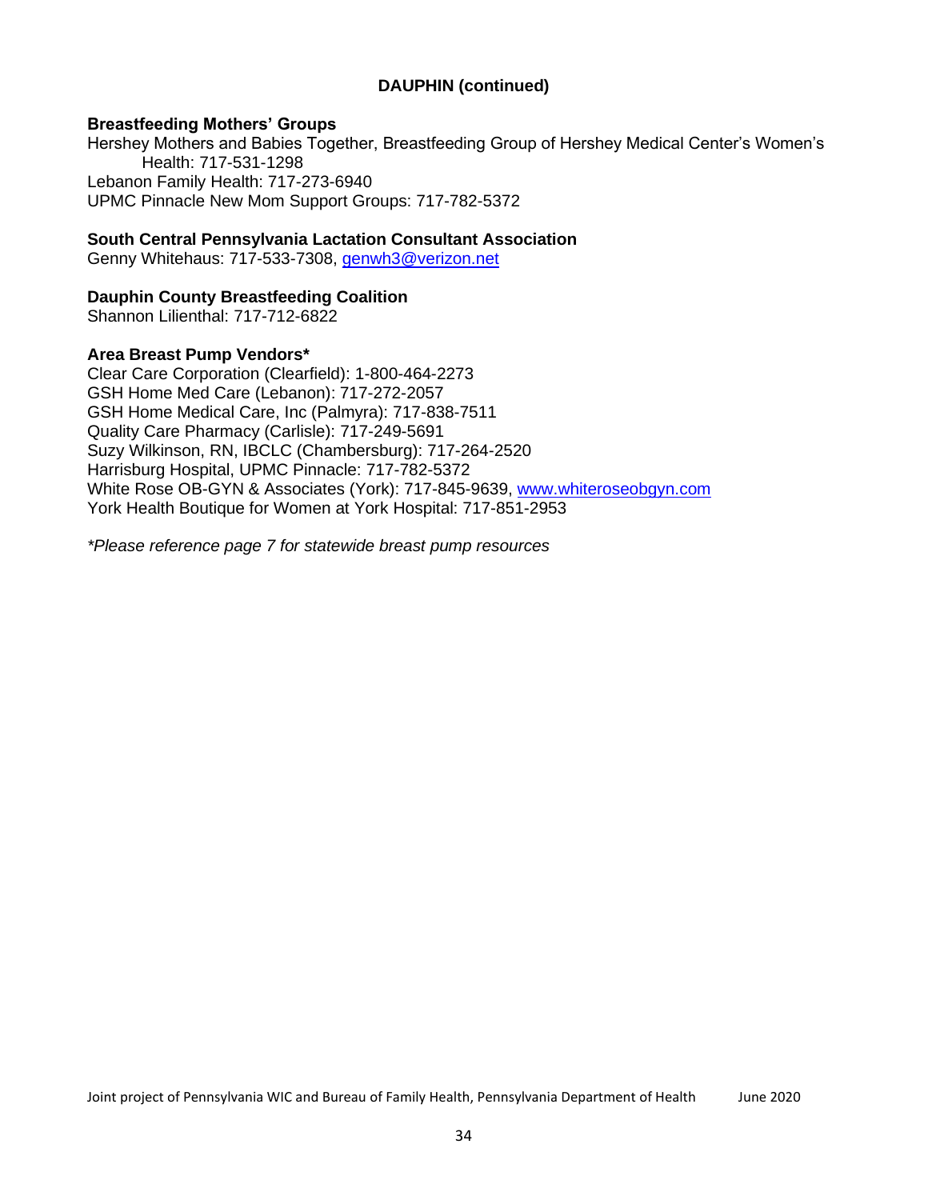## DAUPHIN (continued)

### Breastfeeding Mothers' Groups

Hershey Mothers and Babies Together, Breastfeeding Group of Hershey Medical Center's Women's Health: 717-531-1298
Lebanon Family Health: 717-273-6940
UPMC Pinnacle New Mom Support Groups: 717-782-5372

### South Central Pennsylvania Lactation Consultant Association

Genny Whitehaus: 717-533-7308, genwh3@verizon.net

### Dauphin County Breastfeeding Coalition

Shannon Lilienthal: 717-712-6822

### Area Breast Pump Vendors*

Clear Care Corporation (Clearfield): 1-800-464-2273
GSH Home Med Care (Lebanon): 717-272-2057
GSH Home Medical Care, Inc (Palmyra): 717-838-7511
Quality Care Pharmacy (Carlisle): 717-249-5691
Suzy Wilkinson, RN, IBCLC (Chambersburg): 717-264-2520
Harrisburg Hospital, UPMC Pinnacle: 717-782-5372
White Rose OB-GYN & Associates (York): 717-845-9639, www.whiteroseobgyn.com
York Health Boutique for Women at York Hospital: 717-851-2953

*\*Please reference page 7 for statewide breast pump resources*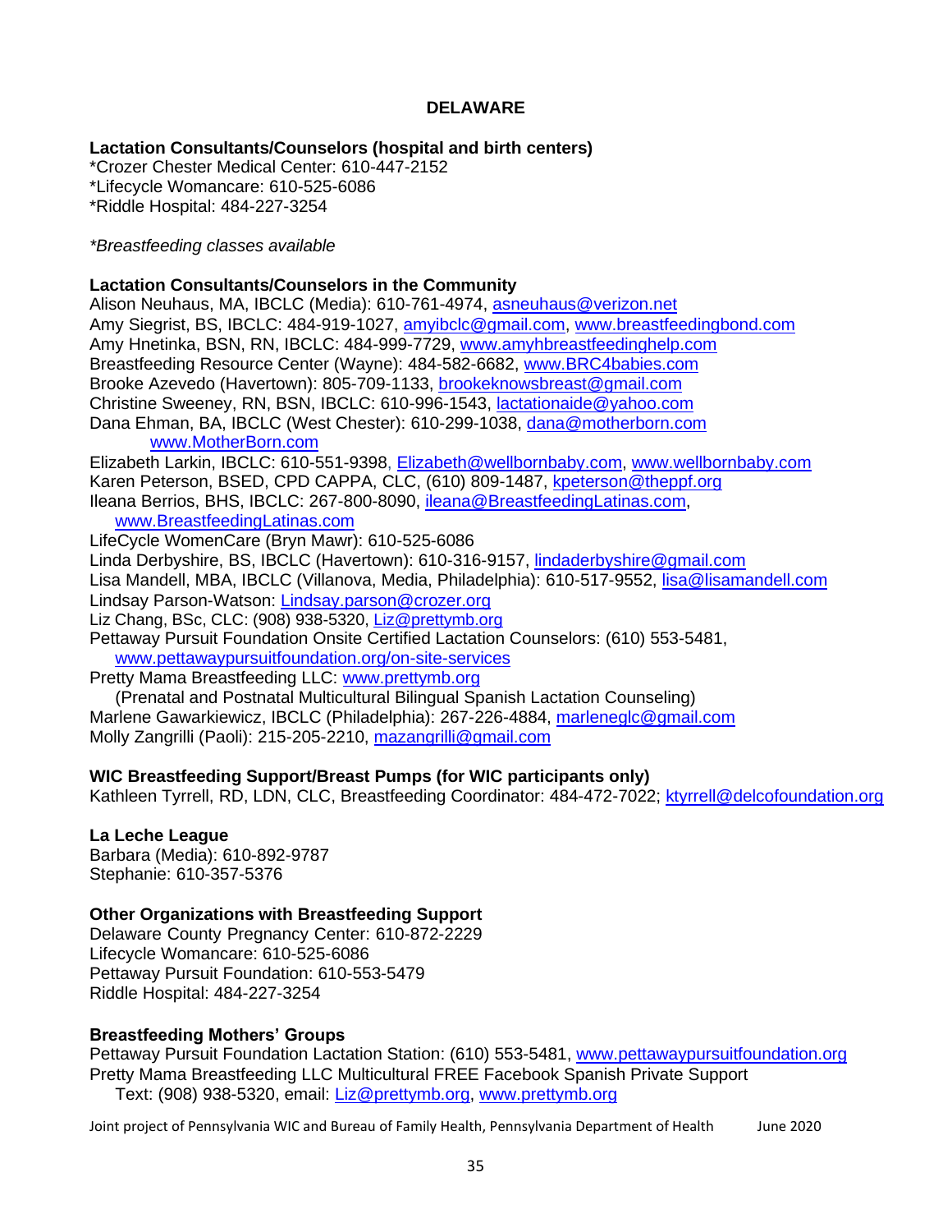## DELAWARE

**Lactation Consultants/Counselors (hospital and birth centers)**

*Crozer Chester Medical Center: 610-447-2152
*Lifecycle Womancare: 610-525-6086
*Riddle Hospital: 484-227-3254

*\*Breastfeeding classes available*

**Lactation Consultants/Counselors in the Community**

Alison Neuhaus, MA, IBCLC (Media): 610-761-4974, asneuhaus@verizon.net
Amy Siegrist, BS, IBCLC: 484-919-1027, amyibclc@gmail.com, www.breastfeedingbond.com
Amy Hnetinka, BSN, RN, IBCLC: 484-999-7729, www.amyhbreastfeedinghelp.com
Breastfeeding Resource Center (Wayne): 484-582-6682, www.BRC4babies.com
Brooke Azevedo (Havertown): 805-709-1133, brookeknowsbreast@gmail.com
Christine Sweeney, RN, BSN, IBCLC: 610-996-1543, lactationaide@yahoo.com
Dana Ehman, BA, IBCLC (West Chester): 610-299-1038, dana@motherborn.com
www.MotherBorn.com
Elizabeth Larkin, IBCLC: 610-551-9398, Elizabeth@wellbornbaby.com, www.wellbornbaby.com
Karen Peterson, BSED, CPD CAPPA, CLC, (610) 809-1487, kpeterson@theppf.org
Ileana Berrios, BHS, IBCLC: 267-800-8090, ileana@BreastfeedingLatinas.com,
www.BreastfeedingLatinas.com
LifeCycle WomenCare (Bryn Mawr): 610-525-6086
Linda Derbyshire, BS, IBCLC (Havertown): 610-316-9157, lindaderbyshire@gmail.com
Lisa Mandell, MBA, IBCLC (Villanova, Media, Philadelphia): 610-517-9552, lisa@lisamandell.com
Lindsay Parson-Watson: Lindsay.parson@crozer.org
Liz Chang, BSc, CLC: (908) 938-5320, Liz@prettymb.org
Pettaway Pursuit Foundation Onsite Certified Lactation Counselors: (610) 553-5481,
www.pettawaypursuitfoundation.org/on-site-services
Pretty Mama Breastfeeding LLC: www.prettymb.org
(Prenatal and Postnatal Multicultural Bilingual Spanish Lactation Counseling)
Marlene Gawarkiewicz, IBCLC (Philadelphia): 267-226-4884, marleneglc@gmail.com
Molly Zangrilli (Paoli): 215-205-2210, mazangrilli@gmail.com

**WIC Breastfeeding Support/Breast Pumps (for WIC participants only)**

Kathleen Tyrrell, RD, LDN, CLC, Breastfeeding Coordinator: 484-472-7022; ktyrrell@delcofoundation.org

**La Leche League**

Barbara (Media): 610-892-9787
Stephanie: 610-357-5376

**Other Organizations with Breastfeeding Support**

Delaware County Pregnancy Center: 610-872-2229
Lifecycle Womancare: 610-525-6086
Pettaway Pursuit Foundation: 610-553-5479
Riddle Hospital: 484-227-3254

**Breastfeeding Mothers' Groups**

Pettaway Pursuit Foundation Lactation Station: (610) 553-5481, www.pettawaypursuitfoundation.org
Pretty Mama Breastfeeding LLC Multicultural FREE Facebook Spanish Private Support
Text: (908) 938-5320, email: Liz@prettymb.org, www.prettymb.org

Joint project of Pennsylvania WIC and Bureau of Family Health, Pennsylvania Department of Health June 2020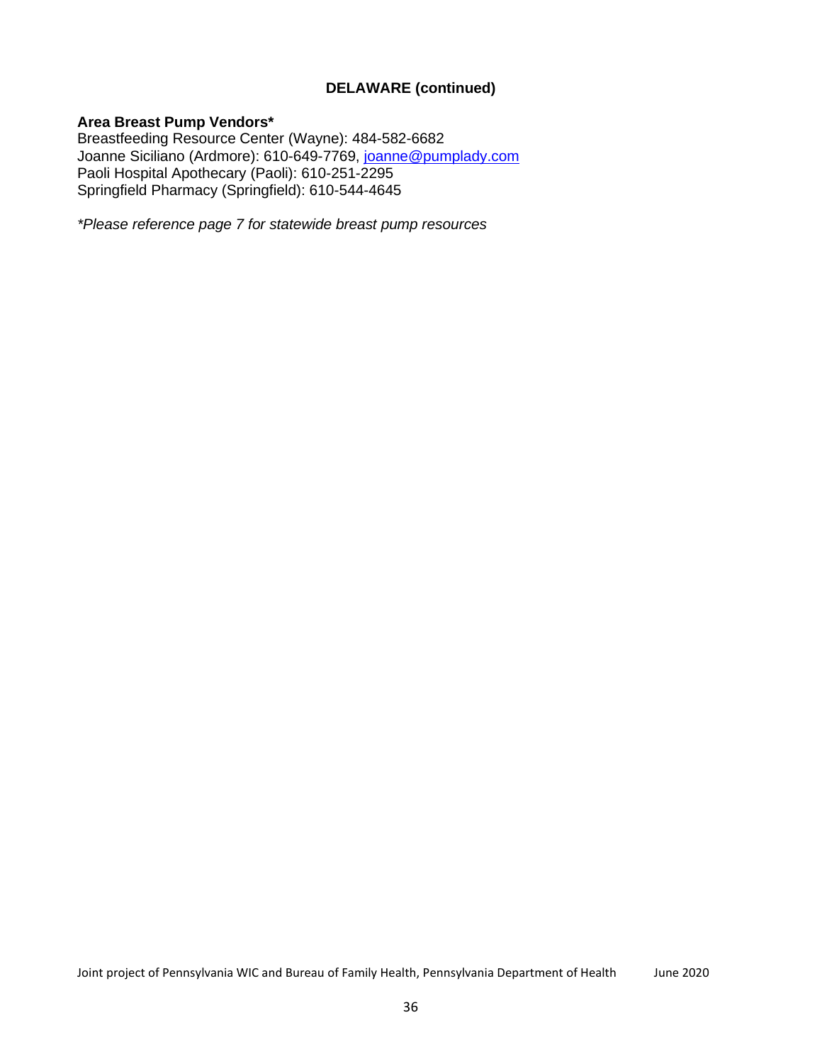## DELAWARE (continued)

**Area Breast Pump Vendors***
Breastfeeding Resource Center (Wayne): 484-582-6682
Joanne Siciliano (Ardmore): 610-649-7769, joanne@pumplady.com
Paoli Hospital Apothecary (Paoli): 610-251-2295
Springfield Pharmacy (Springfield): 610-544-4645

*\*Please reference page 7 for statewide breast pump resources*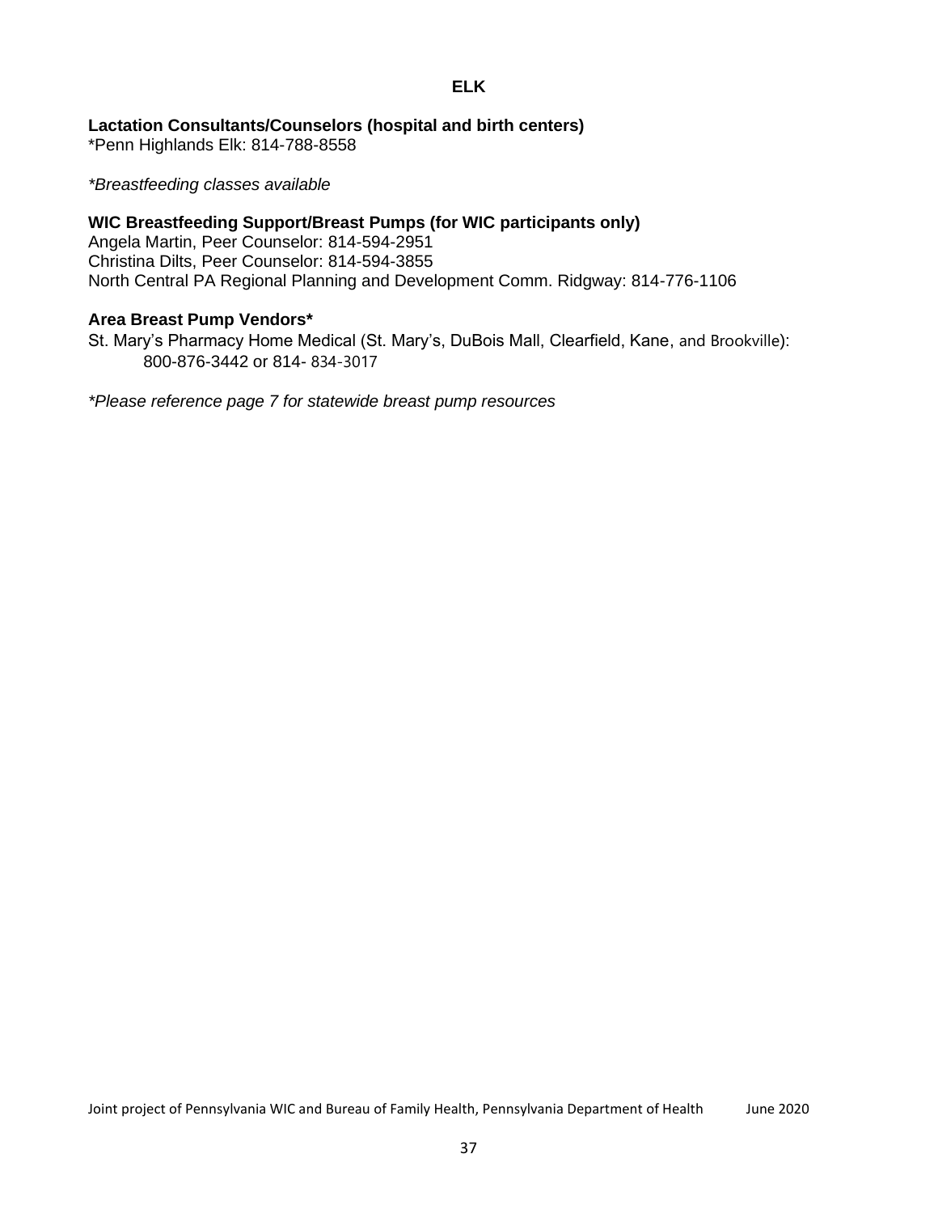# ELK

**Lactation Consultants/Counselors (hospital and birth centers)**
*Penn Highlands Elk: 814-788-8558

*\*Breastfeeding classes available*

**WIC Breastfeeding Support/Breast Pumps (for WIC participants only)**
Angela Martin, Peer Counselor: 814-594-2951
Christina Dilts, Peer Counselor: 814-594-3855
North Central PA Regional Planning and Development Comm. Ridgway: 814-776-1106

**Area Breast Pump Vendors***
St. Mary's Pharmacy Home Medical (St. Mary's, DuBois Mall, Clearfield, Kane, and Brookville):
800-876-3442 or 814- 834-3017

*\*Please reference page 7 for statewide breast pump resources*

Joint project of Pennsylvania WIC and Bureau of Family Health, Pennsylvania Department of Health June 2020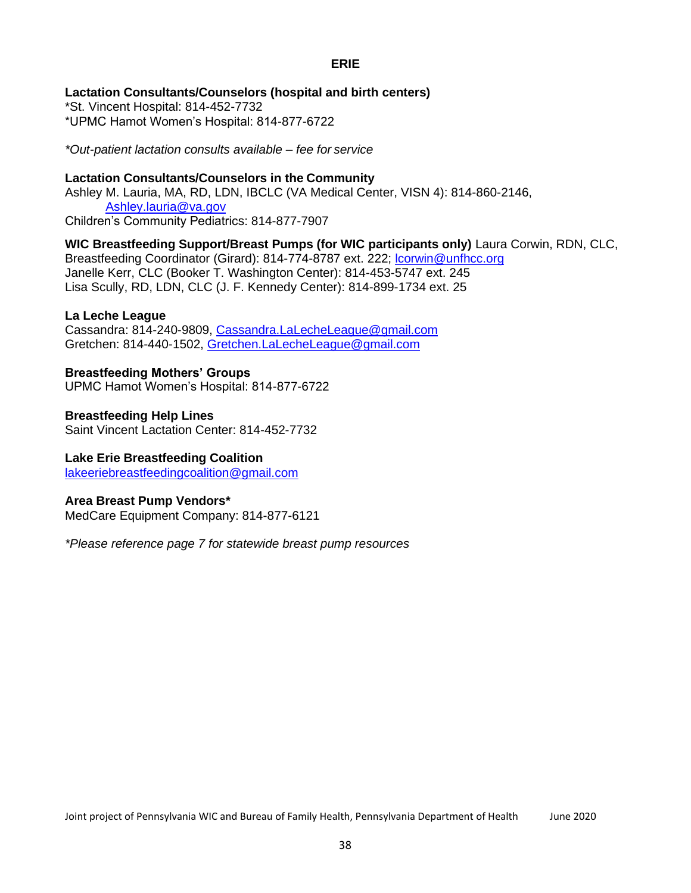# ERIE

**Lactation Consultants/Counselors (hospital and birth centers)**
*St. Vincent Hospital: 814-452-7732
*UPMC Hamot Women's Hospital: 814-877-6722

*\*Out-patient lactation consults available – fee for service*

**Lactation Consultants/Counselors in the Community**
Ashley M. Lauria, MA, RD, LDN, IBCLC (VA Medical Center, VISN 4): 814-860-2146, Ashley.lauria@va.gov
Children's Community Pediatrics: 814-877-7907

**WIC Breastfeeding Support/Breast Pumps (for WIC participants only)** Laura Corwin, RDN, CLC, Breastfeeding Coordinator (Girard): 814-774-8787 ext. 222; lcorwin@unfhcc.org
Janelle Kerr, CLC (Booker T. Washington Center): 814-453-5747 ext. 245
Lisa Scully, RD, LDN, CLC (J. F. Kennedy Center): 814-899-1734 ext. 25

**La Leche League**
Cassandra: 814-240-9809, Cassandra.LaLecheLeague@gmail.com
Gretchen: 814-440-1502, Gretchen.LaLecheLeague@gmail.com

**Breastfeeding Mothers' Groups**
UPMC Hamot Women's Hospital: 814-877-6722

**Breastfeeding Help Lines**
Saint Vincent Lactation Center: 814-452-7732

**Lake Erie Breastfeeding Coalition**
lakeeriebreastfeedingcoalition@gmail.com

**Area Breast Pump Vendors***
MedCare Equipment Company: 814-877-6121

*\*Please reference page 7 for statewide breast pump resources*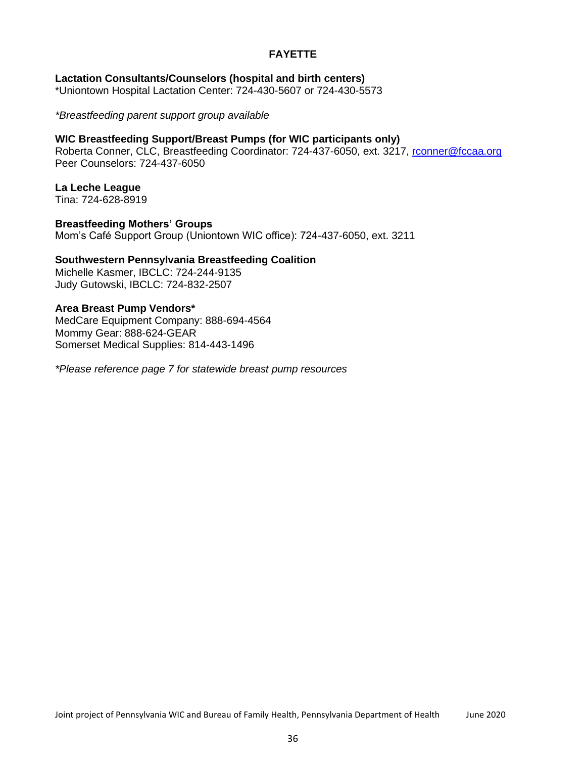## FAYETTE

**Lactation Consultants/Counselors (hospital and birth centers)**
*Uniontown Hospital Lactation Center: 724-430-5607 or 724-430-5573

*\*Breastfeeding parent support group available*

**WIC Breastfeeding Support/Breast Pumps (for WIC participants only)**
Roberta Conner, CLC, Breastfeeding Coordinator: 724-437-6050, ext. 3217, rconner@fccaa.org
Peer Counselors: 724-437-6050

**La Leche League**
Tina: 724-628-8919

**Breastfeeding Mothers' Groups**
Mom's Café Support Group (Uniontown WIC office): 724-437-6050, ext. 3211

**Southwestern Pennsylvania Breastfeeding Coalition**
Michelle Kasmer, IBCLC: 724-244-9135
Judy Gutowski, IBCLC: 724-832-2507

**Area Breast Pump Vendors***
MedCare Equipment Company: 888-694-4564
Mommy Gear: 888-624-GEAR
Somerset Medical Supplies: 814-443-1496

*\*Please reference page 7 for statewide breast pump resources*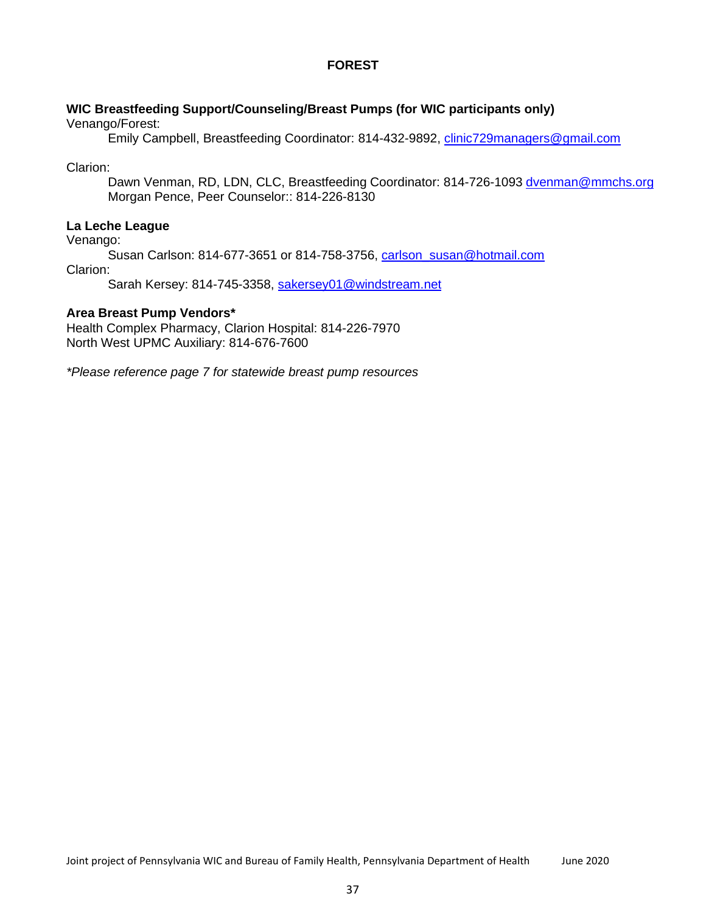# FOREST

**WIC Breastfeeding Support/Counseling/Breast Pumps (for WIC participants only)**

Venango/Forest:

Emily Campbell, Breastfeeding Coordinator: 814-432-9892, clinic729managers@gmail.com

Clarion:

Dawn Venman, RD, LDN, CLC, Breastfeeding Coordinator: 814-726-1093 dvenman@mmchs.org
Morgan Pence, Peer Counselor:: 814-226-8130

**La Leche League**

Venango:

Susan Carlson: 814-677-3651 or 814-758-3756, carlson_susan@hotmail.com

Clarion:

Sarah Kersey: 814-745-3358, sakersey01@windstream.net

**Area Breast Pump Vendors***

Health Complex Pharmacy, Clarion Hospital: 814-226-7970
North West UPMC Auxiliary: 814-676-7600

*\*Please reference page 7 for statewide breast pump resources*

Joint project of Pennsylvania WIC and Bureau of Family Health, Pennsylvania Department of Health June 2020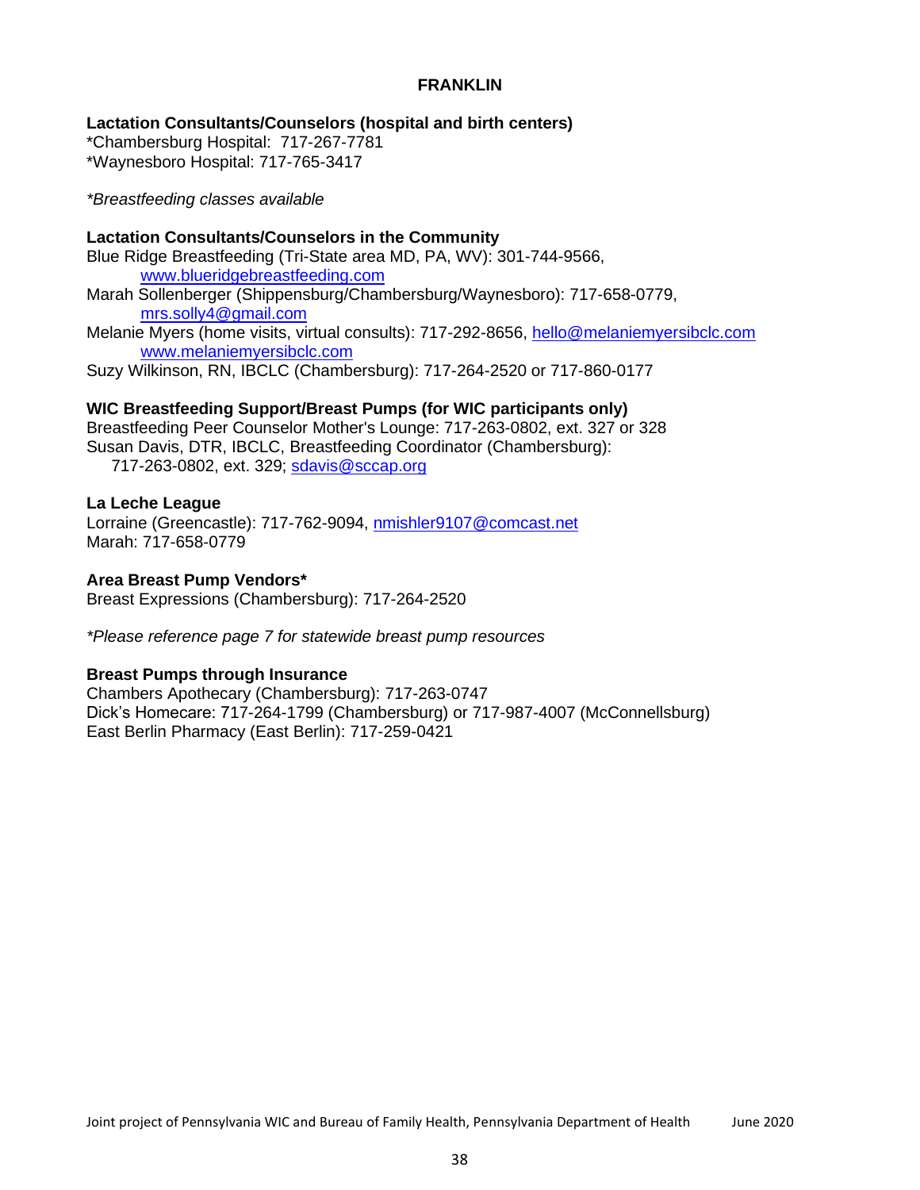## FRANKLIN

**Lactation Consultants/Counselors (hospital and birth centers)**

*Chambersburg Hospital: 717-267-7781
*Waynesboro Hospital: 717-765-3417

*\*Breastfeeding classes available*

**Lactation Consultants/Counselors in the Community**

Blue Ridge Breastfeeding (Tri-State area MD, PA, WV): 301-744-9566,
www.blueridgebreastfeeding.com
Marah Sollenberger (Shippensburg/Chambersburg/Waynesboro): 717-658-0779,
mrs.solly4@gmail.com
Melanie Myers (home visits, virtual consults): 717-292-8656, hello@melaniemyersibclc.com
www.melaniemyersibclc.com
Suzy Wilkinson, RN, IBCLC (Chambersburg): 717-264-2520 or 717-860-0177

**WIC Breastfeeding Support/Breast Pumps (for WIC participants only)**

Breastfeeding Peer Counselor Mother's Lounge: 717-263-0802, ext. 327 or 328
Susan Davis, DTR, IBCLC, Breastfeeding Coordinator (Chambersburg):
717-263-0802, ext. 329; sdavis@sccap.org

**La Leche League**

Lorraine (Greencastle): 717-762-9094, nmishler9107@comcast.net
Marah: 717-658-0779

**Area Breast Pump Vendors***

Breast Expressions (Chambersburg): 717-264-2520

*\*Please reference page 7 for statewide breast pump resources*

**Breast Pumps through Insurance**

Chambers Apothecary (Chambersburg): 717-263-0747
Dick's Homecare: 717-264-1799 (Chambersburg) or 717-987-4007 (McConnellsburg)
East Berlin Pharmacy (East Berlin): 717-259-0421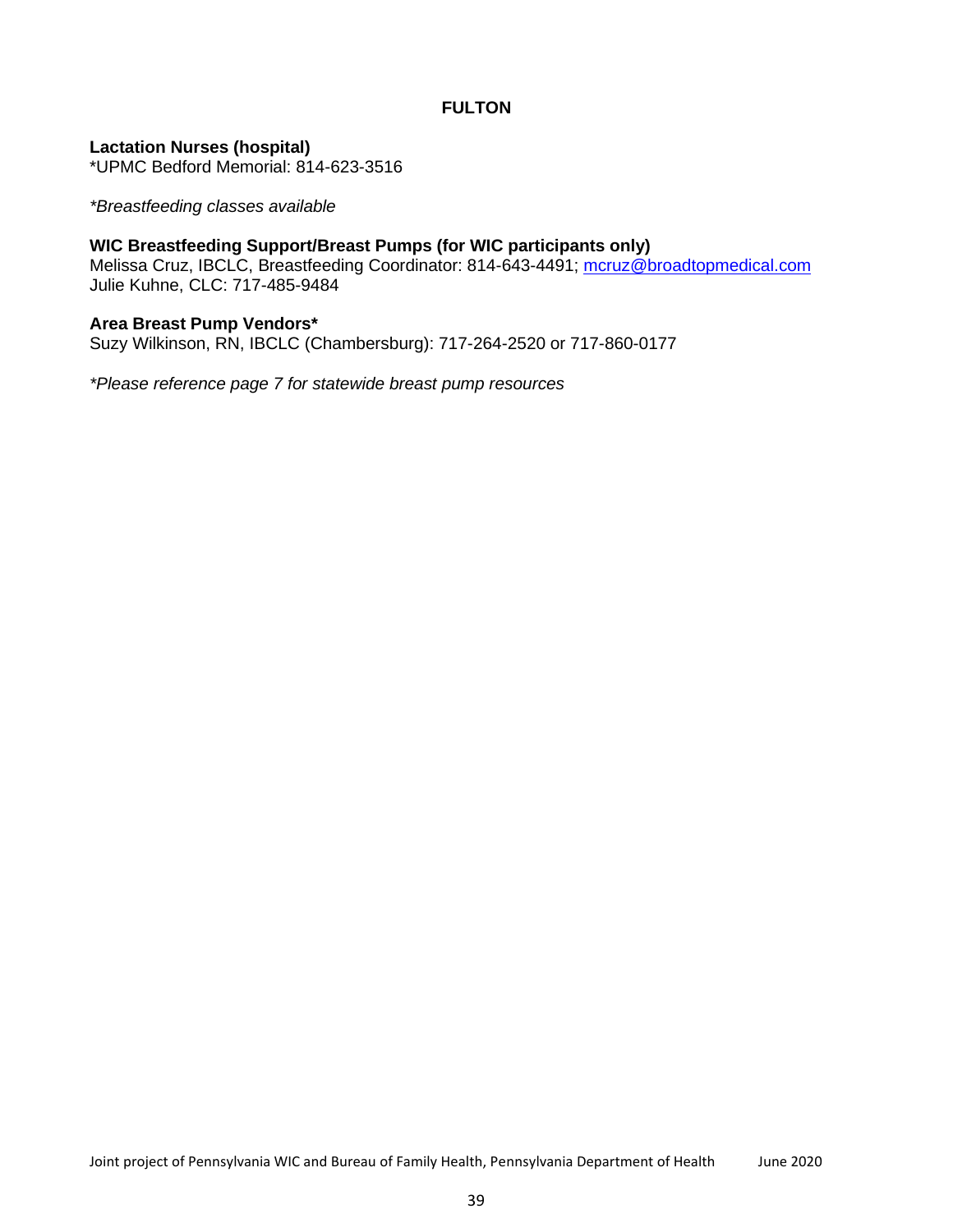## FULTON

**Lactation Nurses (hospital)**
*UPMC Bedford Memorial: 814-623-3516

*\*Breastfeeding classes available*

**WIC Breastfeeding Support/Breast Pumps (for WIC participants only)**
Melissa Cruz, IBCLC, Breastfeeding Coordinator: 814-643-4491; mcruz@broadtopmedical.com
Julie Kuhne, CLC: 717-485-9484

**Area Breast Pump Vendors***
Suzy Wilkinson, RN, IBCLC (Chambersburg): 717-264-2520 or 717-860-0177

*\*Please reference page 7 for statewide breast pump resources*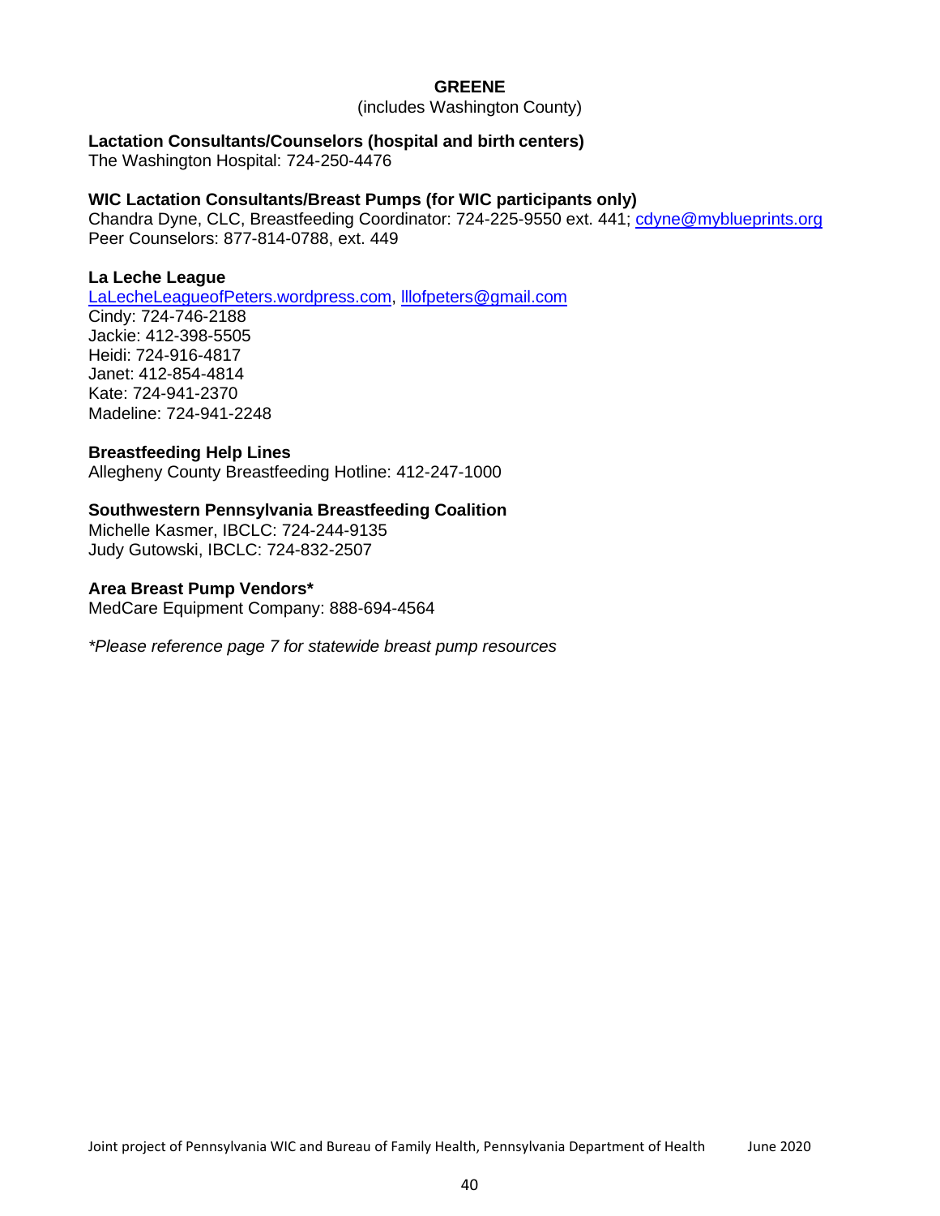# GREENE

(includes Washington County)

**Lactation Consultants/Counselors (hospital and birth centers)**
The Washington Hospital: 724-250-4476

**WIC Lactation Consultants/Breast Pumps (for WIC participants only)**
Chandra Dyne, CLC, Breastfeeding Coordinator: 724-225-9550 ext. 441; cdyne@myblueprints.org
Peer Counselors: 877-814-0788, ext. 449

**La Leche League**
LaLecheLeagueofPeters.wordpress.com, lllofpeters@gmail.com
Cindy: 724-746-2188
Jackie: 412-398-5505
Heidi: 724-916-4817
Janet: 412-854-4814
Kate: 724-941-2370
Madeline: 724-941-2248

**Breastfeeding Help Lines**
Allegheny County Breastfeeding Hotline: 412-247-1000

**Southwestern Pennsylvania Breastfeeding Coalition**
Michelle Kasmer, IBCLC: 724-244-9135
Judy Gutowski, IBCLC: 724-832-2507

**Area Breast Pump Vendors***
MedCare Equipment Company: 888-694-4564

*\*Please reference page 7 for statewide breast pump resources*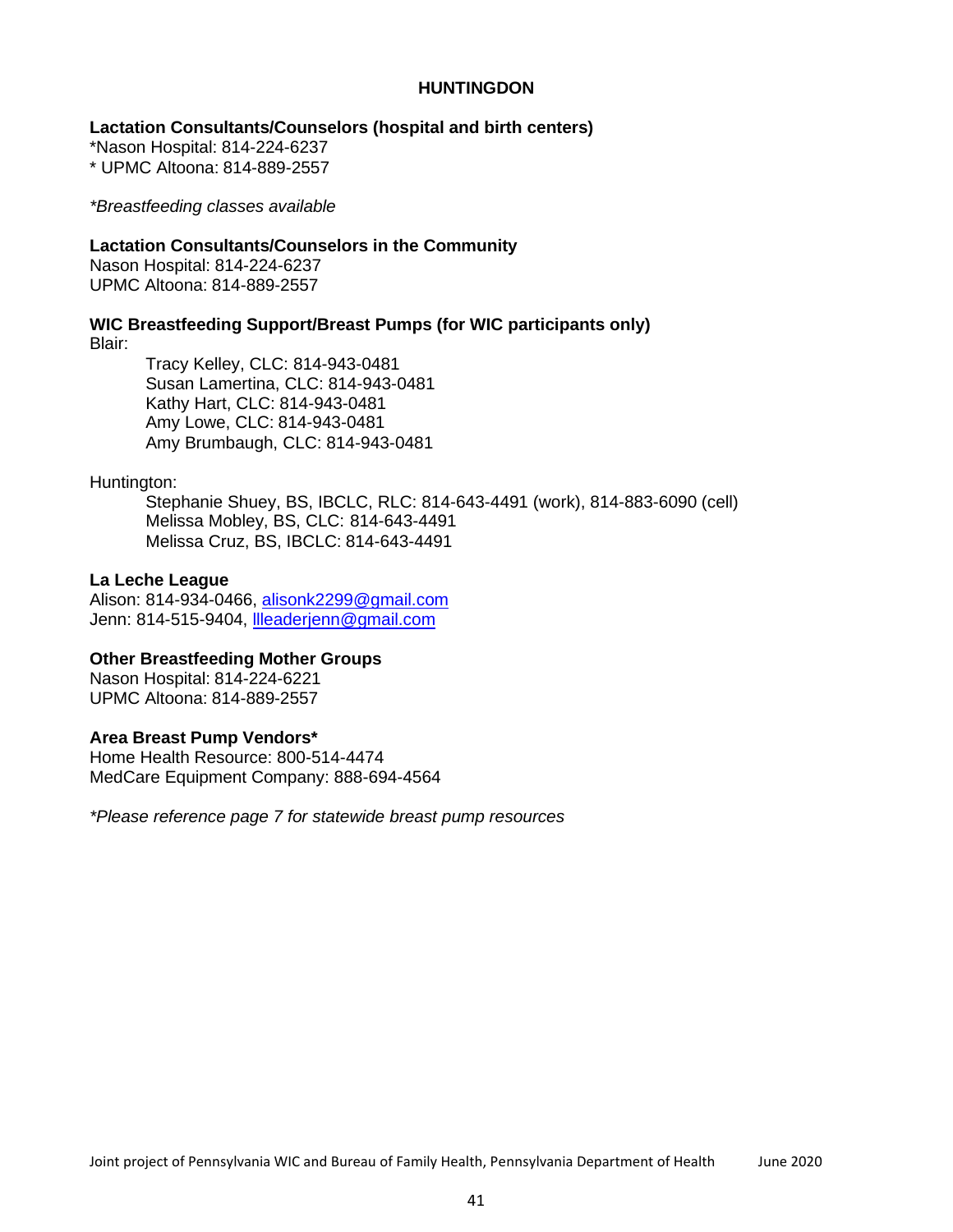# HUNTINGDON

**Lactation Consultants/Counselors (hospital and birth centers)**
*Nason Hospital: 814-224-6237
* UPMC Altoona: 814-889-2557

*\*Breastfeeding classes available*

**Lactation Consultants/Counselors in the Community**
Nason Hospital: 814-224-6237
UPMC Altoona: 814-889-2557

**WIC Breastfeeding Support/Breast Pumps (for WIC participants only)**
Blair:

Tracy Kelley, CLC: 814-943-0481
Susan Lamertina, CLC: 814-943-0481
Kathy Hart, CLC: 814-943-0481
Amy Lowe, CLC: 814-943-0481
Amy Brumbaugh, CLC: 814-943-0481

Huntington:

Stephanie Shuey, BS, IBCLC, RLC: 814-643-4491 (work), 814-883-6090 (cell)
Melissa Mobley, BS, CLC: 814-643-4491
Melissa Cruz, BS, IBCLC: 814-643-4491

**La Leche League**
Alison: 814-934-0466, alisonk2299@gmail.com
Jenn: 814-515-9404, llleaderjenn@gmail.com

**Other Breastfeeding Mother Groups**
Nason Hospital: 814-224-6221
UPMC Altoona: 814-889-2557

**Area Breast Pump Vendors***
Home Health Resource: 800-514-4474
MedCare Equipment Company: 888-694-4564

*\*Please reference page 7 for statewide breast pump resources*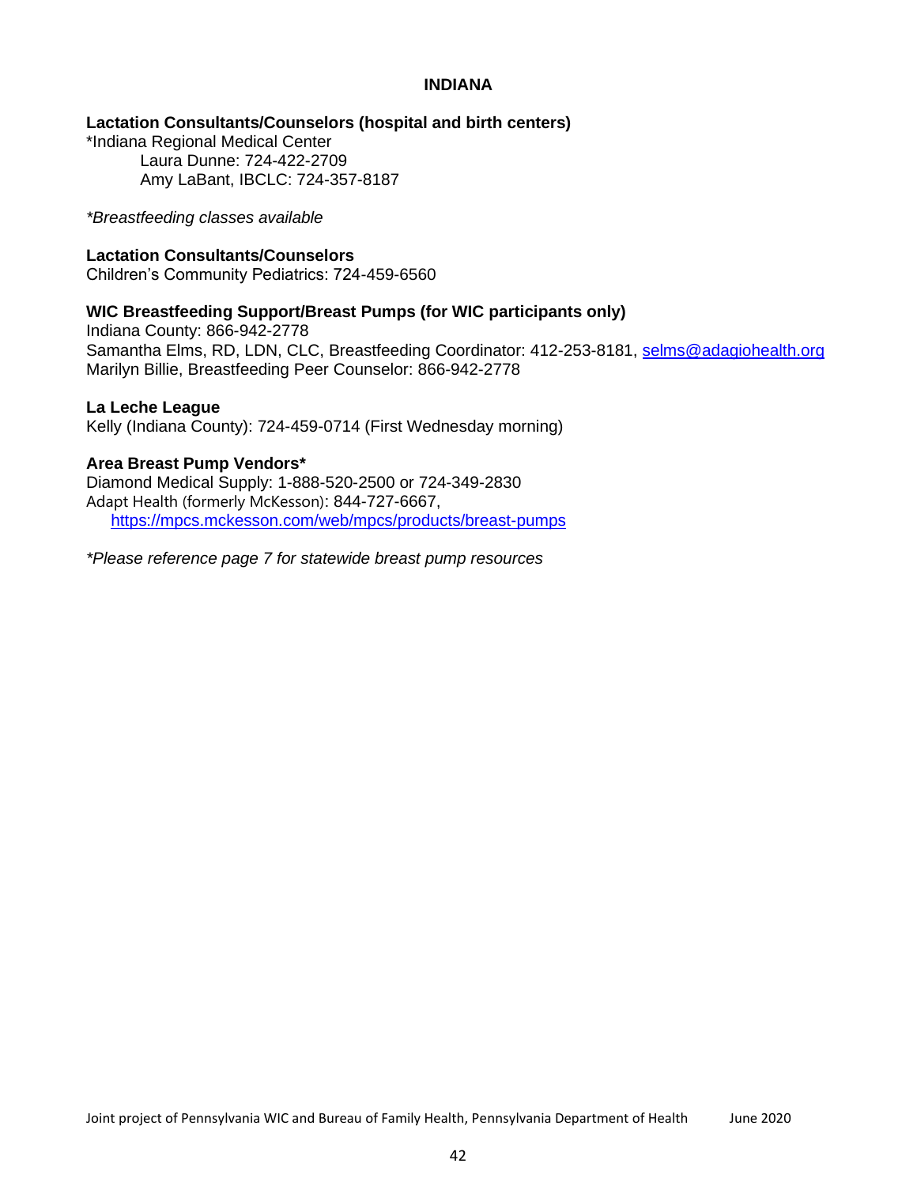# INDIANA

**Lactation Consultants/Counselors (hospital and birth centers)**

*Indiana Regional Medical Center

Laura Dunne: 724-422-2709

Amy LaBant, IBCLC: 724-357-8187

*\*Breastfeeding classes available*

**Lactation Consultants/Counselors**

Children's Community Pediatrics: 724-459-6560

**WIC Breastfeeding Support/Breast Pumps (for WIC participants only)**

Indiana County: 866-942-2778

Samantha Elms, RD, LDN, CLC, Breastfeeding Coordinator: 412-253-8181, selms@adagiohealth.org

Marilyn Billie, Breastfeeding Peer Counselor: 866-942-2778

**La Leche League**

Kelly (Indiana County): 724-459-0714 (First Wednesday morning)

**Area Breast Pump Vendors***

Diamond Medical Supply: 1-888-520-2500 or 724-349-2830

Adapt Health (formerly McKesson): 844-727-6667, https://mpcs.mckesson.com/web/mpcs/products/breast-pumps

*\*Please reference page 7 for statewide breast pump resources*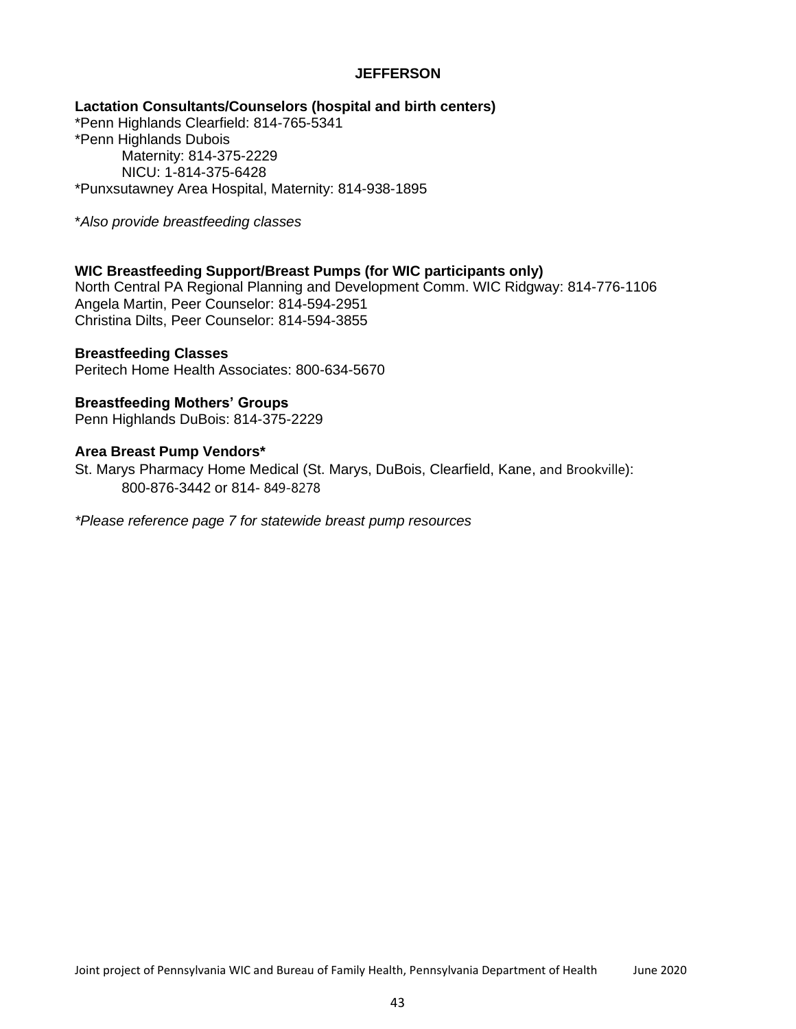## JEFFERSON

**Lactation Consultants/Counselors (hospital and birth centers)**

*Penn Highlands Clearfield: 814-765-5341
*Penn Highlands Dubois
  Maternity: 814-375-2229
  NICU: 1-814-375-6428
*Punxsutawney Area Hospital, Maternity: 814-938-1895

*\*Also provide breastfeeding classes*

**WIC Breastfeeding Support/Breast Pumps (for WIC participants only)**

North Central PA Regional Planning and Development Comm. WIC Ridgway: 814-776-1106
Angela Martin, Peer Counselor: 814-594-2951
Christina Dilts, Peer Counselor: 814-594-3855

**Breastfeeding Classes**

Peritech Home Health Associates: 800-634-5670

**Breastfeeding Mothers' Groups**

Penn Highlands DuBois: 814-375-2229

**Area Breast Pump Vendors***

St. Marys Pharmacy Home Medical (St. Marys, DuBois, Clearfield, Kane, and Brookville):
  800-876-3442 or 814- 849-8278

*\*Please reference page 7 for statewide breast pump resources*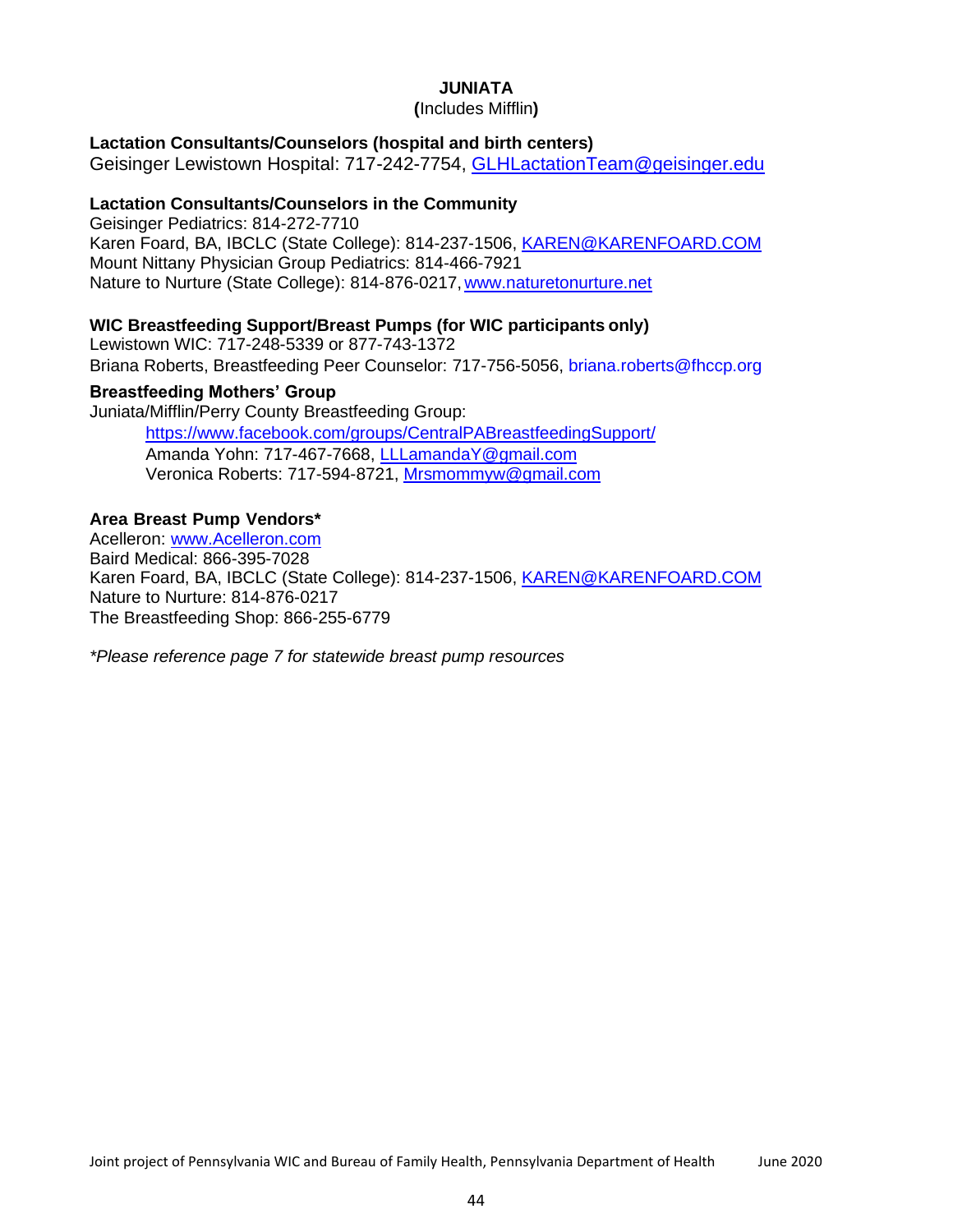# JUNIATA

**(**Includes Mifflin**)**

### Lactation Consultants/Counselors (hospital and birth centers)

Geisinger Lewistown Hospital: 717-242-7754, GLHLactationTeam@geisinger.edu

### Lactation Consultants/Counselors in the Community

Geisinger Pediatrics: 814-272-7710
Karen Foard, BA, IBCLC (State College): 814-237-1506, KAREN@KARENFOARD.COM
Mount Nittany Physician Group Pediatrics: 814-466-7921
Nature to Nurture (State College): 814-876-0217, www.naturetonurture.net

### WIC Breastfeeding Support/Breast Pumps (for WIC participants only)

Lewistown WIC: 717-248-5339 or 877-743-1372
Briana Roberts, Breastfeeding Peer Counselor: 717-756-5056, briana.roberts@fhccp.org

### Breastfeeding Mothers' Group

Juniata/Mifflin/Perry County Breastfeeding Group:

> https://www.facebook.com/groups/CentralPABreastfeedingSupport/
> Amanda Yohn: 717-467-7668, LLLamandaY@gmail.com
> Veronica Roberts: 717-594-8721, Mrsmommyw@gmail.com

### Area Breast Pump Vendors*

Acelleron: www.Acelleron.com
Baird Medical: 866-395-7028
Karen Foard, BA, IBCLC (State College): 814-237-1506, KAREN@KARENFOARD.COM
Nature to Nurture: 814-876-0217
The Breastfeeding Shop: 866-255-6779

*\*Please reference page 7 for statewide breast pump resources*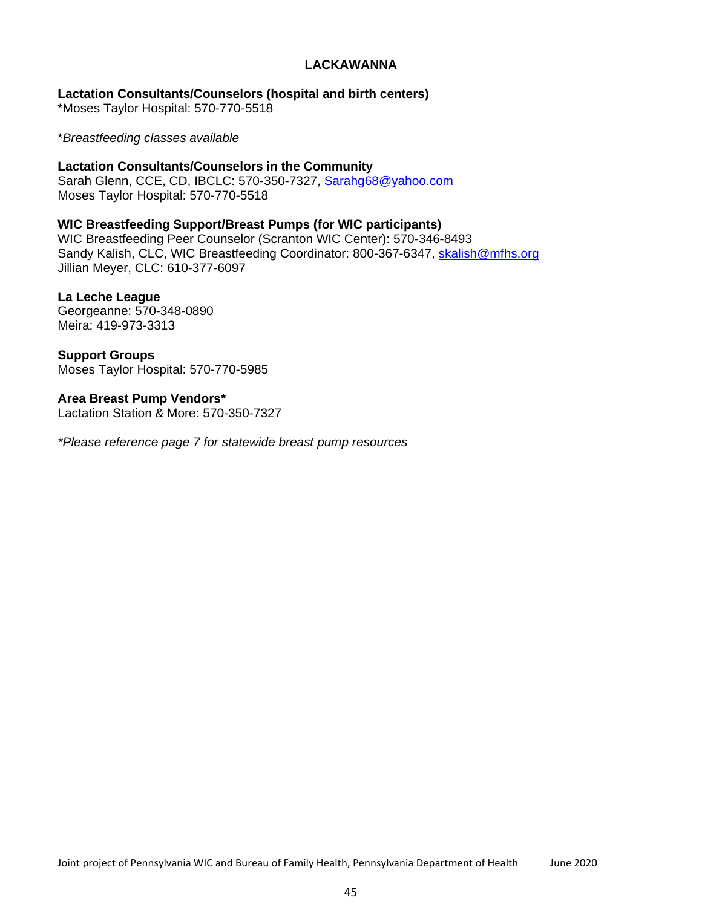# LACKAWANNA

**Lactation Consultants/Counselors (hospital and birth centers)**
*Moses Taylor Hospital: 570-770-5518

**Breastfeeding classes available*

**Lactation Consultants/Counselors in the Community**
Sarah Glenn, CCE, CD, IBCLC: 570-350-7327, Sarahg68@yahoo.com
Moses Taylor Hospital: 570-770-5518

**WIC Breastfeeding Support/Breast Pumps (for WIC participants)**
WIC Breastfeeding Peer Counselor (Scranton WIC Center): 570-346-8493
Sandy Kalish, CLC, WIC Breastfeeding Coordinator: 800-367-6347, skalish@mfhs.org
Jillian Meyer, CLC: 610-377-6097

**La Leche League**
Georgeanne: 570-348-0890
Meira: 419-973-3313

**Support Groups**
Moses Taylor Hospital: 570-770-5985

**Area Breast Pump Vendors***
Lactation Station & More: 570-350-7327

**Please reference page 7 for statewide breast pump resources*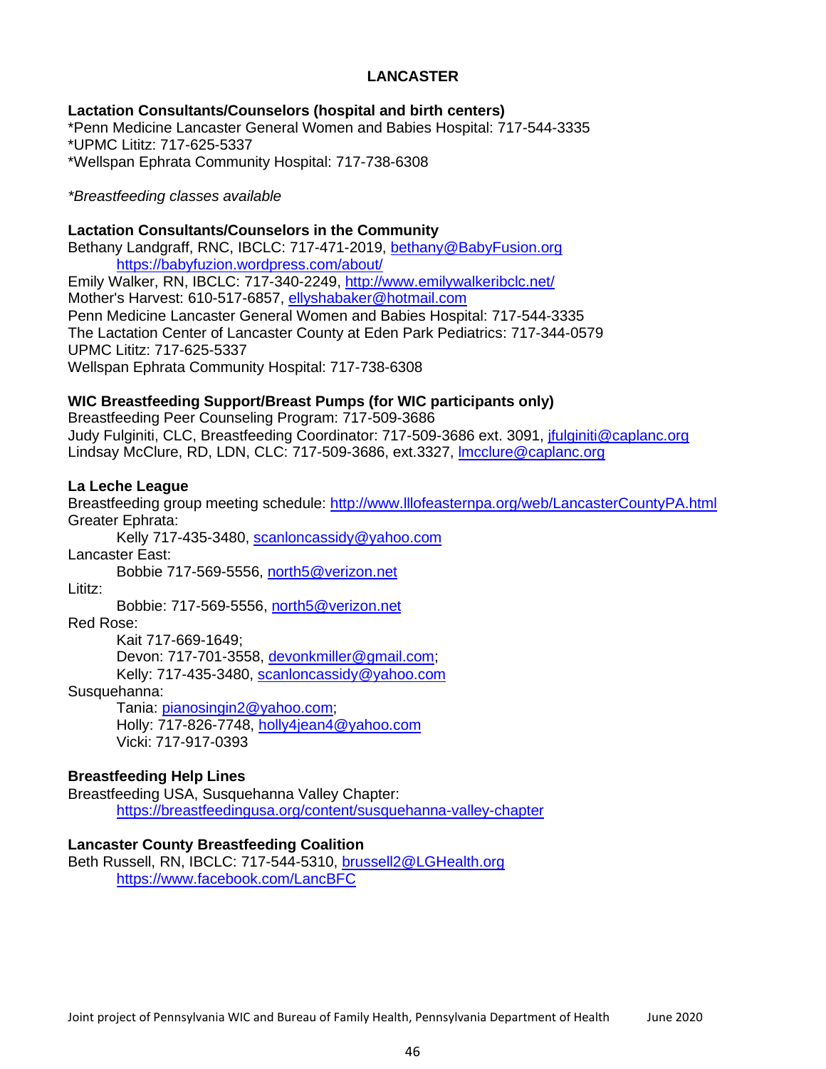# LANCASTER

**Lactation Consultants/Counselors (hospital and birth centers)**
*Penn Medicine Lancaster General Women and Babies Hospital: 717-544-3335
*UPMC Lititz: 717-625-5337
*Wellspan Ephrata Community Hospital: 717-738-6308

**Breastfeeding classes available*

**Lactation Consultants/Counselors in the Community**
Bethany Landgraff, RNC, IBCLC: 717-471-2019, bethany@BabyFusion.org
    https://babyfuzion.wordpress.com/about/
Emily Walker, RN, IBCLC: 717-340-2249, http://www.emilywalkeribclc.net/
Mother's Harvest: 610-517-6857, ellyshabaker@hotmail.com
Penn Medicine Lancaster General Women and Babies Hospital: 717-544-3335
The Lactation Center of Lancaster County at Eden Park Pediatrics: 717-344-0579
UPMC Lititz: 717-625-5337
Wellspan Ephrata Community Hospital: 717-738-6308

**WIC Breastfeeding Support/Breast Pumps (for WIC participants only)**
Breastfeeding Peer Counseling Program: 717-509-3686
Judy Fulginiti, CLC, Breastfeeding Coordinator: 717-509-3686 ext. 3091, jfulginiti@caplanc.org
Lindsay McClure, RD, LDN, CLC: 717-509-3686, ext.3327, lmcclure@caplanc.org

**La Leche League**
Breastfeeding group meeting schedule: http://www.lllofeasternpa.org/web/LancasterCountyPA.html
Greater Ephrata:
    Kelly 717-435-3480, scanloncassidy@yahoo.com
Lancaster East:
    Bobbie 717-569-5556, north5@verizon.net
Lititz:
    Bobbie: 717-569-5556, north5@verizon.net
Red Rose:
    Kait 717-669-1649;
    Devon: 717-701-3558, devonkmiller@gmail.com;
    Kelly: 717-435-3480, scanloncassidy@yahoo.com
Susquehanna:
    Tania: pianosingin2@yahoo.com;
    Holly: 717-826-7748, holly4jean4@yahoo.com
    Vicki: 717-917-0393

**Breastfeeding Help Lines**
Breastfeeding USA, Susquehanna Valley Chapter:
    https://breastfeedingusa.org/content/susquehanna-valley-chapter

**Lancaster County Breastfeeding Coalition**
Beth Russell, RN, IBCLC: 717-544-5310, brussell2@LGHealth.org
    https://www.facebook.com/LancBFC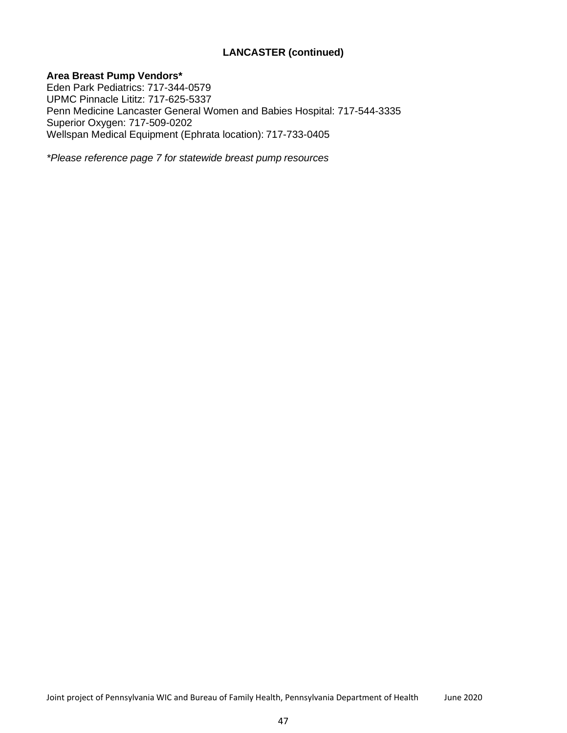## LANCASTER (continued)

**Area Breast Pump Vendors***

Eden Park Pediatrics: 717-344-0579
UPMC Pinnacle Lititz: 717-625-5337
Penn Medicine Lancaster General Women and Babies Hospital: 717-544-3335
Superior Oxygen: 717-509-0202
Wellspan Medical Equipment (Ephrata location): 717-733-0405

*\*Please reference page 7 for statewide breast pump resources*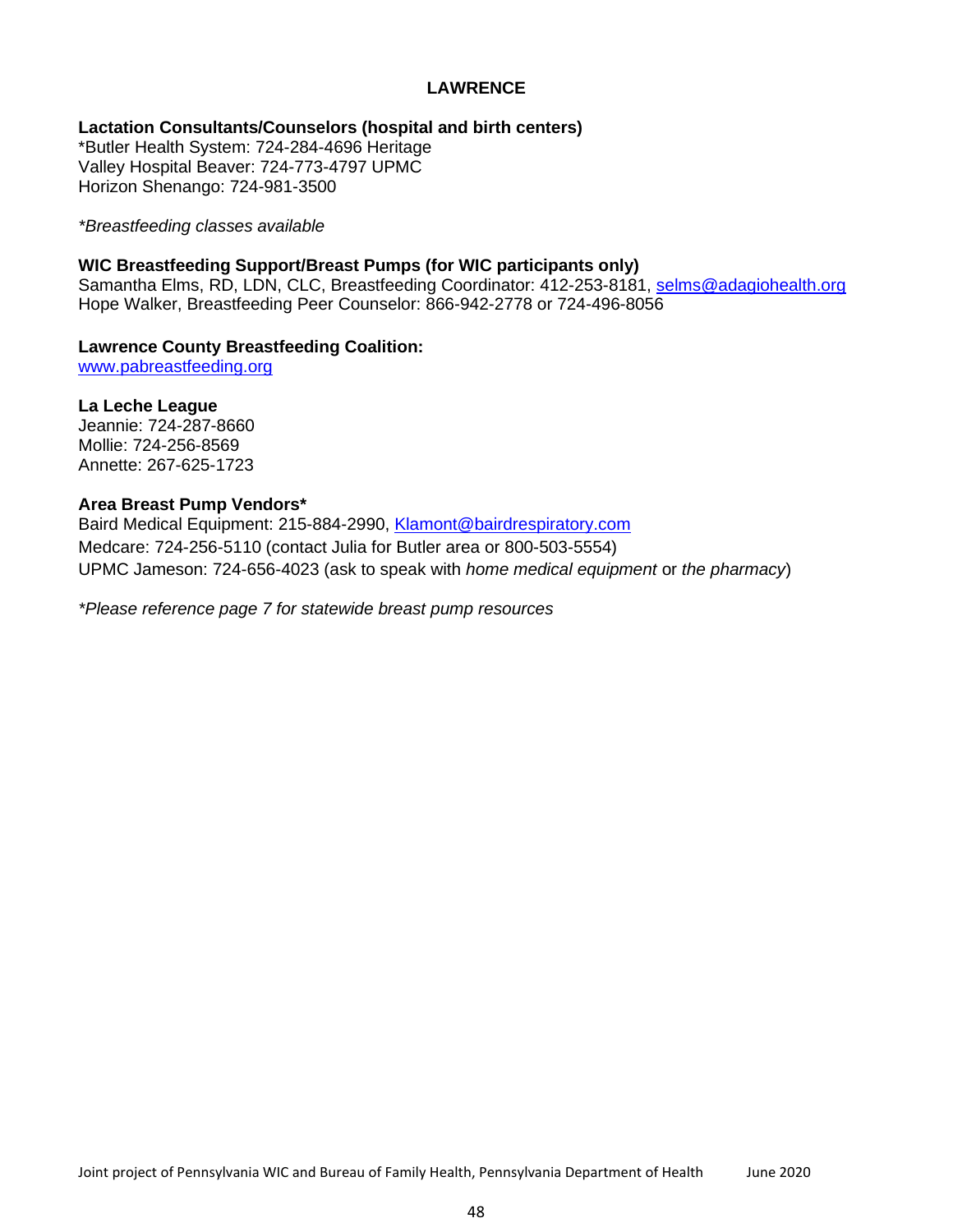## LAWRENCE

**Lactation Consultants/Counselors (hospital and birth centers)**
*Butler Health System: 724-284-4696 Heritage
Valley Hospital Beaver: 724-773-4797 UPMC
Horizon Shenango: 724-981-3500

*\*Breastfeeding classes available*

**WIC Breastfeeding Support/Breast Pumps (for WIC participants only)**
Samantha Elms, RD, LDN, CLC, Breastfeeding Coordinator: 412-253-8181, selms@adagiohealth.org
Hope Walker, Breastfeeding Peer Counselor: 866-942-2778 or 724-496-8056

**Lawrence County Breastfeeding Coalition:**
www.pabreastfeeding.org

**La Leche League**
Jeannie: 724-287-8660
Mollie: 724-256-8569
Annette: 267-625-1723

**Area Breast Pump Vendors***
Baird Medical Equipment: 215-884-2990, Klamont@bairdrespiratory.com
Medcare: 724-256-5110 (contact Julia for Butler area or 800-503-5554)
UPMC Jameson: 724-656-4023 (ask to speak with *home medical equipment* or *the pharmacy*)

*\*Please reference page 7 for statewide breast pump resources*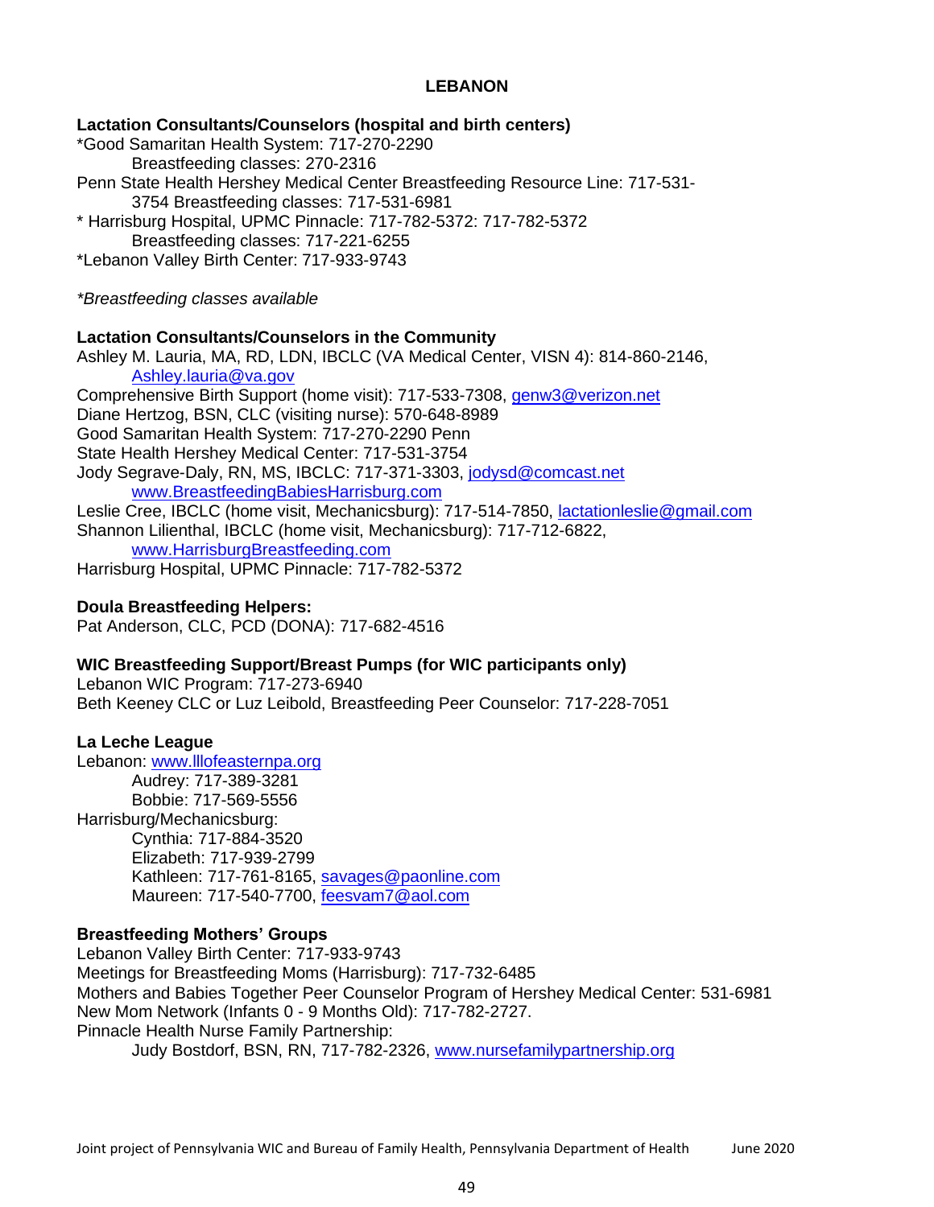## LEBANON

### Lactation Consultants/Counselors (hospital and birth centers)

*Good Samaritan Health System: 717-270-2290
    Breastfeeding classes: 270-2316
Penn State Health Hershey Medical Center Breastfeeding Resource Line: 717-531-3754 Breastfeeding classes: 717-531-6981
* Harrisburg Hospital, UPMC Pinnacle: 717-782-5372: 717-782-5372
    Breastfeeding classes: 717-221-6255
*Lebanon Valley Birth Center: 717-933-9743

*\*Breastfeeding classes available*

### Lactation Consultants/Counselors in the Community

Ashley M. Lauria, MA, RD, LDN, IBCLC (VA Medical Center, VISN 4): 814-860-2146, Ashley.lauria@va.gov
Comprehensive Birth Support (home visit): 717-533-7308, genw3@verizon.net
Diane Hertzog, BSN, CLC (visiting nurse): 570-648-8989
Good Samaritan Health System: 717-270-2290 Penn
State Health Hershey Medical Center: 717-531-3754
Jody Segrave-Daly, RN, MS, IBCLC: 717-371-3303, jodysd@comcast.net
    www.BreastfeedingBabiesHarrisburg.com
Leslie Cree, IBCLC (home visit, Mechanicsburg): 717-514-7850, lactationleslie@gmail.com
Shannon Lilienthal, IBCLC (home visit, Mechanicsburg): 717-712-6822,
    www.HarrisburgBreastfeeding.com
Harrisburg Hospital, UPMC Pinnacle: 717-782-5372

### Doula Breastfeeding Helpers:

Pat Anderson, CLC, PCD (DONA): 717-682-4516

### WIC Breastfeeding Support/Breast Pumps (for WIC participants only)

Lebanon WIC Program: 717-273-6940
Beth Keeney CLC or Luz Leibold, Breastfeeding Peer Counselor: 717-228-7051

### La Leche League

Lebanon: www.lllofeasternpa.org
    Audrey: 717-389-3281
    Bobbie: 717-569-5556
Harrisburg/Mechanicsburg:
    Cynthia: 717-884-3520
    Elizabeth: 717-939-2799
    Kathleen: 717-761-8165, savages@paonline.com
    Maureen: 717-540-7700, feesvam7@aol.com

### Breastfeeding Mothers' Groups

Lebanon Valley Birth Center: 717-933-9743
Meetings for Breastfeeding Moms (Harrisburg): 717-732-6485
Mothers and Babies Together Peer Counselor Program of Hershey Medical Center: 531-6981
New Mom Network (Infants 0 - 9 Months Old): 717-782-2727.
Pinnacle Health Nurse Family Partnership:
    Judy Bostdorf, BSN, RN, 717-782-2326, www.nursefamilypartnership.org

Joint project of Pennsylvania WIC and Bureau of Family Health, Pennsylvania Department of Health    June 2020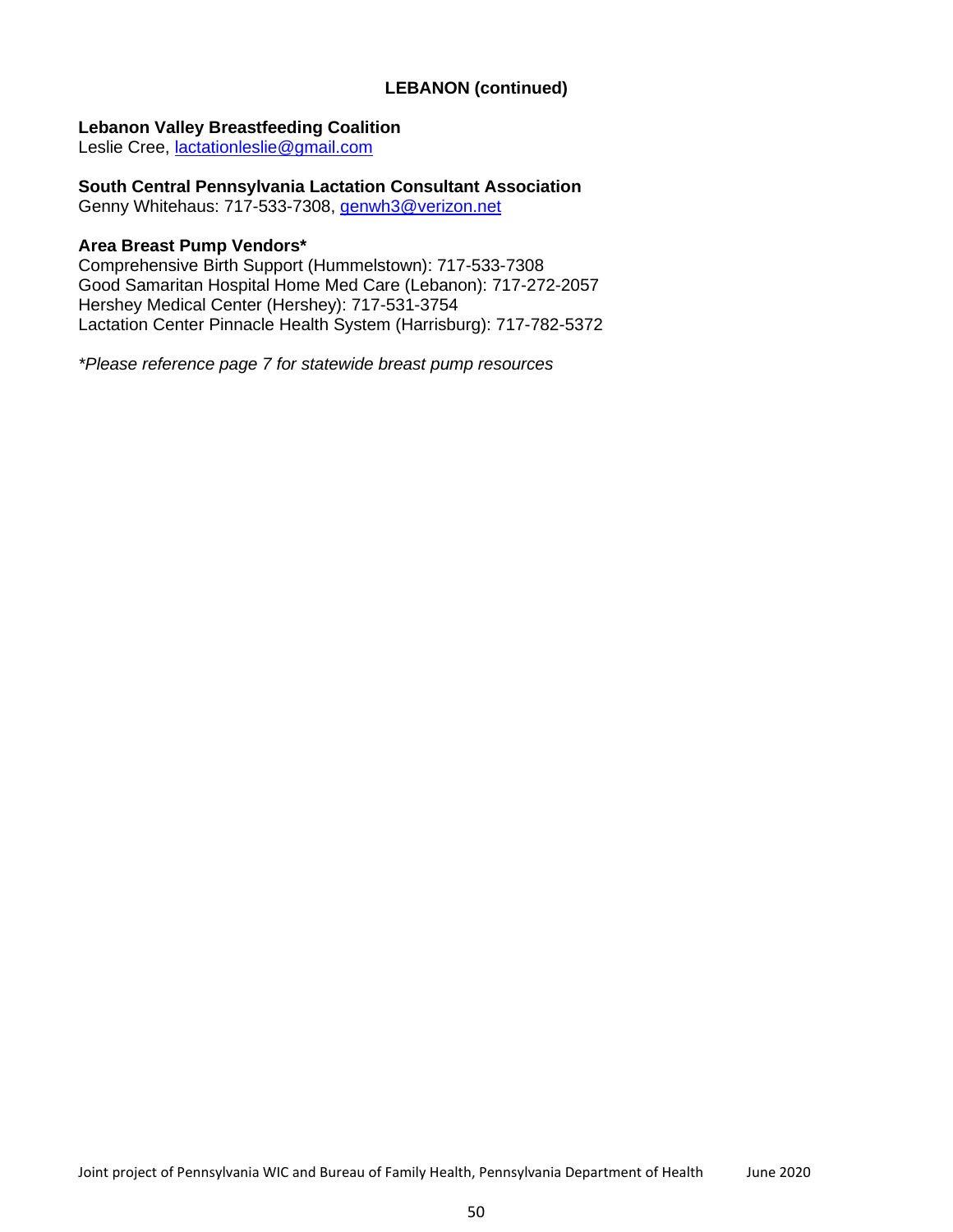## LEBANON (continued)

**Lebanon Valley Breastfeeding Coalition**
Leslie Cree, lactationleslie@gmail.com

**South Central Pennsylvania Lactation Consultant Association**
Genny Whitehaus: 717-533-7308, genwh3@verizon.net

**Area Breast Pump Vendors***
Comprehensive Birth Support (Hummelstown): 717-533-7308
Good Samaritan Hospital Home Med Care (Lebanon): 717-272-2057
Hershey Medical Center (Hershey): 717-531-3754
Lactation Center Pinnacle Health System (Harrisburg): 717-782-5372

*\*Please reference page 7 for statewide breast pump resources*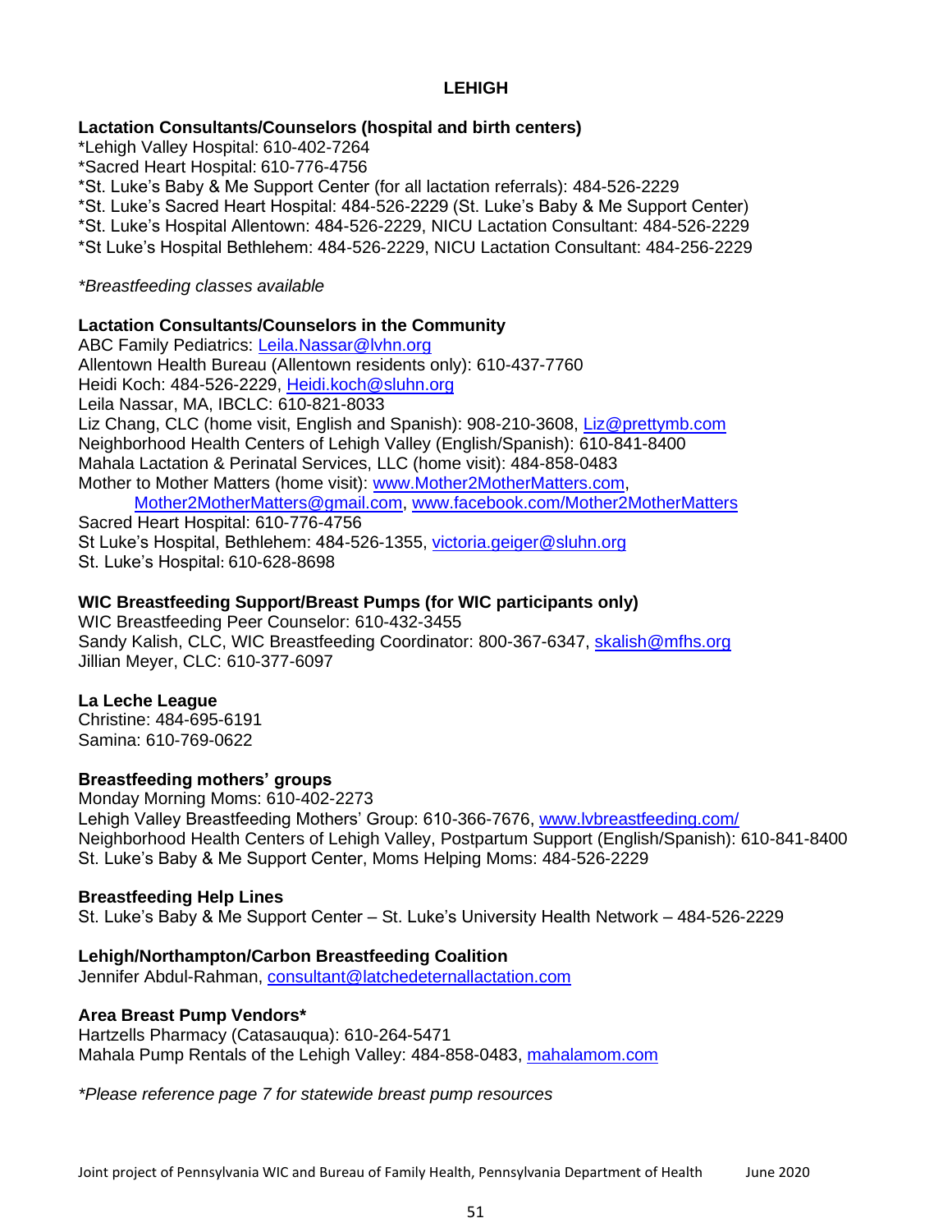# LEHIGH

**Lactation Consultants/Counselors (hospital and birth centers)**

*Lehigh Valley Hospital: 610-402-7264
*Sacred Heart Hospital: 610-776-4756
*St. Luke's Baby & Me Support Center (for all lactation referrals): 484-526-2229
*St. Luke's Sacred Heart Hospital: 484-526-2229 (St. Luke's Baby & Me Support Center)
*St. Luke's Hospital Allentown: 484-526-2229, NICU Lactation Consultant: 484-526-2229
*St Luke's Hospital Bethlehem: 484-526-2229, NICU Lactation Consultant: 484-256-2229

*\*Breastfeeding classes available*

**Lactation Consultants/Counselors in the Community**

ABC Family Pediatrics: Leila.Nassar@lvhn.org
Allentown Health Bureau (Allentown residents only): 610-437-7760
Heidi Koch: 484-526-2229, Heidi.koch@sluhn.org
Leila Nassar, MA, IBCLC: 610-821-8033
Liz Chang, CLC (home visit, English and Spanish): 908-210-3608, Liz@prettymb.com
Neighborhood Health Centers of Lehigh Valley (English/Spanish): 610-841-8400
Mahala Lactation & Perinatal Services, LLC (home visit): 484-858-0483
Mother to Mother Matters (home visit): www.Mother2MotherMatters.com, Mother2MotherMatters@gmail.com, www.facebook.com/Mother2MotherMatters
Sacred Heart Hospital: 610-776-4756
St Luke's Hospital, Bethlehem: 484-526-1355, victoria.geiger@sluhn.org
St. Luke's Hospital: 610-628-8698

**WIC Breastfeeding Support/Breast Pumps (for WIC participants only)**

WIC Breastfeeding Peer Counselor: 610-432-3455
Sandy Kalish, CLC, WIC Breastfeeding Coordinator: 800-367-6347, skalish@mfhs.org
Jillian Meyer, CLC: 610-377-6097

**La Leche League**

Christine: 484-695-6191
Samina: 610-769-0622

**Breastfeeding mothers' groups**

Monday Morning Moms: 610-402-2273
Lehigh Valley Breastfeeding Mothers' Group: 610-366-7676, www.lvbreastfeeding.com/
Neighborhood Health Centers of Lehigh Valley, Postpartum Support (English/Spanish): 610-841-8400
St. Luke's Baby & Me Support Center, Moms Helping Moms: 484-526-2229

**Breastfeeding Help Lines**

St. Luke's Baby & Me Support Center – St. Luke's University Health Network – 484-526-2229

**Lehigh/Northampton/Carbon Breastfeeding Coalition**

Jennifer Abdul-Rahman, consultant@latchedeternallactation.com

**Area Breast Pump Vendors***

Hartzells Pharmacy (Catasauqua): 610-264-5471
Mahala Pump Rentals of the Lehigh Valley: 484-858-0483, mahalamom.com

*\*Please reference page 7 for statewide breast pump resources*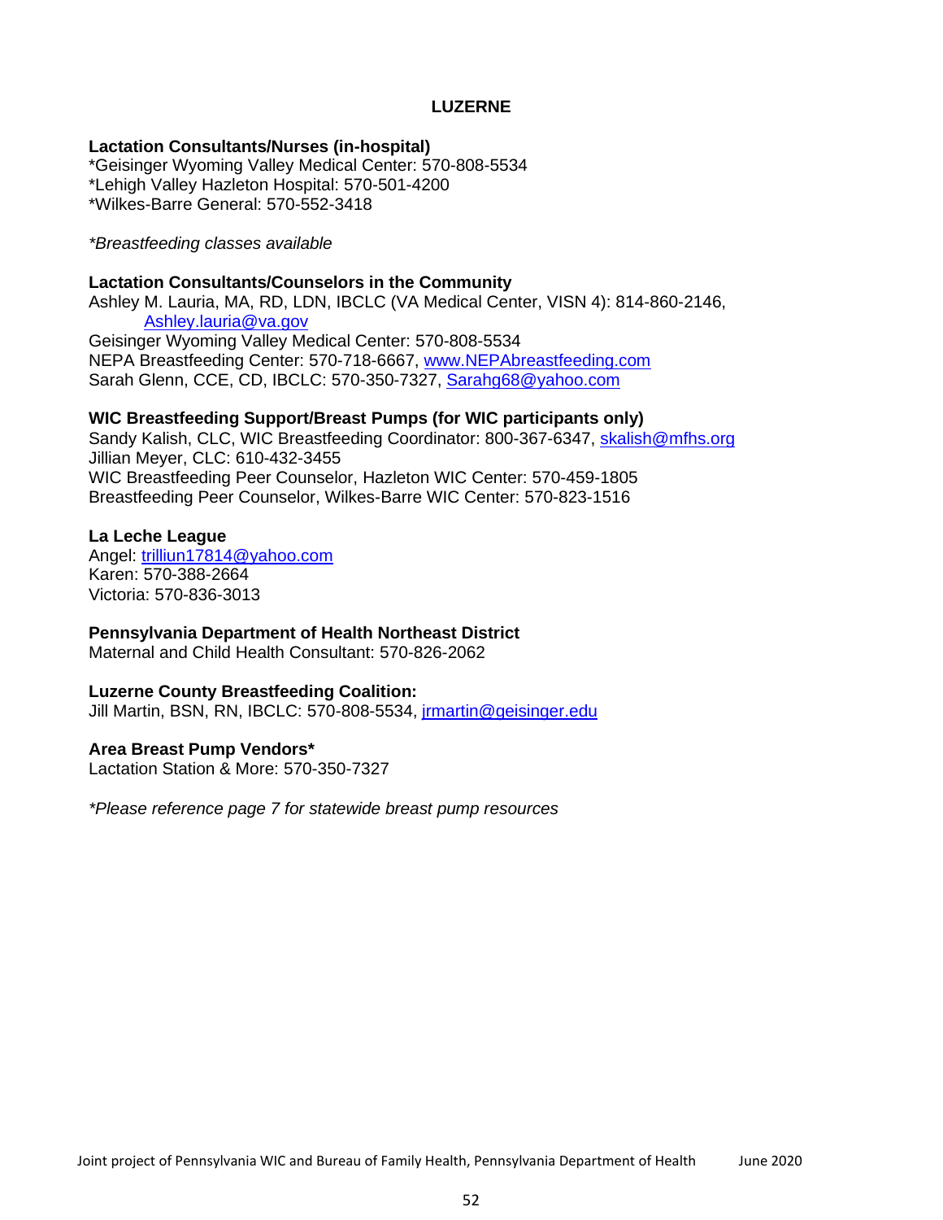# LUZERNE

**Lactation Consultants/Nurses (in-hospital)**
*Geisinger Wyoming Valley Medical Center: 570-808-5534
*Lehigh Valley Hazleton Hospital: 570-501-4200
*Wilkes-Barre General: 570-552-3418

*\*Breastfeeding classes available*

**Lactation Consultants/Counselors in the Community**
Ashley M. Lauria, MA, RD, LDN, IBCLC (VA Medical Center, VISN 4): 814-860-2146, Ashley.lauria@va.gov
Geisinger Wyoming Valley Medical Center: 570-808-5534
NEPA Breastfeeding Center: 570-718-6667, www.NEPAbreastfeeding.com
Sarah Glenn, CCE, CD, IBCLC: 570-350-7327, Sarahg68@yahoo.com

**WIC Breastfeeding Support/Breast Pumps (for WIC participants only)**
Sandy Kalish, CLC, WIC Breastfeeding Coordinator: 800-367-6347, skalish@mfhs.org
Jillian Meyer, CLC: 610-432-3455
WIC Breastfeeding Peer Counselor, Hazleton WIC Center: 570-459-1805
Breastfeeding Peer Counselor, Wilkes-Barre WIC Center: 570-823-1516

**La Leche League**
Angel: trilliun17814@yahoo.com
Karen: 570-388-2664
Victoria: 570-836-3013

**Pennsylvania Department of Health Northeast District**
Maternal and Child Health Consultant: 570-826-2062

**Luzerne County Breastfeeding Coalition:**
Jill Martin, BSN, RN, IBCLC: 570-808-5534, jrmartin@geisinger.edu

**Area Breast Pump Vendors***
Lactation Station & More: 570-350-7327

*\*Please reference page 7 for statewide breast pump resources*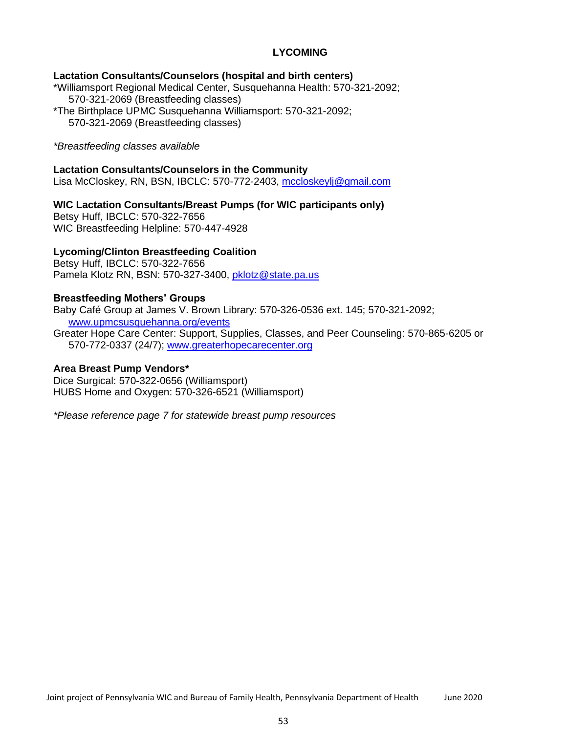# LYCOMING

**Lactation Consultants/Counselors (hospital and birth centers)**

*Williamsport Regional Medical Center, Susquehanna Health: 570-321-2092; 570-321-2069 (Breastfeeding classes)
*The Birthplace UPMC Susquehanna Williamsport: 570-321-2092; 570-321-2069 (Breastfeeding classes)

*\*Breastfeeding classes available*

**Lactation Consultants/Counselors in the Community**

Lisa McCloskey, RN, BSN, IBCLC: 570-772-2403, mccloskeylj@gmail.com

**WIC Lactation Consultants/Breast Pumps (for WIC participants only)**

Betsy Huff, IBCLC: 570-322-7656
WIC Breastfeeding Helpline: 570-447-4928

**Lycoming/Clinton Breastfeeding Coalition**

Betsy Huff, IBCLC: 570-322-7656
Pamela Klotz RN, BSN: 570-327-3400, pklotz@state.pa.us

**Breastfeeding Mothers' Groups**

Baby Café Group at James V. Brown Library: 570-326-0536 ext. 145; 570-321-2092; www.upmcsusquehanna.org/events
Greater Hope Care Center: Support, Supplies, Classes, and Peer Counseling: 570-865-6205 or 570-772-0337 (24/7); www.greaterhopecarecenter.org

**Area Breast Pump Vendors***

Dice Surgical: 570-322-0656 (Williamsport)
HUBS Home and Oxygen: 570-326-6521 (Williamsport)

*\*Please reference page 7 for statewide breast pump resources*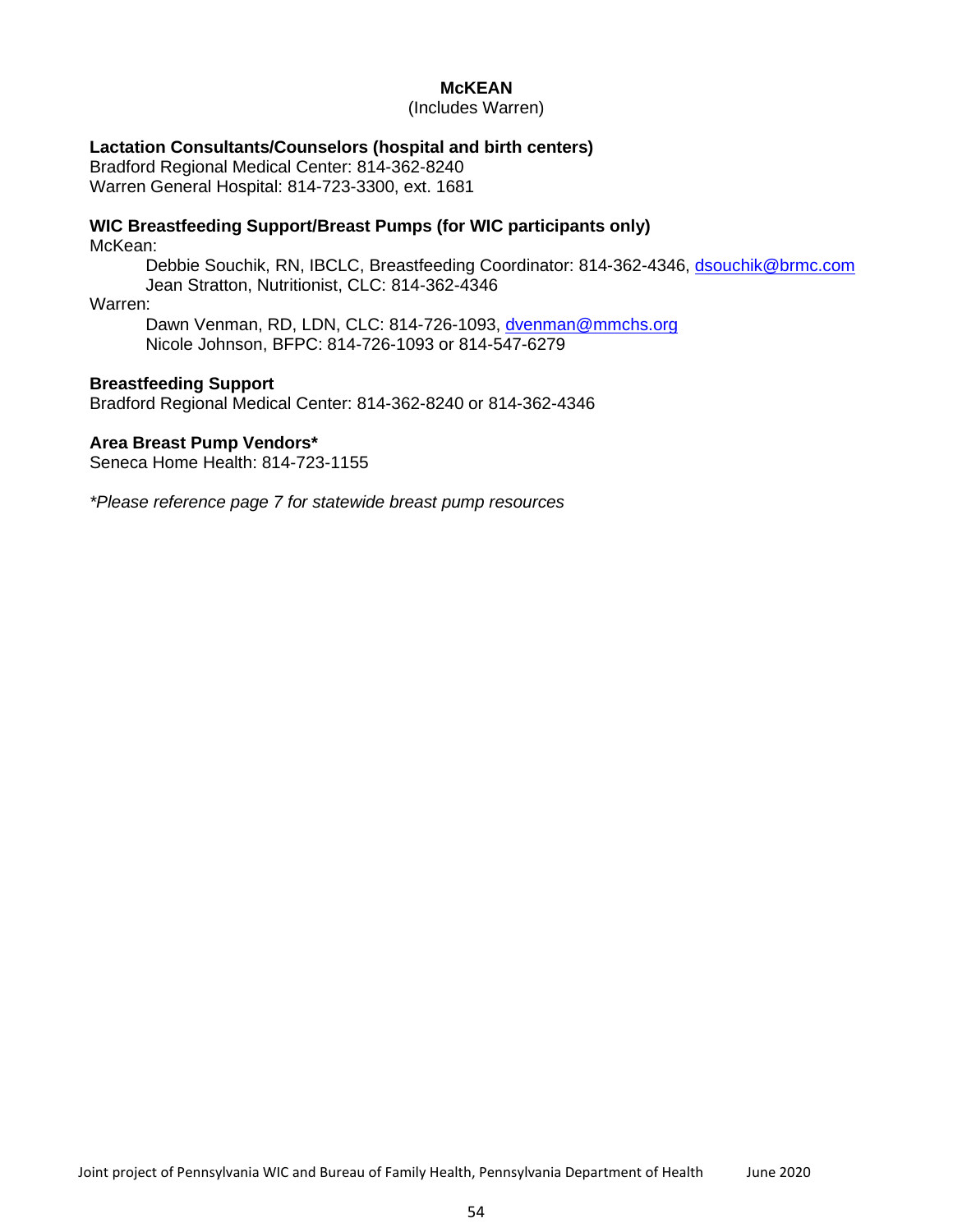# McKEAN

(Includes Warren)

**Lactation Consultants/Counselors (hospital and birth centers)**
Bradford Regional Medical Center: 814-362-8240
Warren General Hospital: 814-723-3300, ext. 1681

**WIC Breastfeeding Support/Breast Pumps (for WIC participants only)**
McKean:

- Debbie Souchik, RN, IBCLC, Breastfeeding Coordinator: 814-362-4346, dsouchik@brmc.com
- Jean Stratton, Nutritionist, CLC: 814-362-4346

Warren:

- Dawn Venman, RD, LDN, CLC: 814-726-1093, dvenman@mmchs.org
- Nicole Johnson, BFPC: 814-726-1093 or 814-547-6279

**Breastfeeding Support**
Bradford Regional Medical Center: 814-362-8240 or 814-362-4346

**Area Breast Pump Vendors***
Seneca Home Health: 814-723-1155

*\*Please reference page 7 for statewide breast pump resources*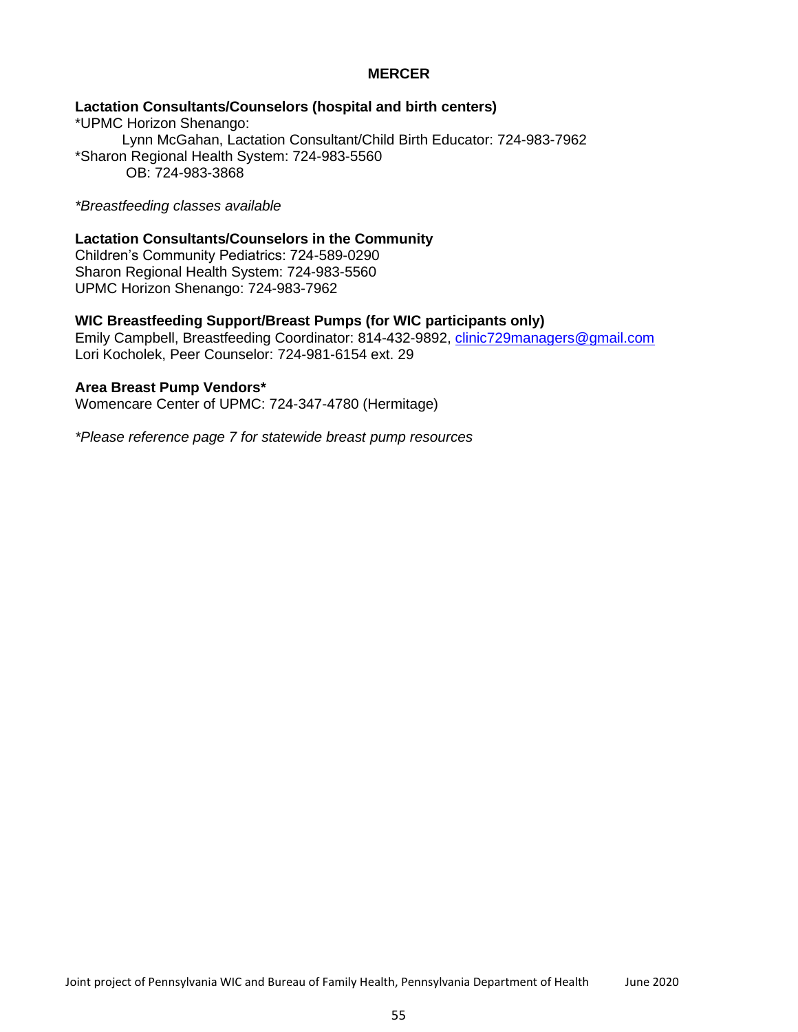# MERCER

**Lactation Consultants/Counselors (hospital and birth centers)**
*UPMC Horizon Shenango:
Lynn McGahan, Lactation Consultant/Child Birth Educator: 724-983-7962
*Sharon Regional Health System: 724-983-5560
OB: 724-983-3868

*\*Breastfeeding classes available*

**Lactation Consultants/Counselors in the Community**
Children's Community Pediatrics: 724-589-0290
Sharon Regional Health System: 724-983-5560
UPMC Horizon Shenango: 724-983-7962

**WIC Breastfeeding Support/Breast Pumps (for WIC participants only)**
Emily Campbell, Breastfeeding Coordinator: 814-432-9892, clinic729managers@gmail.com
Lori Kocholek, Peer Counselor: 724-981-6154 ext. 29

**Area Breast Pump Vendors***
Womencare Center of UPMC: 724-347-4780 (Hermitage)

*\*Please reference page 7 for statewide breast pump resources*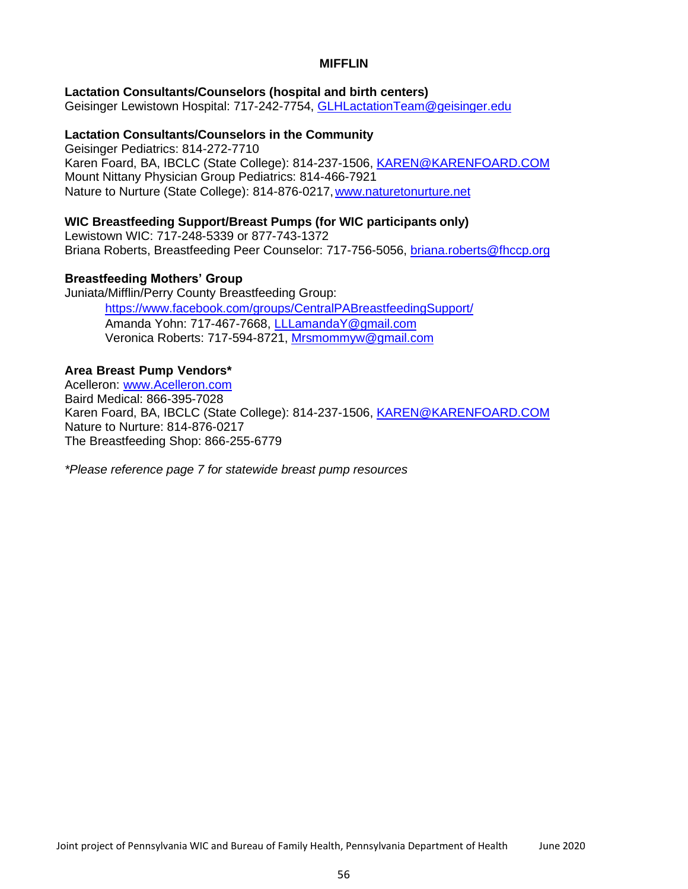## MIFFLIN

**Lactation Consultants/Counselors (hospital and birth centers)**
Geisinger Lewistown Hospital: 717-242-7754, GLHLactationTeam@geisinger.edu

**Lactation Consultants/Counselors in the Community**
Geisinger Pediatrics: 814-272-7710
Karen Foard, BA, IBCLC (State College): 814-237-1506, KAREN@KARENFOARD.COM
Mount Nittany Physician Group Pediatrics: 814-466-7921
Nature to Nurture (State College): 814-876-0217, www.naturetonurture.net

**WIC Breastfeeding Support/Breast Pumps (for WIC participants only)**
Lewistown WIC: 717-248-5339 or 877-743-1372
Briana Roberts, Breastfeeding Peer Counselor: 717-756-5056, briana.roberts@fhccp.org

**Breastfeeding Mothers' Group**
Juniata/Mifflin/Perry County Breastfeeding Group:
https://www.facebook.com/groups/CentralPABreastfeedingSupport/
Amanda Yohn: 717-467-7668, LLLamandaY@gmail.com
Veronica Roberts: 717-594-8721, Mrsmommyw@gmail.com

**Area Breast Pump Vendors***
Acelleron: www.Acelleron.com
Baird Medical: 866-395-7028
Karen Foard, BA, IBCLC (State College): 814-237-1506, KAREN@KARENFOARD.COM
Nature to Nurture: 814-876-0217
The Breastfeeding Shop: 866-255-6779

*\*Please reference page 7 for statewide breast pump resources*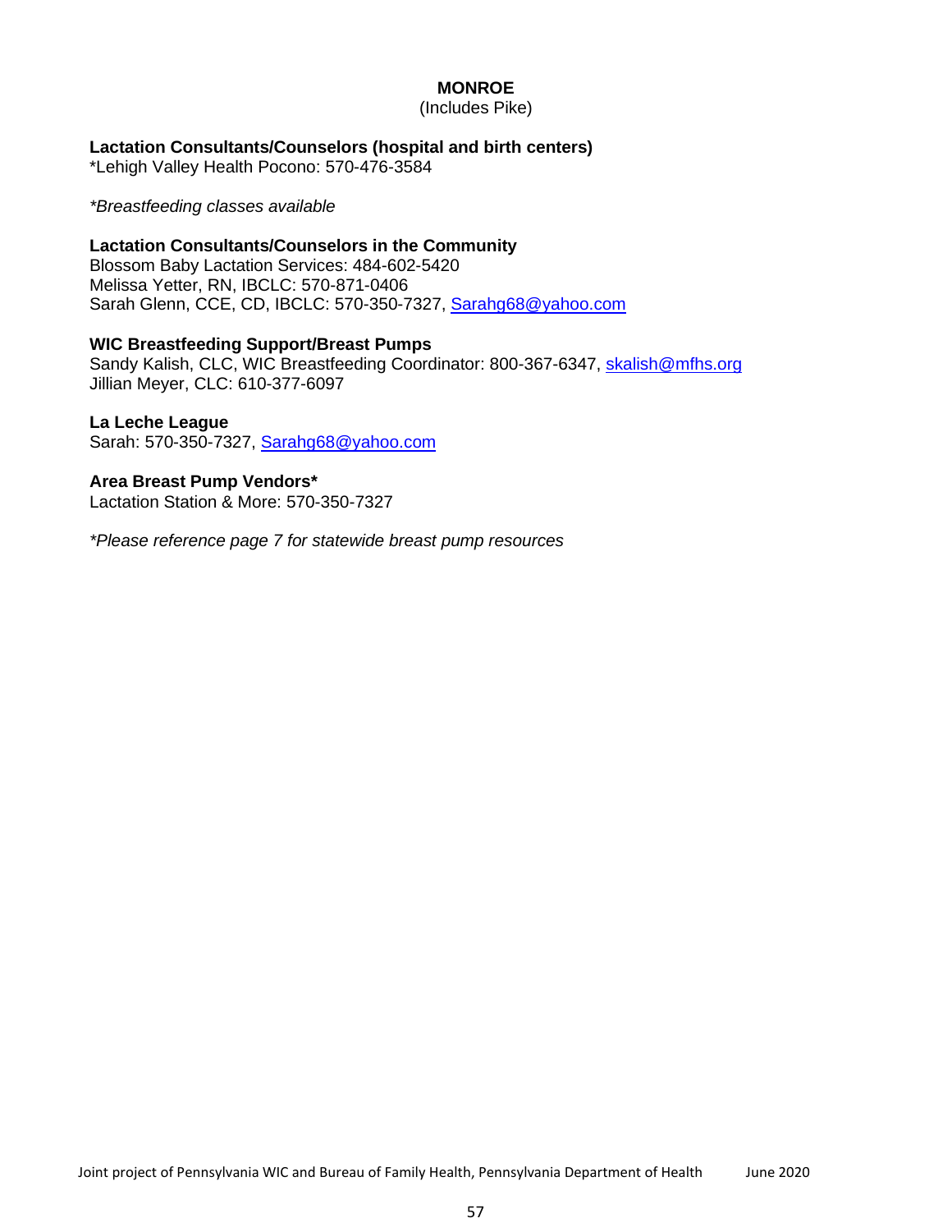# MONROE

(Includes Pike)

**Lactation Consultants/Counselors (hospital and birth centers)**
*Lehigh Valley Health Pocono: 570-476-3584

*\*Breastfeeding classes available*

**Lactation Consultants/Counselors in the Community**
Blossom Baby Lactation Services: 484-602-5420
Melissa Yetter, RN, IBCLC: 570-871-0406
Sarah Glenn, CCE, CD, IBCLC: 570-350-7327, Sarahg68@yahoo.com

**WIC Breastfeeding Support/Breast Pumps**
Sandy Kalish, CLC, WIC Breastfeeding Coordinator: 800-367-6347, skalish@mfhs.org
Jillian Meyer, CLC: 610-377-6097

**La Leche League**
Sarah: 570-350-7327, Sarahg68@yahoo.com

**Area Breast Pump Vendors***
Lactation Station & More: 570-350-7327

*\*Please reference page 7 for statewide breast pump resources*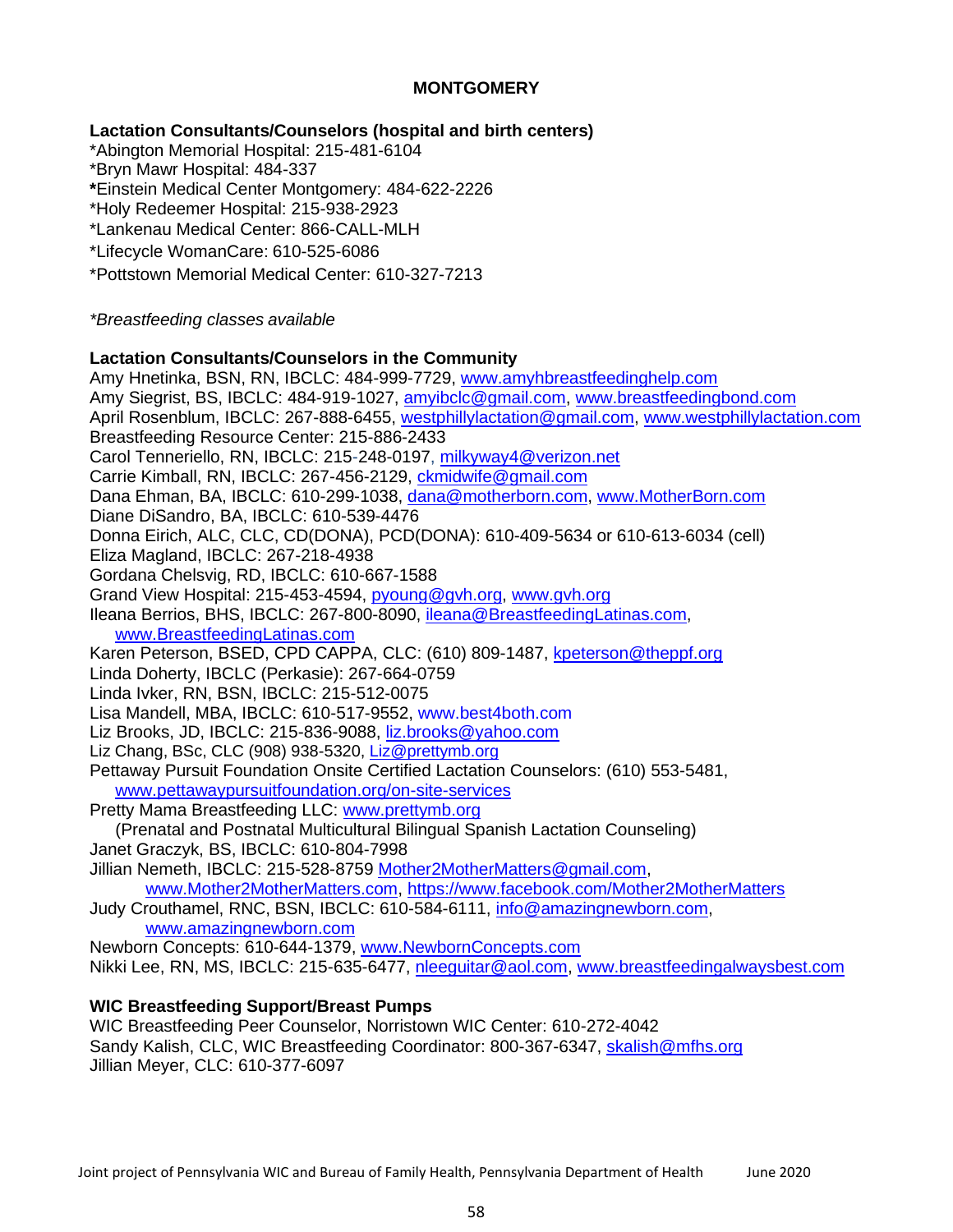## MONTGOMERY

### Lactation Consultants/Counselors (hospital and birth centers)

*Abington Memorial Hospital: 215-481-6104
*Bryn Mawr Hospital: 484-337
*Einstein Medical Center Montgomery: 484-622-2226
*Holy Redeemer Hospital: 215-938-2923
*Lankenau Medical Center: 866-CALL-MLH
*Lifecycle WomanCare: 610-525-6086
*Pottstown Memorial Medical Center: 610-327-7213

*\*Breastfeeding classes available*

### Lactation Consultants/Counselors in the Community

Amy Hnetinka, BSN, RN, IBCLC: 484-999-7729, www.amyhbreastfeedinghelp.com
Amy Siegrist, BS, IBCLC: 484-919-1027, amyibclc@gmail.com, www.breastfeedingbond.com
April Rosenblum, IBCLC: 267-888-6455, westphillylactation@gmail.com, www.westphillylactation.com
Breastfeeding Resource Center: 215-886-2433
Carol Tenneriello, RN, IBCLC: 215-248-0197, milkyway4@verizon.net
Carrie Kimball, RN, IBCLC: 267-456-2129, ckmidwife@gmail.com
Dana Ehman, BA, IBCLC: 610-299-1038, dana@motherborn.com, www.MotherBorn.com
Diane DiSandro, BA, IBCLC: 610-539-4476
Donna Eirich, ALC, CLC, CD(DONA), PCD(DONA): 610-409-5634 or 610-613-6034 (cell)
Eliza Magland, IBCLC: 267-218-4938
Gordana Chelsvig, RD, IBCLC: 610-667-1588
Grand View Hospital: 215-453-4594, pyoung@gvh.org, www.gvh.org
Ileana Berrios, BHS, IBCLC: 267-800-8090, ileana@BreastfeedingLatinas.com, www.BreastfeedingLatinas.com
Karen Peterson, BSED, CPD CAPPA, CLC: (610) 809-1487, kpeterson@theppf.org
Linda Doherty, IBCLC (Perkasie): 267-664-0759
Linda Ivker, RN, BSN, IBCLC: 215-512-0075
Lisa Mandell, MBA, IBCLC: 610-517-9552, www.best4both.com
Liz Brooks, JD, IBCLC: 215-836-9088, liz.brooks@yahoo.com
Liz Chang, BSc, CLC (908) 938-5320, Liz@prettymb.org
Pettaway Pursuit Foundation Onsite Certified Lactation Counselors: (610) 553-5481, www.pettawaypursuitfoundation.org/on-site-services
Pretty Mama Breastfeeding LLC: www.prettymb.org
(Prenatal and Postnatal Multicultural Bilingual Spanish Lactation Counseling)
Janet Graczyk, BS, IBCLC: 610-804-7998
Jillian Nemeth, IBCLC: 215-528-8759 Mother2MotherMatters@gmail.com, www.Mother2MotherMatters.com, https://www.facebook.com/Mother2MotherMatters
Judy Crouthamel, RNC, BSN, IBCLC: 610-584-6111, info@amazingnewborn.com, www.amazingnewborn.com
Newborn Concepts: 610-644-1379, www.NewbornConcepts.com
Nikki Lee, RN, MS, IBCLC: 215-635-6477, nleeguitar@aol.com, www.breastfeedingalwaysbest.com

### WIC Breastfeeding Support/Breast Pumps

WIC Breastfeeding Peer Counselor, Norristown WIC Center: 610-272-4042
Sandy Kalish, CLC, WIC Breastfeeding Coordinator: 800-367-6347, skalish@mfhs.org
Jillian Meyer, CLC: 610-377-6097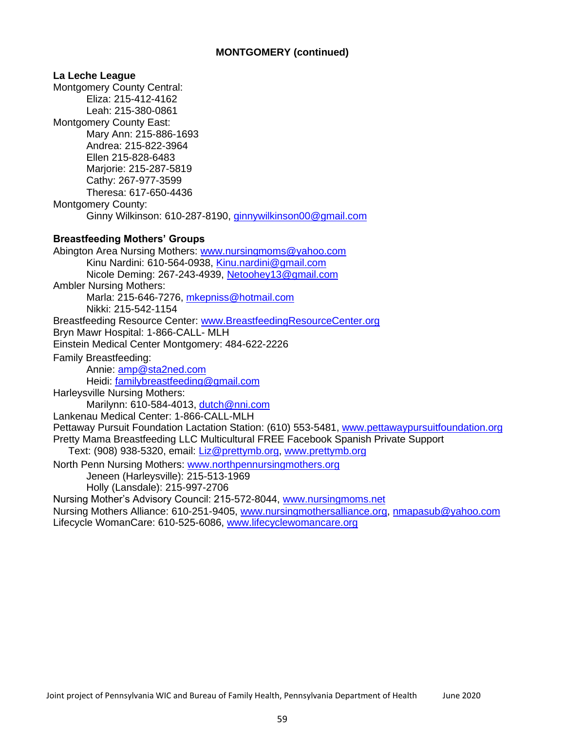**MONTGOMERY (continued)**

**La Leche League**

Montgomery County Central:

- Eliza: 215-412-4162
- Leah: 215-380-0861

Montgomery County East:

- Mary Ann: 215-886-1693
- Andrea: 215-822-3964
- Ellen 215-828-6483
- Marjorie: 215-287-5819
- Cathy: 267-977-3599
- Theresa: 617-650-4436

Montgomery County:

- Ginny Wilkinson: 610-287-8190, ginnywilkinson00@gmail.com

**Breastfeeding Mothers' Groups**

Abington Area Nursing Mothers: www.nursingmoms@yahoo.com

- Kinu Nardini: 610-564-0938, Kinu.nardini@gmail.com
- Nicole Deming: 267-243-4939, Netoohey13@gmail.com

Ambler Nursing Mothers:

- Marla: 215-646-7276, mkepniss@hotmail.com
- Nikki: 215-542-1154

Breastfeeding Resource Center: www.BreastfeedingResourceCenter.org

Bryn Mawr Hospital: 1-866-CALL- MLH

Einstein Medical Center Montgomery: 484-622-2226

Family Breastfeeding:

- Annie: amp@sta2ned.com
- Heidi: familybreastfeeding@gmail.com

Harleysville Nursing Mothers:

- Marilynn: 610-584-4013, dutch@nni.com

Lankenau Medical Center: 1-866-CALL-MLH

Pettaway Pursuit Foundation Lactation Station: (610) 553-5481, www.pettawaypursuitfoundation.org

Pretty Mama Breastfeeding LLC Multicultural FREE Facebook Spanish Private Support
Text: (908) 938-5320, email: Liz@prettymb.org, www.prettymb.org

North Penn Nursing Mothers: www.northpennnursingmothers.org

- Jeneen (Harleysville): 215-513-1969
- Holly (Lansdale): 215-997-2706

Nursing Mother's Advisory Council: 215-572-8044, www.nursingmoms.net

Nursing Mothers Alliance: 610-251-9405, www.nursingmothersalliance.org, nmapasub@yahoo.com

Lifecycle WomanCare: 610-525-6086, www.lifecyclewomancare.org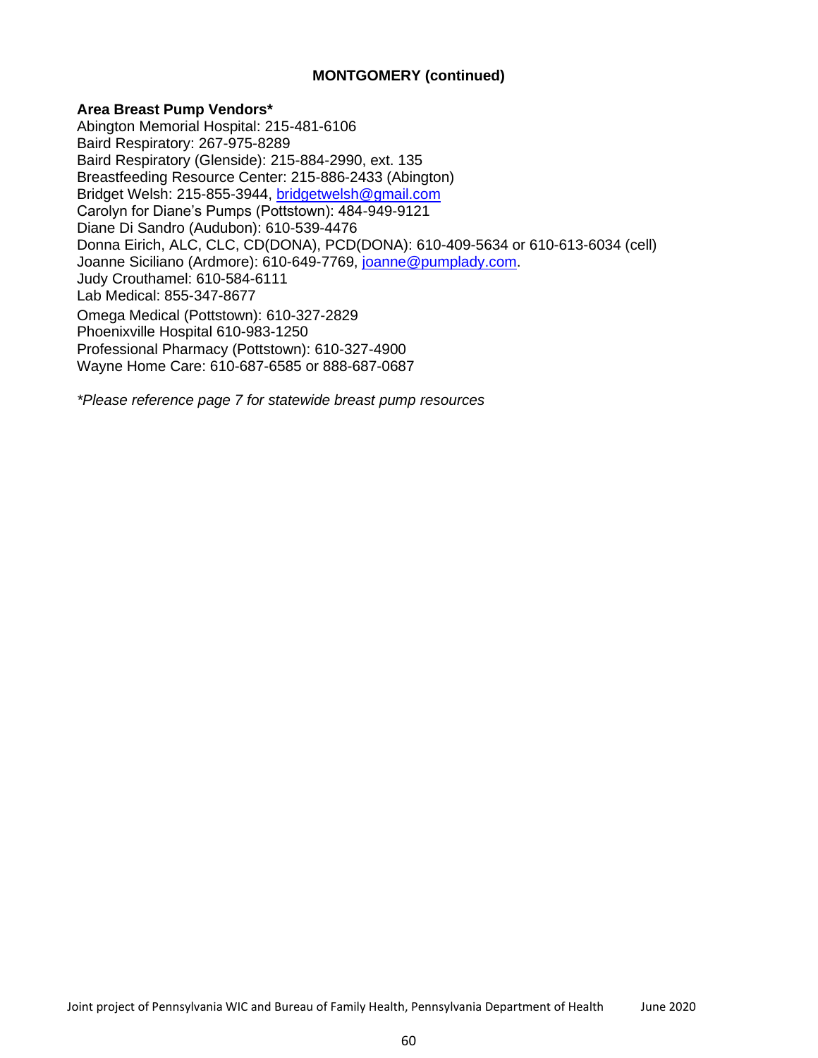## MONTGOMERY (continued)

**Area Breast Pump Vendors***

Abington Memorial Hospital: 215-481-6106
Baird Respiratory: 267-975-8289
Baird Respiratory (Glenside): 215-884-2990, ext. 135
Breastfeeding Resource Center: 215-886-2433 (Abington)
Bridget Welsh: 215-855-3944, bridgetwelsh@gmail.com
Carolyn for Diane's Pumps (Pottstown): 484-949-9121
Diane Di Sandro (Audubon): 610-539-4476
Donna Eirich, ALC, CLC, CD(DONA), PCD(DONA): 610-409-5634 or 610-613-6034 (cell)
Joanne Siciliano (Ardmore): 610-649-7769, joanne@pumplady.com.
Judy Crouthamel: 610-584-6111
Lab Medical: 855-347-8677
Omega Medical (Pottstown): 610-327-2829
Phoenixville Hospital 610-983-1250
Professional Pharmacy (Pottstown): 610-327-4900
Wayne Home Care: 610-687-6585 or 888-687-0687

*\*Please reference page 7 for statewide breast pump resources*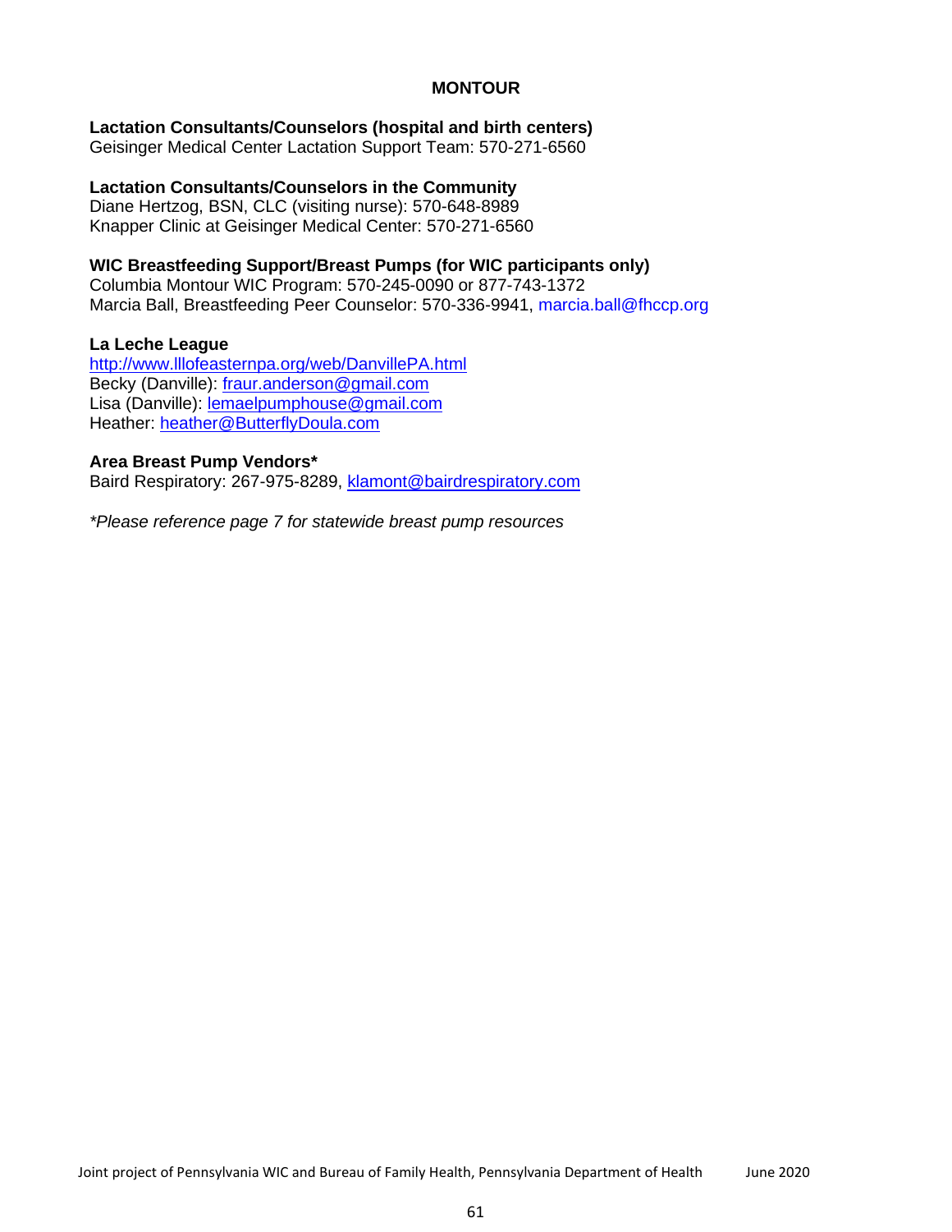# MONTOUR

**Lactation Consultants/Counselors (hospital and birth centers)**
Geisinger Medical Center Lactation Support Team: 570-271-6560

**Lactation Consultants/Counselors in the Community**
Diane Hertzog, BSN, CLC (visiting nurse): 570-648-8989
Knapper Clinic at Geisinger Medical Center: 570-271-6560

**WIC Breastfeeding Support/Breast Pumps (for WIC participants only)**
Columbia Montour WIC Program: 570-245-0090 or 877-743-1372
Marcia Ball, Breastfeeding Peer Counselor: 570-336-9941, marcia.ball@fhccp.org

**La Leche League**
http://www.lllofeasternpa.org/web/DanvillePA.html
Becky (Danville): fraur.anderson@gmail.com
Lisa (Danville): lemaelpumphouse@gmail.com
Heather: heather@ButterflyDoula.com

**Area Breast Pump Vendors***
Baird Respiratory: 267-975-8289, klamont@bairdrespiratory.com

*\*Please reference page 7 for statewide breast pump resources*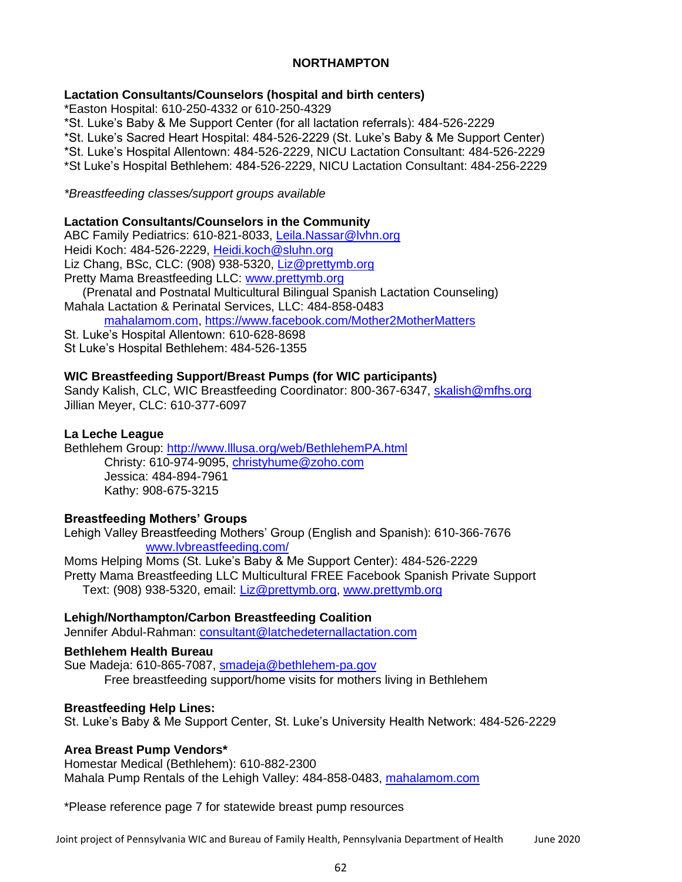## NORTHAMPTON

### Lactation Consultants/Counselors (hospital and birth centers)

*Easton Hospital: 610-250-4332 or 610-250-4329
*St. Luke's Baby & Me Support Center (for all lactation referrals): 484-526-2229
*St. Luke's Sacred Heart Hospital: 484-526-2229 (St. Luke's Baby & Me Support Center)
*St. Luke's Hospital Allentown: 484-526-2229, NICU Lactation Consultant: 484-526-2229
*St Luke's Hospital Bethlehem: 484-526-2229, NICU Lactation Consultant: 484-256-2229

*\*Breastfeeding classes/support groups available*

### Lactation Consultants/Counselors in the Community

ABC Family Pediatrics: 610-821-8033, Leila.Nassar@lvhn.org
Heidi Koch: 484-526-2229, Heidi.koch@sluhn.org
Liz Chang, BSc, CLC: (908) 938-5320, Liz@prettymb.org
Pretty Mama Breastfeeding LLC: www.prettymb.org
(Prenatal and Postnatal Multicultural Bilingual Spanish Lactation Counseling)
Mahala Lactation & Perinatal Services, LLC: 484-858-0483
mahalamom.com, https://www.facebook.com/Mother2MotherMatters
St. Luke's Hospital Allentown: 610-628-8698
St Luke's Hospital Bethlehem: 484-526-1355

### WIC Breastfeeding Support/Breast Pumps (for WIC participants)

Sandy Kalish, CLC, WIC Breastfeeding Coordinator: 800-367-6347, skalish@mfhs.org
Jillian Meyer, CLC: 610-377-6097

### La Leche League

Bethlehem Group: http://www.lllusa.org/web/BethlehemPA.html
Christy: 610-974-9095, christyhume@zoho.com
Jessica: 484-894-7961
Kathy: 908-675-3215

### Breastfeeding Mothers' Groups

Lehigh Valley Breastfeeding Mothers' Group (English and Spanish): 610-366-7676
www.lvbreastfeeding.com/
Moms Helping Moms (St. Luke's Baby & Me Support Center): 484-526-2229
Pretty Mama Breastfeeding LLC Multicultural FREE Facebook Spanish Private Support
Text: (908) 938-5320, email: Liz@prettymb.org, www.prettymb.org

### Lehigh/Northampton/Carbon Breastfeeding Coalition

Jennifer Abdul-Rahman: consultant@latchedeternallactation.com

### Bethlehem Health Bureau

Sue Madeja: 610-865-7087, smadeja@bethlehem-pa.gov
Free breastfeeding support/home visits for mothers living in Bethlehem

### Breastfeeding Help Lines:

St. Luke's Baby & Me Support Center, St. Luke's University Health Network: 484-526-2229

### Area Breast Pump Vendors*

Homestar Medical (Bethlehem): 610-882-2300
Mahala Pump Rentals of the Lehigh Valley: 484-858-0483, mahalamom.com

*Please reference page 7 for statewide breast pump resources

Joint project of Pennsylvania WIC and Bureau of Family Health, Pennsylvania Department of Health June 2020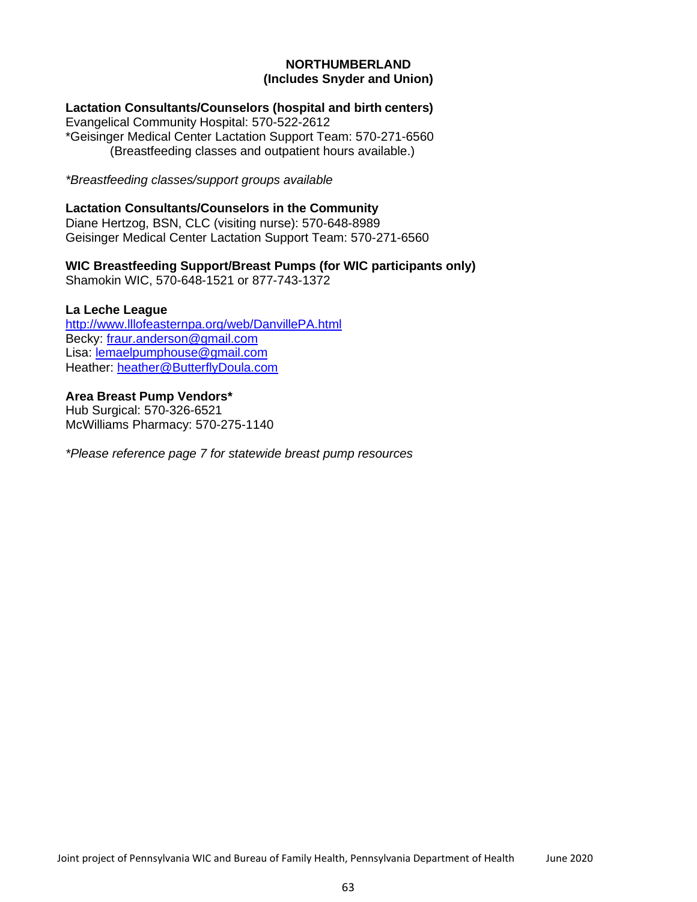# NORTHUMBERLAND
## (Includes Snyder and Union)

**Lactation Consultants/Counselors (hospital and birth centers)**
Evangelical Community Hospital: 570-522-2612
*Geisinger Medical Center Lactation Support Team: 570-271-6560
(Breastfeeding classes and outpatient hours available.)

*\*Breastfeeding classes/support groups available*

**Lactation Consultants/Counselors in the Community**
Diane Hertzog, BSN, CLC (visiting nurse): 570-648-8989
Geisinger Medical Center Lactation Support Team: 570-271-6560

**WIC Breastfeeding Support/Breast Pumps (for WIC participants only)**
Shamokin WIC, 570-648-1521 or 877-743-1372

**La Leche League**
http://www.lllofeasternpa.org/web/DanvillePA.html
Becky: fraur.anderson@gmail.com
Lisa: lemaelpumphouse@gmail.com
Heather: heather@ButterflyDoula.com

**Area Breast Pump Vendors***
Hub Surgical: 570-326-6521
McWilliams Pharmacy: 570-275-1140

*\*Please reference page 7 for statewide breast pump resources*

Joint project of Pennsylvania WIC and Bureau of Family Health, Pennsylvania Department of Health June 2020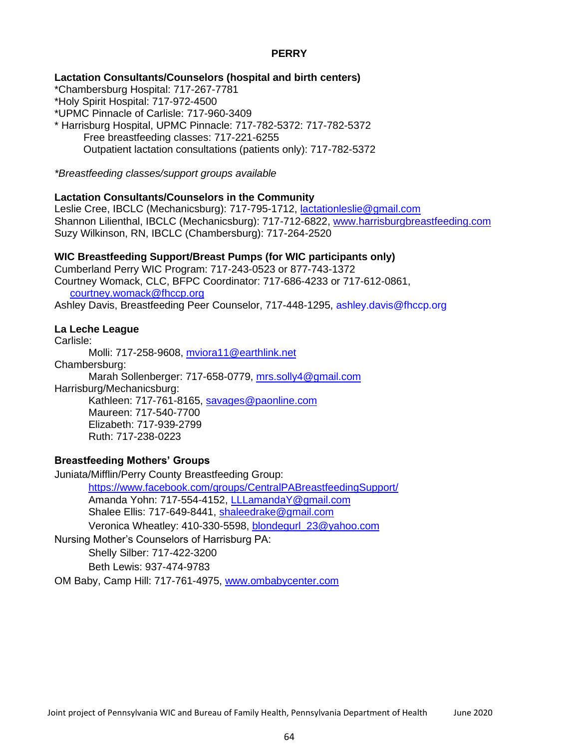# PERRY

**Lactation Consultants/Counselors (hospital and birth centers)**

*Chambersburg Hospital: 717-267-7781
*Holy Spirit Hospital: 717-972-4500
*UPMC Pinnacle of Carlisle: 717-960-3409
* Harrisburg Hospital, UPMC Pinnacle: 717-782-5372: 717-782-5372
  Free breastfeeding classes: 717-221-6255
  Outpatient lactation consultations (patients only): 717-782-5372

*\*Breastfeeding classes/support groups available*

**Lactation Consultants/Counselors in the Community**

Leslie Cree, IBCLC (Mechanicsburg): 717-795-1712, lactationleslie@gmail.com
Shannon Lilienthal, IBCLC (Mechanicsburg): 717-712-6822, www.harrisburgbreastfeeding.com
Suzy Wilkinson, RN, IBCLC (Chambersburg): 717-264-2520

**WIC Breastfeeding Support/Breast Pumps (for WIC participants only)**

Cumberland Perry WIC Program: 717-243-0523 or 877-743-1372
Courtney Womack, CLC, BFPC Coordinator: 717-686-4233 or 717-612-0861, courtney.womack@fhccp.org
Ashley Davis, Breastfeeding Peer Counselor, 717-448-1295, ashley.davis@fhccp.org

**La Leche League**

Carlisle:
  Molli: 717-258-9608, mviora11@earthlink.net
Chambersburg:
  Marah Sollenberger: 717-658-0779, mrs.solly4@gmail.com
Harrisburg/Mechanicsburg:
  Kathleen: 717-761-8165, savages@paonline.com
  Maureen: 717-540-7700
  Elizabeth: 717-939-2799
  Ruth: 717-238-0223

**Breastfeeding Mothers' Groups**

Juniata/Mifflin/Perry County Breastfeeding Group:
  https://www.facebook.com/groups/CentralPABreastfeedingSupport/
  Amanda Yohn: 717-554-4152, LLLamandaY@gmail.com
  Shalee Ellis: 717-649-8441, shaleedrake@gmail.com
  Veronica Wheatley: 410-330-5598, blondegurl_23@yahoo.com
Nursing Mother's Counselors of Harrisburg PA:
  Shelly Silber: 717-422-3200
  Beth Lewis: 937-474-9783
OM Baby, Camp Hill: 717-761-4975, www.ombabycenter.com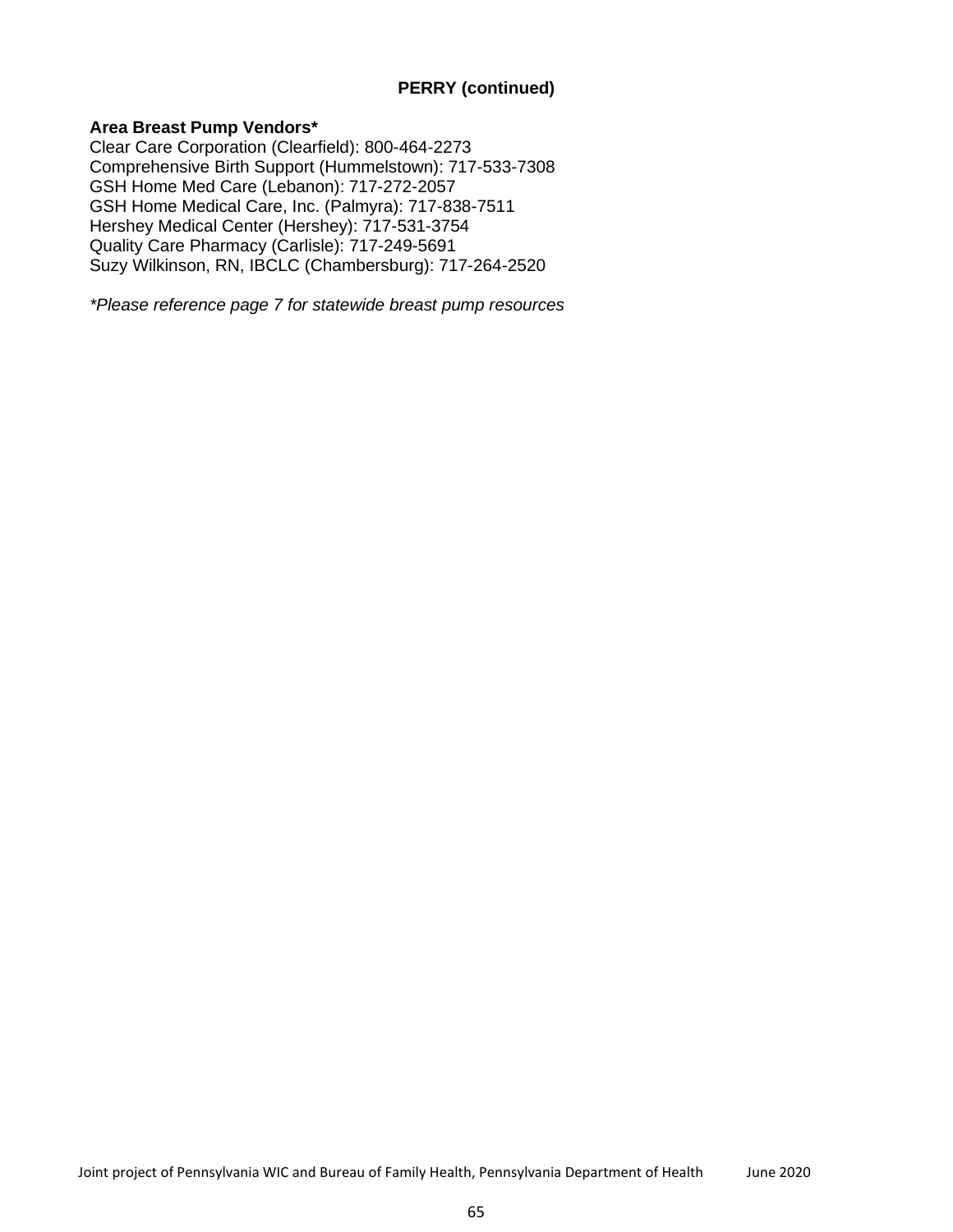## PERRY (continued)

**Area Breast Pump Vendors***

Clear Care Corporation (Clearfield): 800-464-2273
Comprehensive Birth Support (Hummelstown): 717-533-7308
GSH Home Med Care (Lebanon): 717-272-2057
GSH Home Medical Care, Inc. (Palmyra): 717-838-7511
Hershey Medical Center (Hershey): 717-531-3754
Quality Care Pharmacy (Carlisle): 717-249-5691
Suzy Wilkinson, RN, IBCLC (Chambersburg): 717-264-2520

**Please reference page 7 for statewide breast pump resources*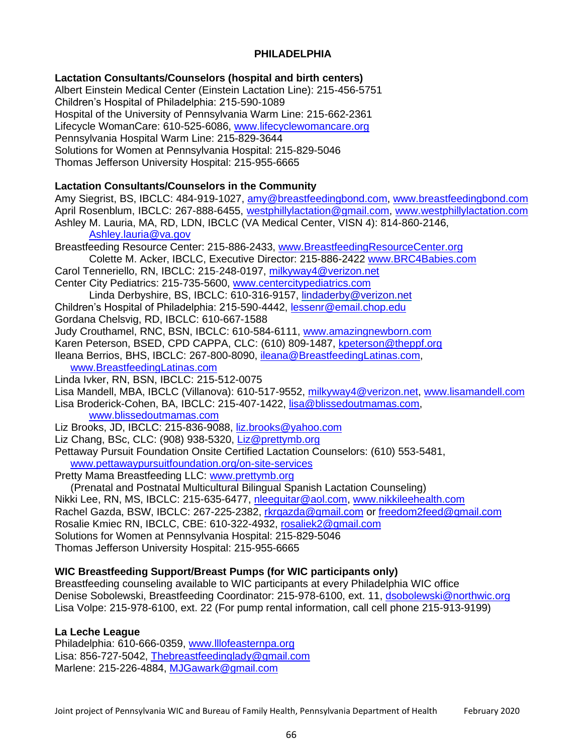# PHILADELPHIA

**Lactation Consultants/Counselors (hospital and birth centers)**

Albert Einstein Medical Center (Einstein Lactation Line): 215-456-5751
Children's Hospital of Philadelphia: 215-590-1089
Hospital of the University of Pennsylvania Warm Line: 215-662-2361
Lifecycle WomanCare: 610-525-6086, www.lifecyclewomancare.org
Pennsylvania Hospital Warm Line: 215-829-3644
Solutions for Women at Pennsylvania Hospital: 215-829-5046
Thomas Jefferson University Hospital: 215-955-6665

**Lactation Consultants/Counselors in the Community**

Amy Siegrist, BS, IBCLC: 484-919-1027, amy@breastfeedingbond.com, www.breastfeedingbond.com
April Rosenblum, IBCLC: 267-888-6455, westphillylactation@gmail.com, www.westphillylactation.com
Ashley M. Lauria, MA, RD, LDN, IBCLC (VA Medical Center, VISN 4): 814-860-2146,
Ashley.lauria@va.gov
Breastfeeding Resource Center: 215-886-2433, www.BreastfeedingResourceCenter.org
Colette M. Acker, IBCLC, Executive Director: 215-886-2422 www.BRC4Babies.com
Carol Tenneriello, RN, IBCLC: 215-248-0197, milkyway4@verizon.net
Center City Pediatrics: 215-735-5600, www.centercitypediatrics.com
Linda Derbyshire, BS, IBCLC: 610-316-9157, lindaderby@verizon.net
Children's Hospital of Philadelphia: 215-590-4442, lessenr@email.chop.edu
Gordana Chelsvig, RD, IBCLC: 610-667-1588
Judy Crouthamel, RNC, BSN, IBCLC: 610-584-6111, www.amazingnewborn.com
Karen Peterson, BSED, CPD CAPPA, CLC: (610) 809-1487, kpeterson@theppf.org
Ileana Berrios, BHS, IBCLC: 267-800-8090, ileana@BreastfeedingLatinas.com,
www.BreastfeedingLatinas.com
Linda Ivker, RN, BSN, IBCLC: 215-512-0075
Lisa Mandell, MBA, IBCLC (Villanova): 610-517-9552, milkyway4@verizon.net, www.lisamandell.com
Lisa Broderick-Cohen, BA, IBCLC: 215-407-1422, lisa@blissedoutmamas.com,
www.blissedoutmamas.com
Liz Brooks, JD, IBCLC: 215-836-9088, liz.brooks@yahoo.com
Liz Chang, BSc, CLC: (908) 938-5320, Liz@prettymb.org
Pettaway Pursuit Foundation Onsite Certified Lactation Counselors: (610) 553-5481,
www.pettawaypursuitfoundation.org/on-site-services
Pretty Mama Breastfeeding LLC: www.prettymb.org
(Prenatal and Postnatal Multicultural Bilingual Spanish Lactation Counseling)
Nikki Lee, RN, MS, IBCLC: 215-635-6477, nleeguitar@aol.com, www.nikkileehealth.com
Rachel Gazda, BSW, IBCLC: 267-225-2382, rkrgazda@gmail.com or freedom2feed@gmail.com
Rosalie Kmiec RN, IBCLC, CBE: 610-322-4932, rosaliek2@gmail.com
Solutions for Women at Pennsylvania Hospital: 215-829-5046
Thomas Jefferson University Hospital: 215-955-6665

**WIC Breastfeeding Support/Breast Pumps (for WIC participants only)**

Breastfeeding counseling available to WIC participants at every Philadelphia WIC office
Denise Sobolewski, Breastfeeding Coordinator: 215-978-6100, ext. 11, dsobolewski@northwic.org
Lisa Volpe: 215-978-6100, ext. 22 (For pump rental information, call cell phone 215-913-9199)

**La Leche League**

Philadelphia: 610-666-0359, www.lllofeasternpa.org
Lisa: 856-727-5042, Thebreastfeedinglady@gmail.com
Marlene: 215-226-4884, MJGawark@gmail.com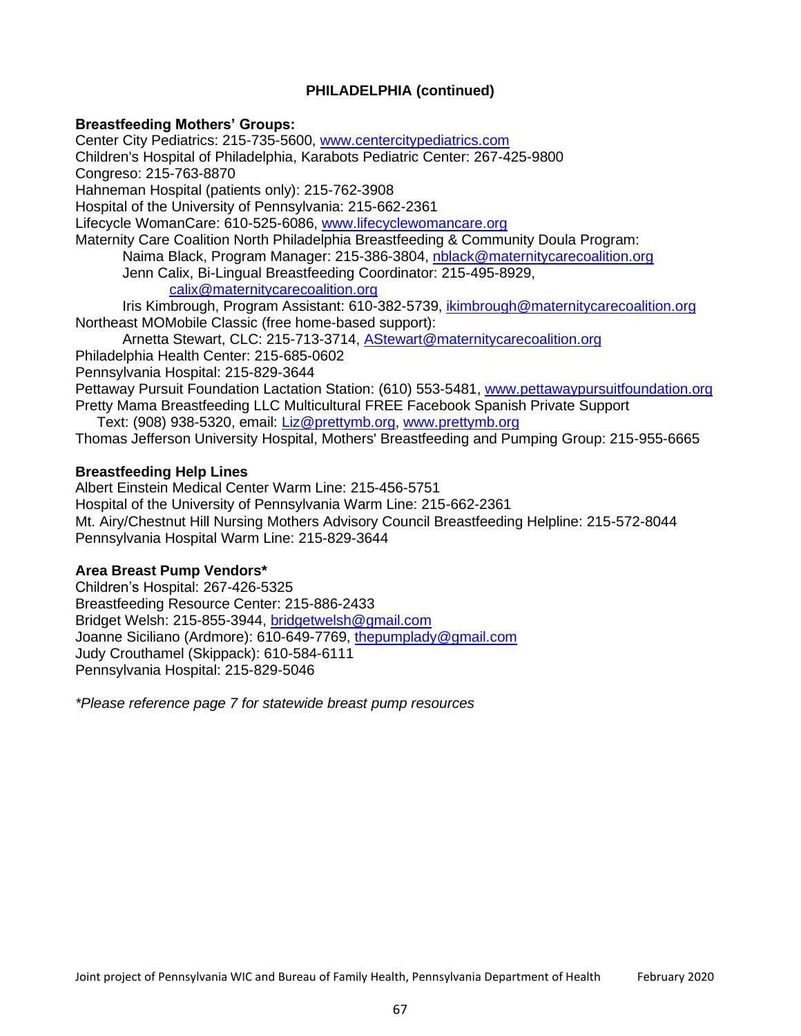**PHILADELPHIA (continued)**

**Breastfeeding Mothers' Groups:**

Center City Pediatrics: 215-735-5600, www.centercitypediatrics.com
Children's Hospital of Philadelphia, Karabots Pediatric Center: 267-425-9800
Congreso: 215-763-8870
Hahneman Hospital (patients only): 215-762-3908
Hospital of the University of Pennsylvania: 215-662-2361
Lifecycle WomanCare: 610-525-6086, www.lifecyclewomancare.org
Maternity Care Coalition North Philadelphia Breastfeeding & Community Doula Program:
  Naima Black, Program Manager: 215-386-3804, nblack@maternitycarecoalition.org
  Jenn Calix, Bi-Lingual Breastfeeding Coordinator: 215-495-8929, calix@maternitycarecoalition.org
  Iris Kimbrough, Program Assistant: 610-382-5739, ikimbrough@maternitycarecoalition.org
Northeast MOMobile Classic (free home-based support):
  Arnetta Stewart, CLC: 215-713-3714, AStewart@maternitycarecoalition.org
Philadelphia Health Center: 215-685-0602
Pennsylvania Hospital: 215-829-3644
Pettaway Pursuit Foundation Lactation Station: (610) 553-5481, www.pettawaypursuitfoundation.org
Pretty Mama Breastfeeding LLC Multicultural FREE Facebook Spanish Private Support
  Text: (908) 938-5320, email: Liz@prettymb.org, www.prettymb.org
Thomas Jefferson University Hospital, Mothers' Breastfeeding and Pumping Group: 215-955-6665

**Breastfeeding Help Lines**

Albert Einstein Medical Center Warm Line: 215-456-5751
Hospital of the University of Pennsylvania Warm Line: 215-662-2361
Mt. Airy/Chestnut Hill Nursing Mothers Advisory Council Breastfeeding Helpline: 215-572-8044
Pennsylvania Hospital Warm Line: 215-829-3644

**Area Breast Pump Vendors***

Children's Hospital: 267-426-5325
Breastfeeding Resource Center: 215-886-2433
Bridget Welsh: 215-855-3944, bridgetwelsh@gmail.com
Joanne Siciliano (Ardmore): 610-649-7769, thepumplady@gmail.com
Judy Crouthamel (Skippack): 610-584-6111
Pennsylvania Hospital: 215-829-5046

*\*Please reference page 7 for statewide breast pump resources*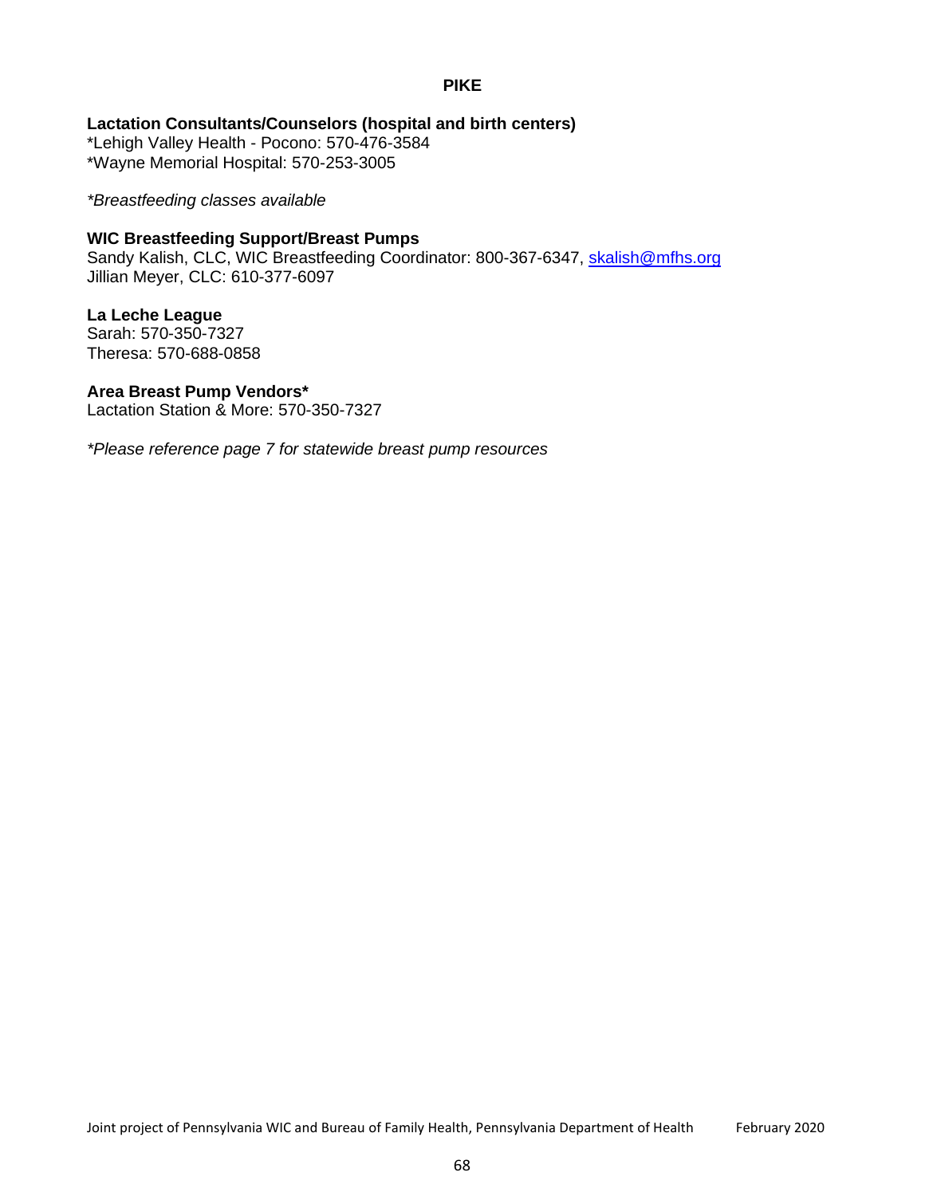# PIKE

**Lactation Consultants/Counselors (hospital and birth centers)**
*Lehigh Valley Health - Pocono: 570-476-3584
*Wayne Memorial Hospital: 570-253-3005

*\*Breastfeeding classes available*

**WIC Breastfeeding Support/Breast Pumps**
Sandy Kalish, CLC, WIC Breastfeeding Coordinator: 800-367-6347, [skalish@mfhs.org](mailto:skalish@mfhs.org)
Jillian Meyer, CLC: 610-377-6097

**La Leche League**
Sarah: 570-350-7327
Theresa: 570-688-0858

**Area Breast Pump Vendors***
Lactation Station & More: 570-350-7327

*\*Please reference page 7 for statewide breast pump resources*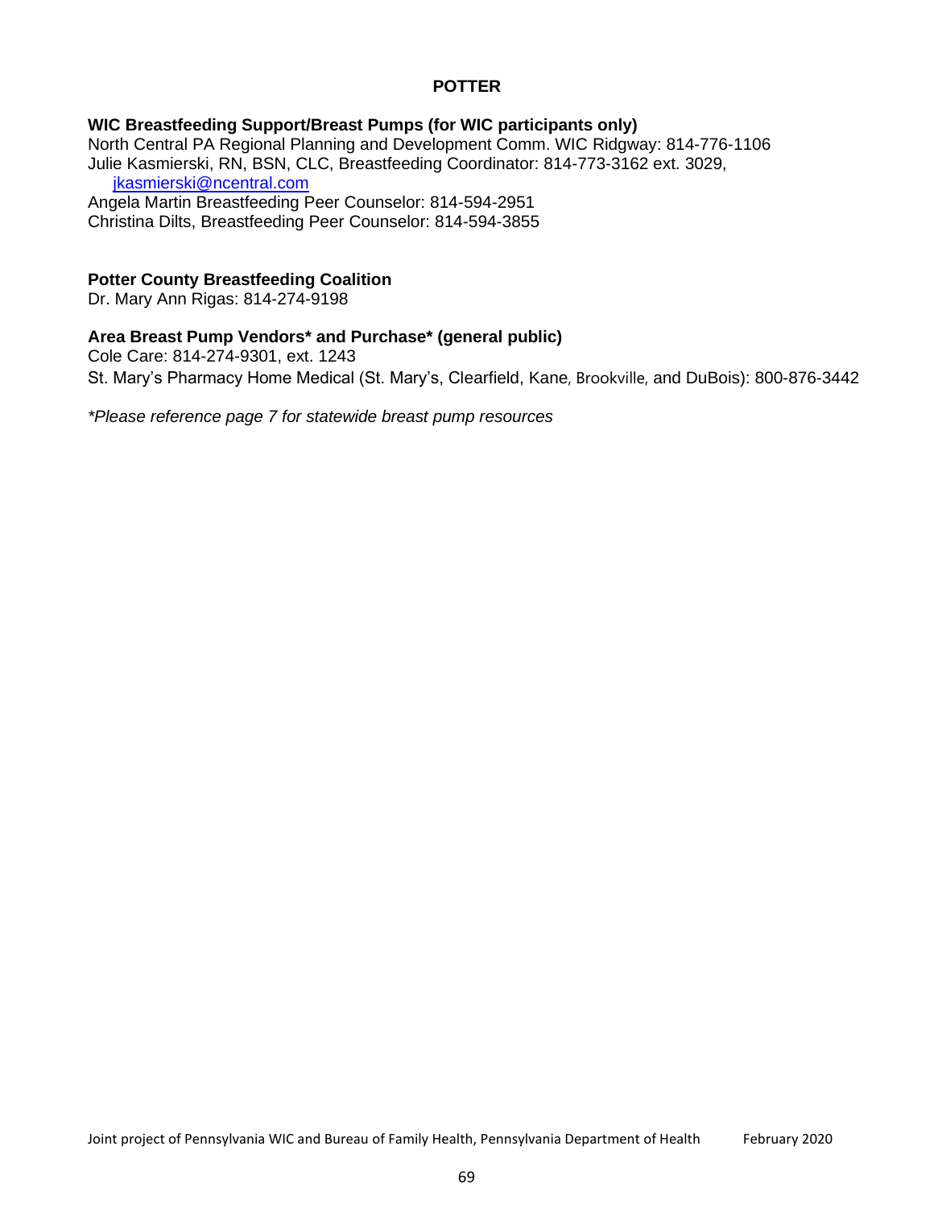# POTTER

### WIC Breastfeeding Support/Breast Pumps (for WIC participants only)

North Central PA Regional Planning and Development Comm. WIC Ridgway: 814-776-1106
Julie Kasmierski, RN, BSN, CLC, Breastfeeding Coordinator: 814-773-3162 ext. 3029, jkasmierski@ncentral.com
Angela Martin Breastfeeding Peer Counselor: 814-594-2951
Christina Dilts, Breastfeeding Peer Counselor: 814-594-3855

### Potter County Breastfeeding Coalition

Dr. Mary Ann Rigas: 814-274-9198

### Area Breast Pump Vendors* and Purchase* (general public)

Cole Care: 814-274-9301, ext. 1243
St. Mary's Pharmacy Home Medical (St. Mary's, Clearfield, Kane, Brookville, and DuBois): 800-876-3442

*\*Please reference page 7 for statewide breast pump resources*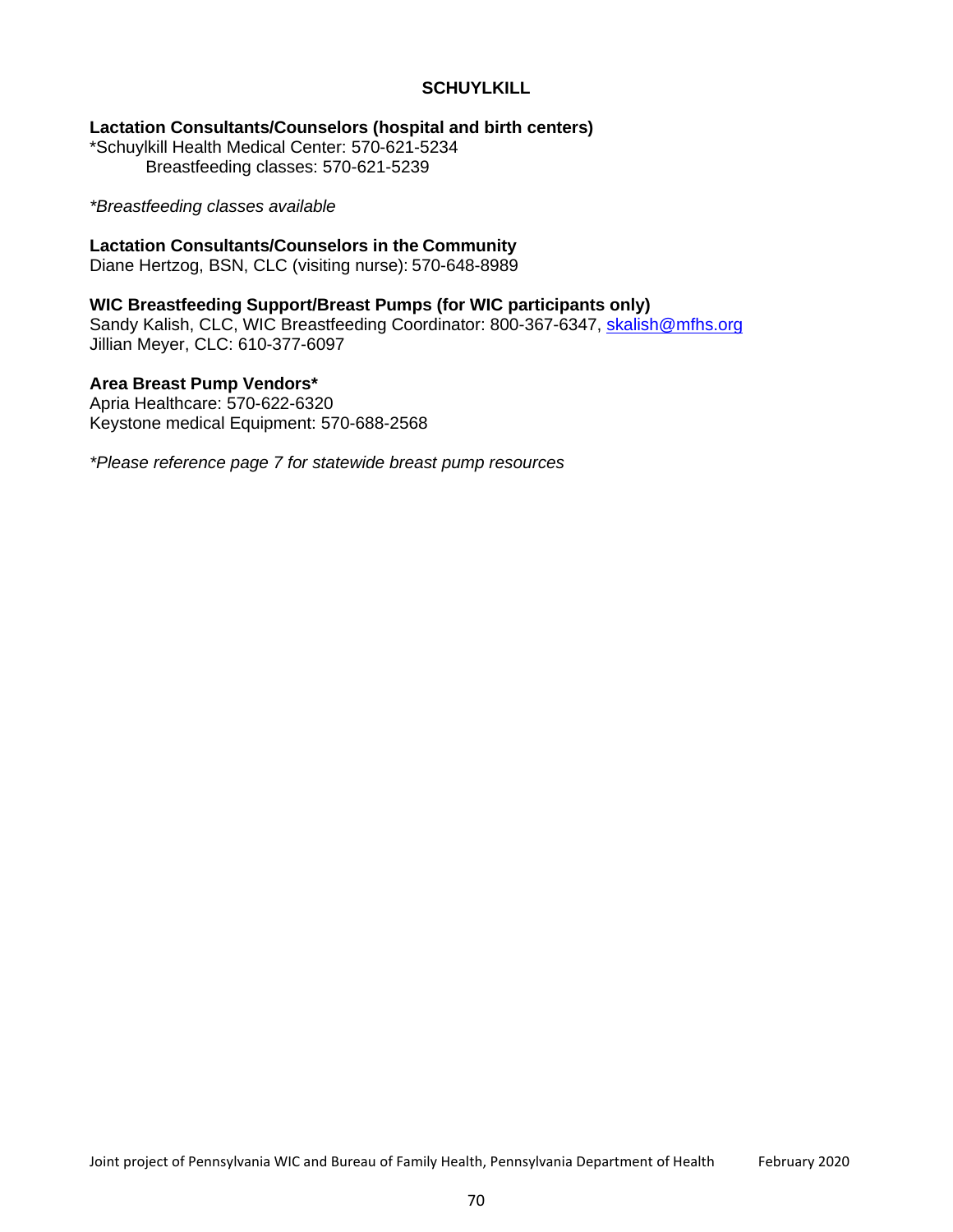## SCHUYLKILL

**Lactation Consultants/Counselors (hospital and birth centers)**
*Schuylkill Health Medical Center: 570-621-5234
Breastfeeding classes: 570-621-5239

*\*Breastfeeding classes available*

**Lactation Consultants/Counselors in the Community**
Diane Hertzog, BSN, CLC (visiting nurse): 570-648-8989

**WIC Breastfeeding Support/Breast Pumps (for WIC participants only)**
Sandy Kalish, CLC, WIC Breastfeeding Coordinator: 800-367-6347, skalish@mfhs.org
Jillian Meyer, CLC: 610-377-6097

**Area Breast Pump Vendors***
Apria Healthcare: 570-622-6320
Keystone medical Equipment: 570-688-2568

*\*Please reference page 7 for statewide breast pump resources*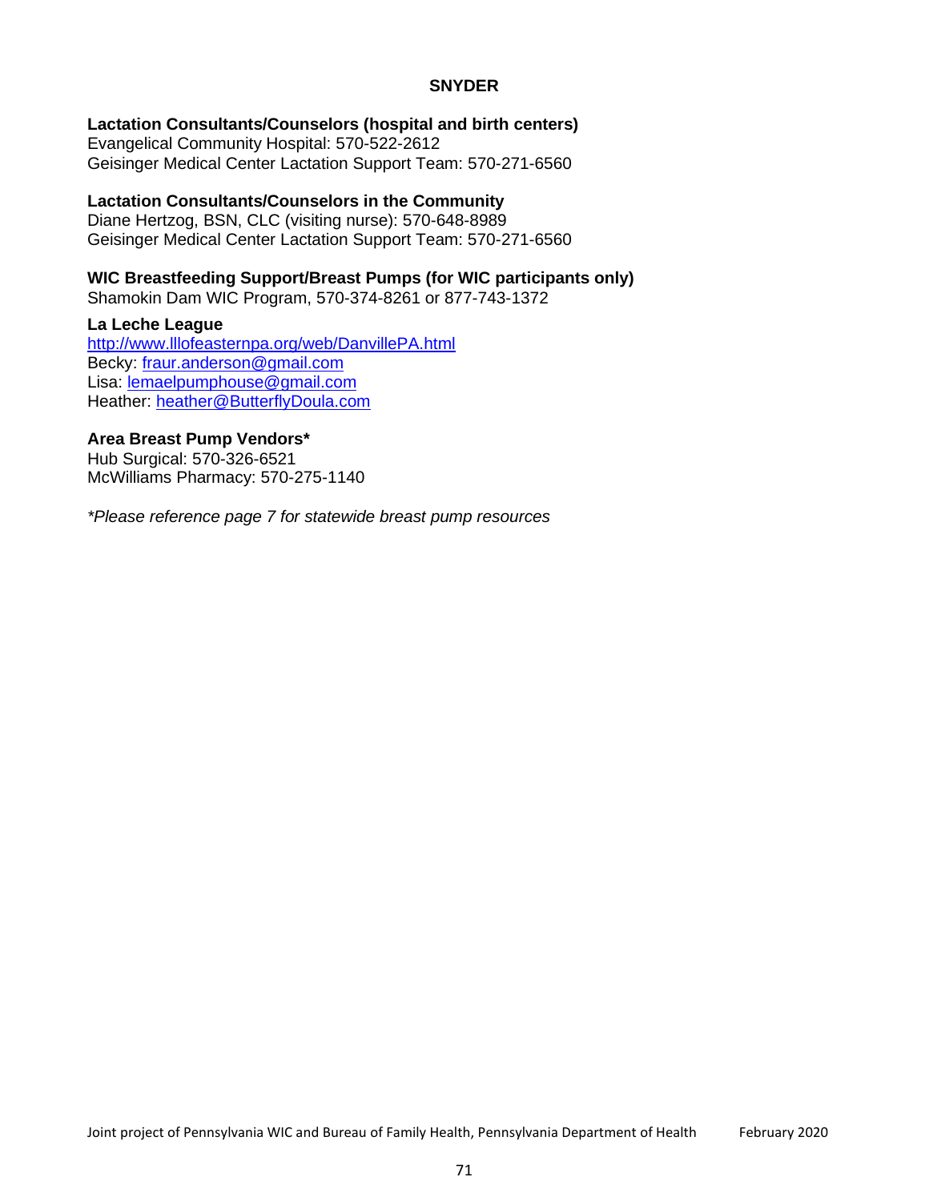# SNYDER

**Lactation Consultants/Counselors (hospital and birth centers)**
Evangelical Community Hospital: 570-522-2612
Geisinger Medical Center Lactation Support Team: 570-271-6560

**Lactation Consultants/Counselors in the Community**
Diane Hertzog, BSN, CLC (visiting nurse): 570-648-8989
Geisinger Medical Center Lactation Support Team: 570-271-6560

**WIC Breastfeeding Support/Breast Pumps (for WIC participants only)**
Shamokin Dam WIC Program, 570-374-8261 or 877-743-1372

**La Leche League**
http://www.lllofeasternpa.org/web/DanvillePA.html
Becky: fraur.anderson@gmail.com
Lisa: lemaelpumphouse@gmail.com
Heather: heather@ButterflyDoula.com

**Area Breast Pump Vendors***
Hub Surgical: 570-326-6521
McWilliams Pharmacy: 570-275-1140

*\*Please reference page 7 for statewide breast pump resources*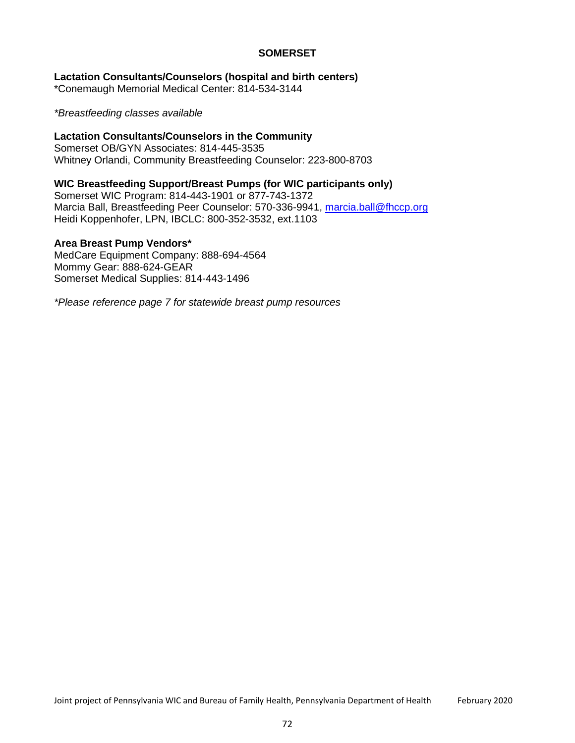# SOMERSET

### Lactation Consultants/Counselors (hospital and birth centers)

*Conemaugh Memorial Medical Center: 814-534-3144

*\*Breastfeeding classes available*

### Lactation Consultants/Counselors in the Community

Somerset OB/GYN Associates: 814-445-3535
Whitney Orlandi, Community Breastfeeding Counselor: 223-800-8703

### WIC Breastfeeding Support/Breast Pumps (for WIC participants only)

Somerset WIC Program: 814-443-1901 or 877-743-1372
Marcia Ball, Breastfeeding Peer Counselor: 570-336-9941, marcia.ball@fhccp.org
Heidi Koppenhofer, LPN, IBCLC: 800-352-3532, ext.1103

### Area Breast Pump Vendors*

MedCare Equipment Company: 888-694-4564
Mommy Gear: 888-624-GEAR
Somerset Medical Supplies: 814-443-1496

*\*Please reference page 7 for statewide breast pump resources*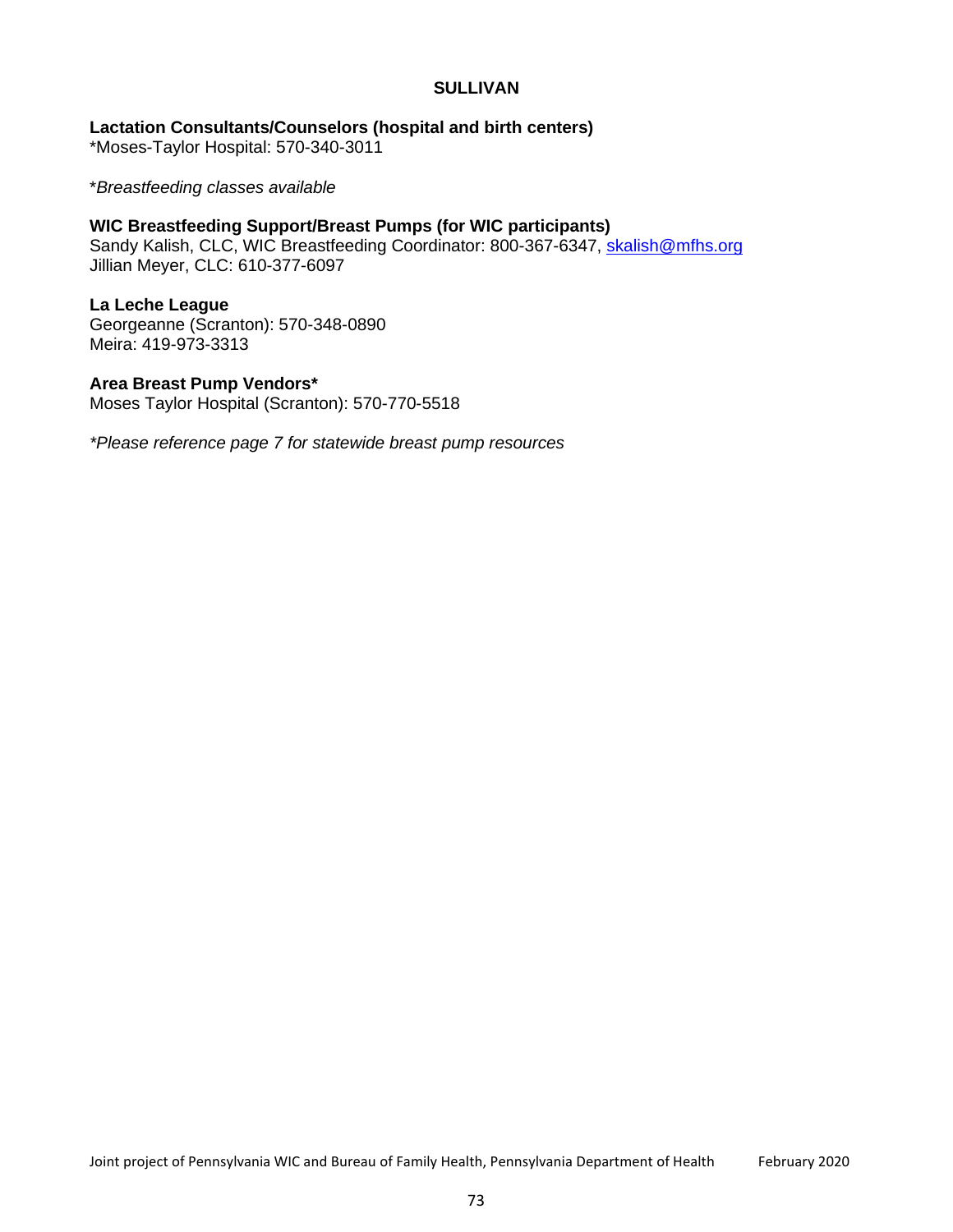## SULLIVAN

**Lactation Consultants/Counselors (hospital and birth centers)**
*Moses-Taylor Hospital: 570-340-3011

**Breastfeeding classes available*

**WIC Breastfeeding Support/Breast Pumps (for WIC participants)**
Sandy Kalish, CLC, WIC Breastfeeding Coordinator: 800-367-6347, skalish@mfhs.org
Jillian Meyer, CLC: 610-377-6097

**La Leche League**
Georgeanne (Scranton): 570-348-0890
Meira: 419-973-3313

**Area Breast Pump Vendors***
Moses Taylor Hospital (Scranton): 570-770-5518

**Please reference page 7 for statewide breast pump resources*

Joint project of Pennsylvania WIC and Bureau of Family Health, Pennsylvania Department of Health February 2020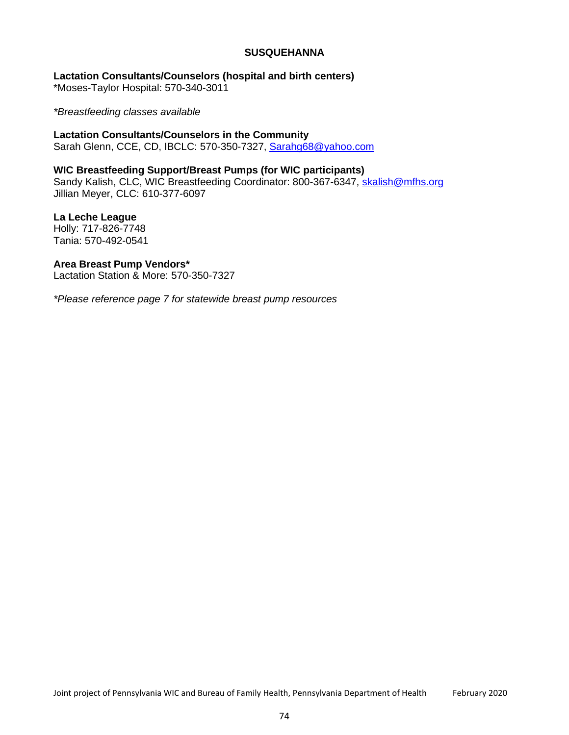## SUSQUEHANNA

**Lactation Consultants/Counselors (hospital and birth centers)**
*Moses-Taylor Hospital: 570-340-3011

*\*Breastfeeding classes available*

**Lactation Consultants/Counselors in the Community**
Sarah Glenn, CCE, CD, IBCLC: 570-350-7327, Sarahg68@yahoo.com

**WIC Breastfeeding Support/Breast Pumps (for WIC participants)**
Sandy Kalish, CLC, WIC Breastfeeding Coordinator: 800-367-6347, skalish@mfhs.org
Jillian Meyer, CLC: 610-377-6097

**La Leche League**
Holly: 717-826-7748
Tania: 570-492-0541

**Area Breast Pump Vendors***
Lactation Station & More: 570-350-7327

*\*Please reference page 7 for statewide breast pump resources*

Joint project of Pennsylvania WIC and Bureau of Family Health, Pennsylvania Department of Health February 2020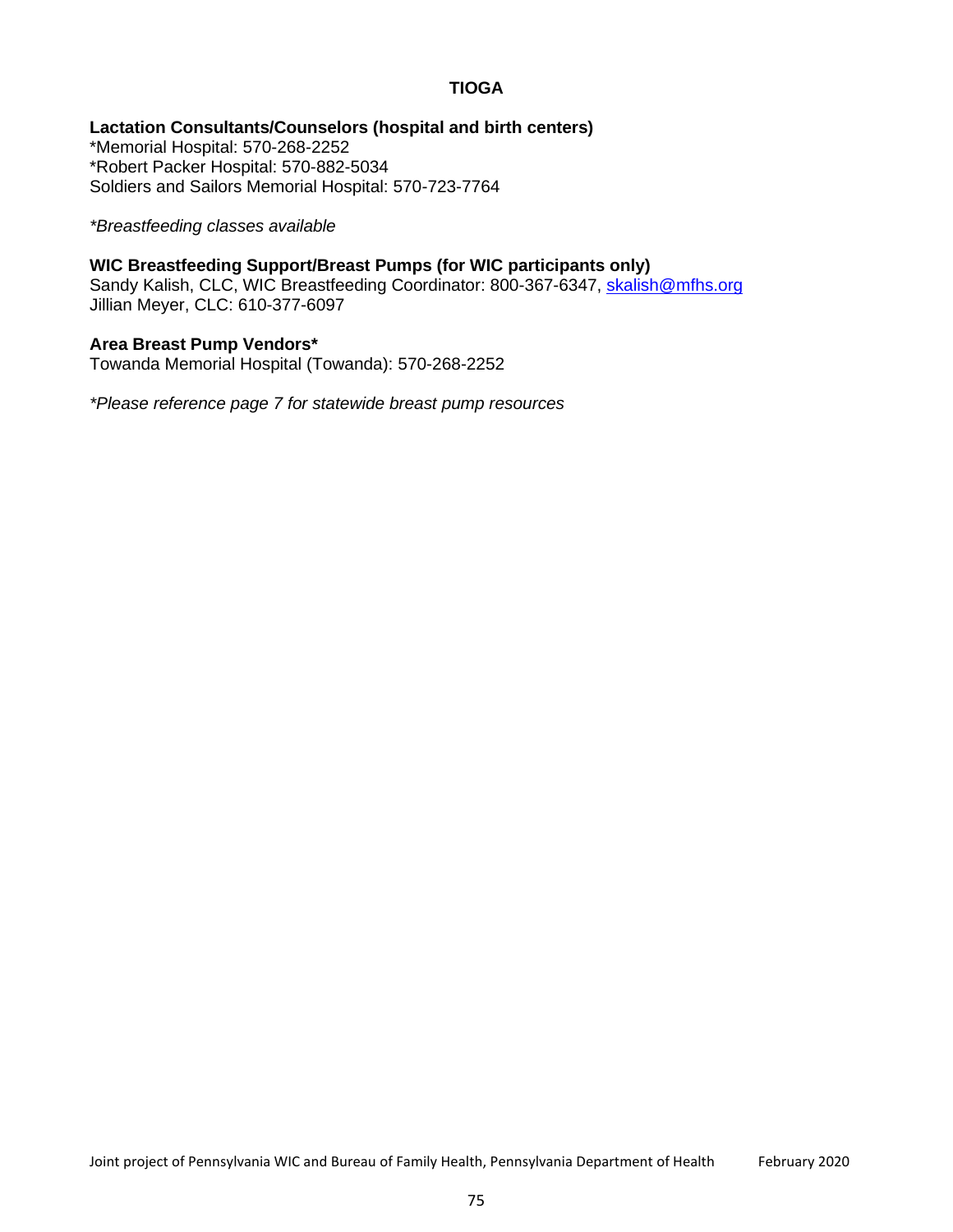# TIOGA

**Lactation Consultants/Counselors (hospital and birth centers)**
*Memorial Hospital: 570-268-2252
*Robert Packer Hospital: 570-882-5034
Soldiers and Sailors Memorial Hospital: 570-723-7764

*\*Breastfeeding classes available*

**WIC Breastfeeding Support/Breast Pumps (for WIC participants only)**
Sandy Kalish, CLC, WIC Breastfeeding Coordinator: 800-367-6347, skalish@mfhs.org
Jillian Meyer, CLC: 610-377-6097

**Area Breast Pump Vendors***
Towanda Memorial Hospital (Towanda): 570-268-2252

*\*Please reference page 7 for statewide breast pump resources*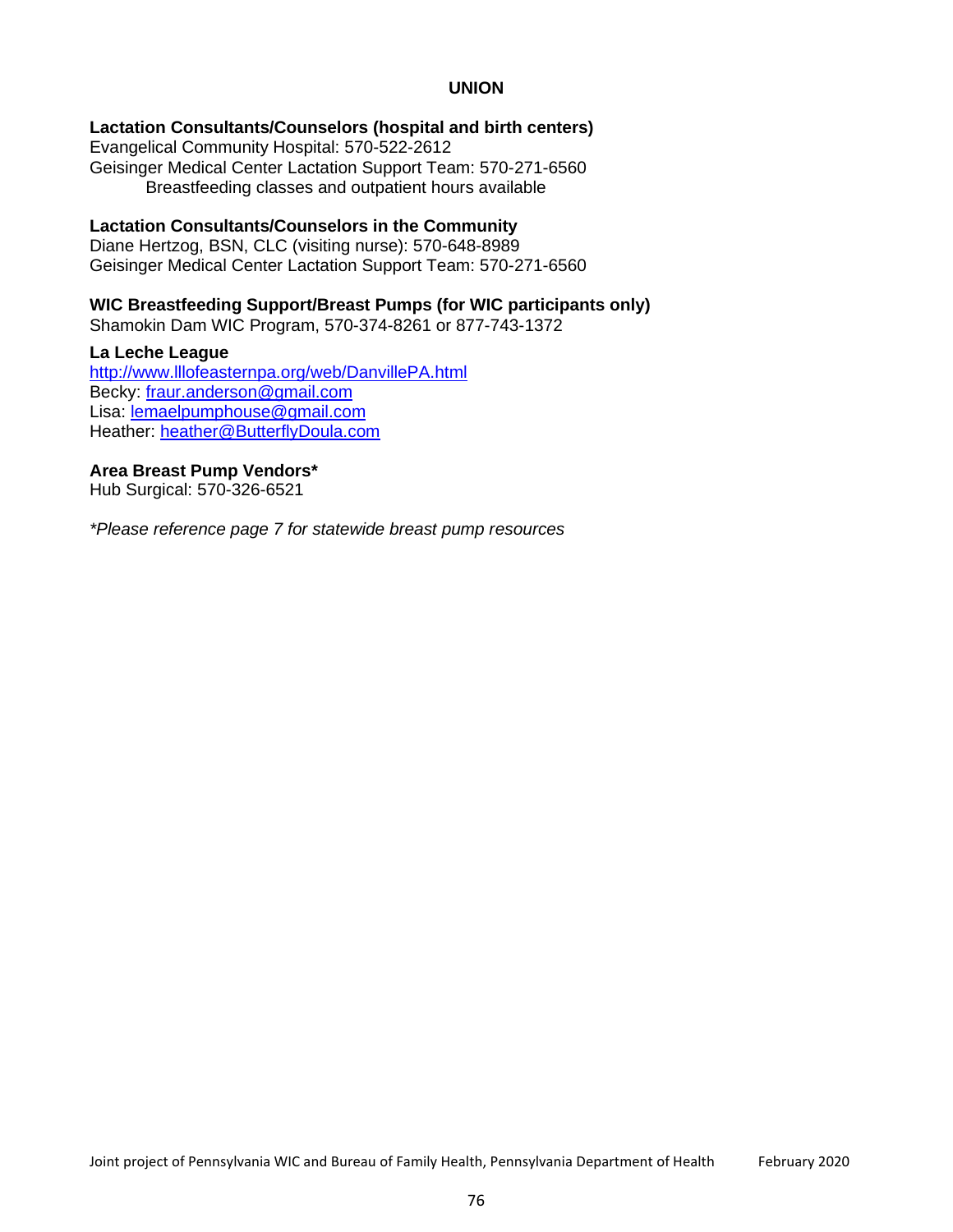## UNION

### Lactation Consultants/Counselors (hospital and birth centers)

Evangelical Community Hospital: 570-522-2612
Geisinger Medical Center Lactation Support Team: 570-271-6560
Breastfeeding classes and outpatient hours available

### Lactation Consultants/Counselors in the Community

Diane Hertzog, BSN, CLC (visiting nurse): 570-648-8989
Geisinger Medical Center Lactation Support Team: 570-271-6560

### WIC Breastfeeding Support/Breast Pumps (for WIC participants only)

Shamokin Dam WIC Program, 570-374-8261 or 877-743-1372

### La Leche League

http://www.lllofeasternpa.org/web/DanvillePA.html
Becky: fraur.anderson@gmail.com
Lisa: lemaelpumphouse@gmail.com
Heather: heather@ButterflyDoula.com

### Area Breast Pump Vendors*

Hub Surgical: 570-326-6521

*\*Please reference page 7 for statewide breast pump resources*

Joint project of Pennsylvania WIC and Bureau of Family Health, Pennsylvania Department of Health February 2020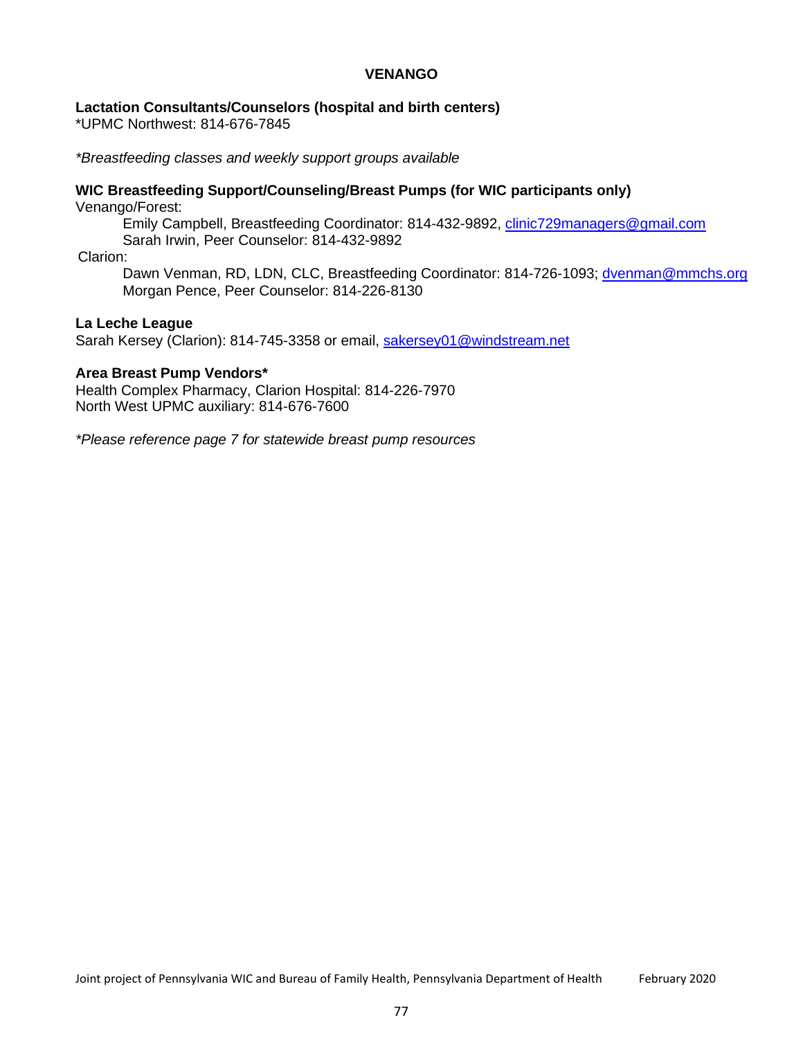# VENANGO

**Lactation Consultants/Counselors (hospital and birth centers)**
*UPMC Northwest: 814-676-7845

*\*Breastfeeding classes and weekly support groups available*

**WIC Breastfeeding Support/Counseling/Breast Pumps (for WIC participants only)**
Venango/Forest:

Emily Campbell, Breastfeeding Coordinator: 814-432-9892, clinic729managers@gmail.com
Sarah Irwin, Peer Counselor: 814-432-9892

Clarion:

Dawn Venman, RD, LDN, CLC, Breastfeeding Coordinator: 814-726-1093; dvenman@mmchs.org
Morgan Pence, Peer Counselor: 814-226-8130

**La Leche League**
Sarah Kersey (Clarion): 814-745-3358 or email, sakersey01@windstream.net

**Area Breast Pump Vendors***
Health Complex Pharmacy, Clarion Hospital: 814-226-7970
North West UPMC auxiliary: 814-676-7600

*\*Please reference page 7 for statewide breast pump resources*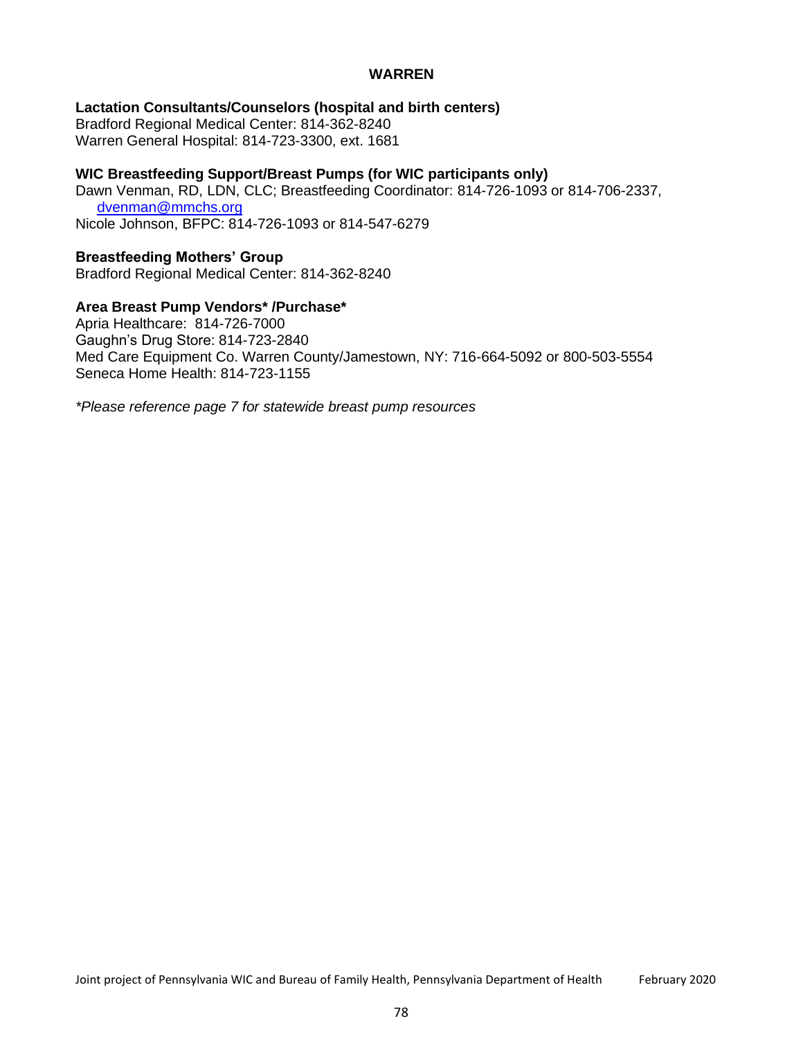## WARREN

**Lactation Consultants/Counselors (hospital and birth centers)**
Bradford Regional Medical Center: 814-362-8240
Warren General Hospital: 814-723-3300, ext. 1681

**WIC Breastfeeding Support/Breast Pumps (for WIC participants only)**
Dawn Venman, RD, LDN, CLC; Breastfeeding Coordinator: 814-726-1093 or 814-706-2337, dvenman@mmchs.org
Nicole Johnson, BFPC: 814-726-1093 or 814-547-6279

**Breastfeeding Mothers' Group**
Bradford Regional Medical Center: 814-362-8240

**Area Breast Pump Vendors* /Purchase***
Apria Healthcare: 814-726-7000
Gaughn's Drug Store: 814-723-2840
Med Care Equipment Co. Warren County/Jamestown, NY: 716-664-5092 or 800-503-5554
Seneca Home Health: 814-723-1155

*\*Please reference page 7 for statewide breast pump resources*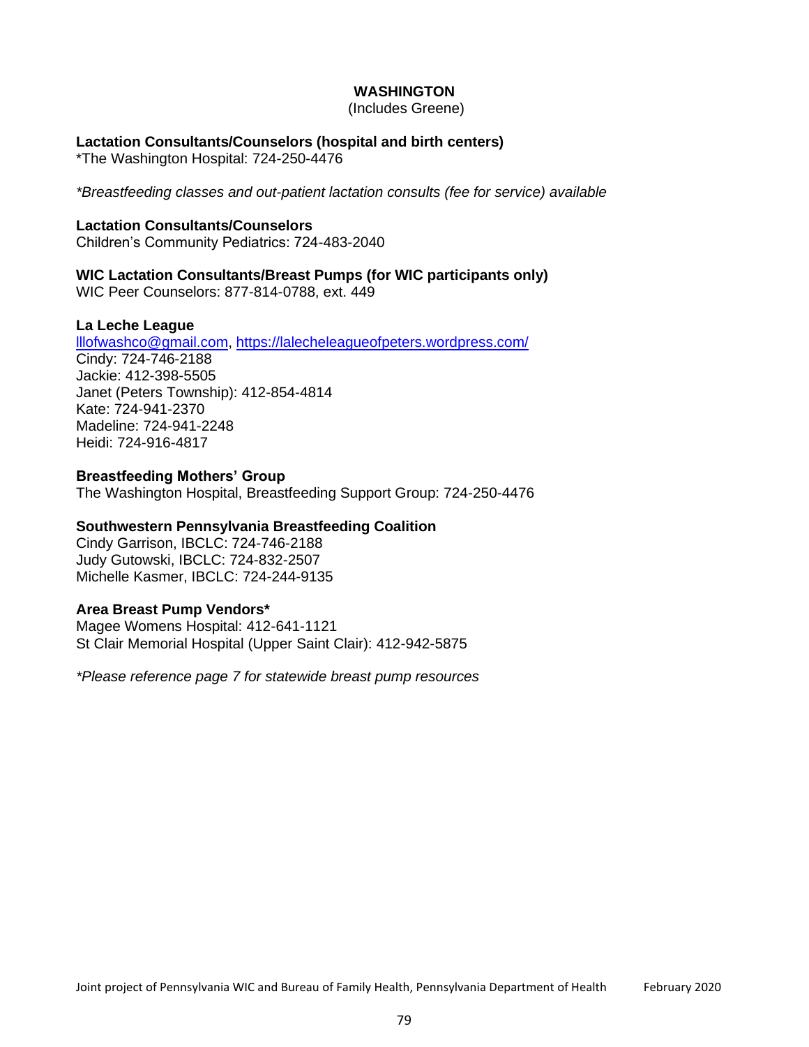# WASHINGTON

(Includes Greene)

**Lactation Consultants/Counselors (hospital and birth centers)**
*The Washington Hospital: 724-250-4476

*\*Breastfeeding classes and out-patient lactation consults (fee for service) available*

**Lactation Consultants/Counselors**
Children's Community Pediatrics: 724-483-2040

**WIC Lactation Consultants/Breast Pumps (for WIC participants only)**
WIC Peer Counselors: 877-814-0788, ext. 449

**La Leche League**
[lllofwashco@gmail.com](mailto:lllofwashco@gmail.com), [https://lalecheleagueofpeters.wordpress.com/](https://lalecheleagueofpeters.wordpress.com/)
Cindy: 724-746-2188
Jackie: 412-398-5505
Janet (Peters Township): 412-854-4814
Kate: 724-941-2370
Madeline: 724-941-2248
Heidi: 724-916-4817

**Breastfeeding Mothers' Group**
The Washington Hospital, Breastfeeding Support Group: 724-250-4476

**Southwestern Pennsylvania Breastfeeding Coalition**
Cindy Garrison, IBCLC: 724-746-2188
Judy Gutowski, IBCLC: 724-832-2507
Michelle Kasmer, IBCLC: 724-244-9135

**Area Breast Pump Vendors***
Magee Womens Hospital: 412-641-1121
St Clair Memorial Hospital (Upper Saint Clair): 412-942-5875

*\*Please reference page 7 for statewide breast pump resources*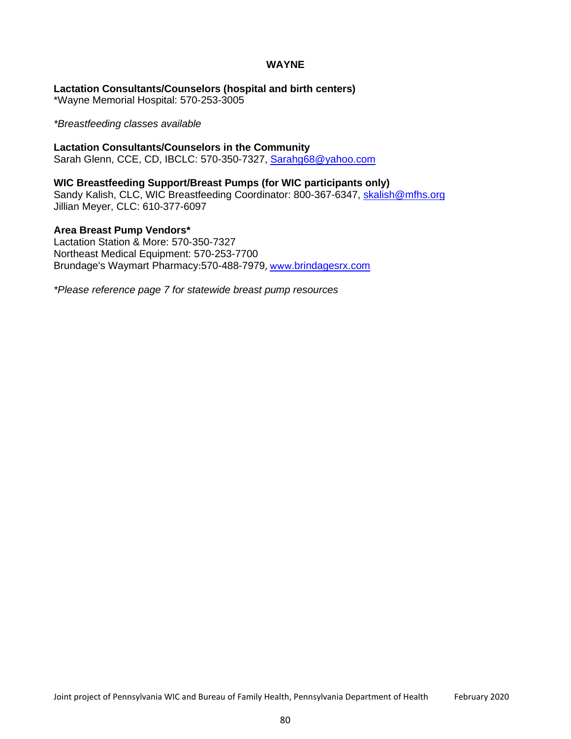# WAYNE

**Lactation Consultants/Counselors (hospital and birth centers)**
*Wayne Memorial Hospital: 570-253-3005

*\*Breastfeeding classes available*

**Lactation Consultants/Counselors in the Community**
Sarah Glenn, CCE, CD, IBCLC: 570-350-7327, Sarahg68@yahoo.com

**WIC Breastfeeding Support/Breast Pumps (for WIC participants only)**
Sandy Kalish, CLC, WIC Breastfeeding Coordinator: 800-367-6347, skalish@mfhs.org
Jillian Meyer, CLC: 610-377-6097

**Area Breast Pump Vendors***
Lactation Station & More: 570-350-7327
Northeast Medical Equipment: 570-253-7700
Brundage's Waymart Pharmacy:570-488-7979, www.brindagesrx.com

*\*Please reference page 7 for statewide breast pump resources*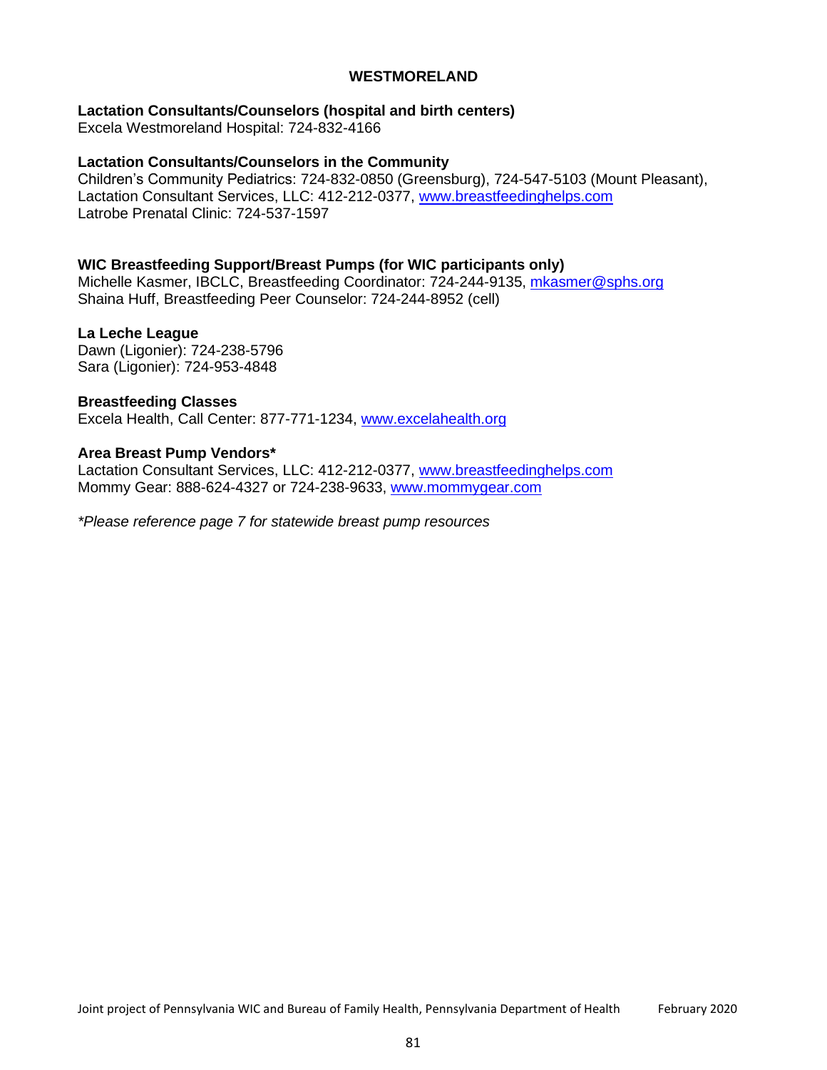# WESTMORELAND

**Lactation Consultants/Counselors (hospital and birth centers)**
Excela Westmoreland Hospital: 724-832-4166

**Lactation Consultants/Counselors in the Community**
Children's Community Pediatrics: 724-832-0850 (Greensburg), 724-547-5103 (Mount Pleasant),
Lactation Consultant Services, LLC: 412-212-0377, www.breastfeedinghelps.com
Latrobe Prenatal Clinic: 724-537-1597

**WIC Breastfeeding Support/Breast Pumps (for WIC participants only)**
Michelle Kasmer, IBCLC, Breastfeeding Coordinator: 724-244-9135, mkasmer@sphs.org
Shaina Huff, Breastfeeding Peer Counselor: 724-244-8952 (cell)

**La Leche League**
Dawn (Ligonier): 724-238-5796
Sara (Ligonier): 724-953-4848

**Breastfeeding Classes**
Excela Health, Call Center: 877-771-1234, www.excelahealth.org

**Area Breast Pump Vendors***
Lactation Consultant Services, LLC: 412-212-0377, www.breastfeedinghelps.com
Mommy Gear: 888-624-4327 or 724-238-9633, www.mommygear.com

*\*Please reference page 7 for statewide breast pump resources*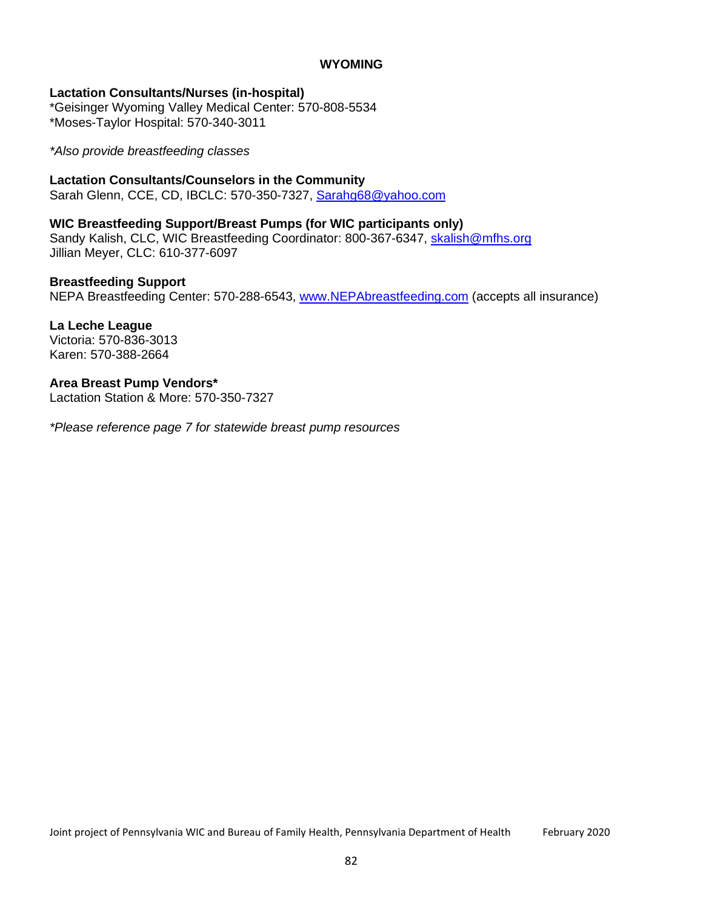## WYOMING

**Lactation Consultants/Nurses (in-hospital)**
*Geisinger Wyoming Valley Medical Center: 570-808-5534
*Moses-Taylor Hospital: 570-340-3011

*\*Also provide breastfeeding classes*

**Lactation Consultants/Counselors in the Community**
Sarah Glenn, CCE, CD, IBCLC: 570-350-7327, Sarahg68@yahoo.com

**WIC Breastfeeding Support/Breast Pumps (for WIC participants only)**
Sandy Kalish, CLC, WIC Breastfeeding Coordinator: 800-367-6347, skalish@mfhs.org
Jillian Meyer, CLC: 610-377-6097

**Breastfeeding Support**
NEPA Breastfeeding Center: 570-288-6543, www.NEPAbreastfeeding.com (accepts all insurance)

**La Leche League**
Victoria: 570-836-3013
Karen: 570-388-2664

**Area Breast Pump Vendors***
Lactation Station & More: 570-350-7327

*\*Please reference page 7 for statewide breast pump resources*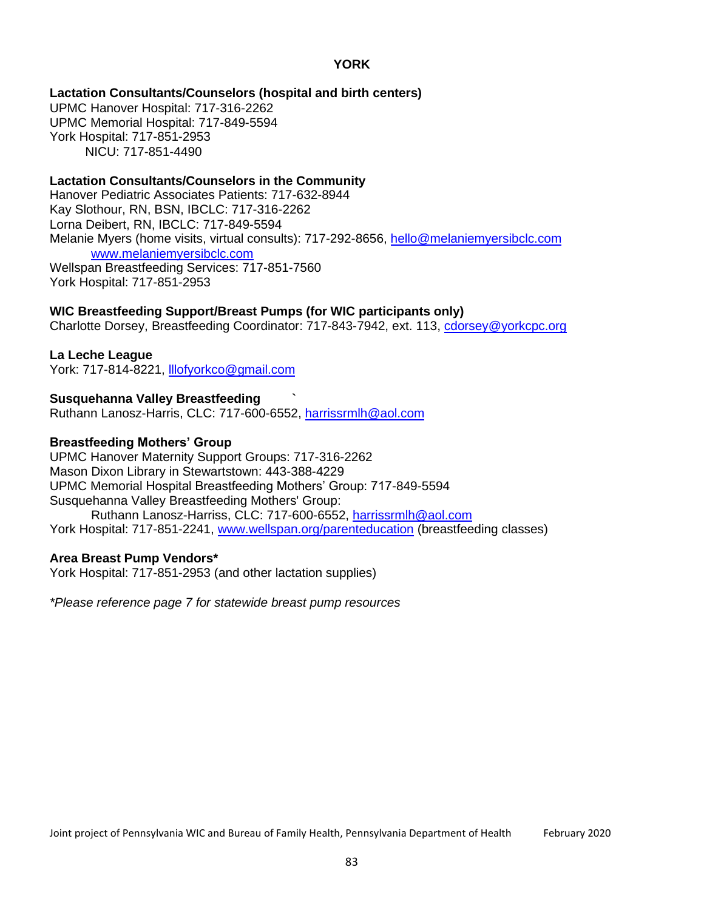# YORK

**Lactation Consultants/Counselors (hospital and birth centers)**
UPMC Hanover Hospital: 717-316-2262
UPMC Memorial Hospital: 717-849-5594
York Hospital: 717-851-2953
NICU: 717-851-4490

**Lactation Consultants/Counselors in the Community**
Hanover Pediatric Associates Patients: 717-632-8944
Kay Slothour, RN, BSN, IBCLC: 717-316-2262
Lorna Deibert, RN, IBCLC: 717-849-5594
Melanie Myers (home visits, virtual consults): 717-292-8656, hello@melaniemyersibclc.com
www.melaniemyersibclc.com
Wellspan Breastfeeding Services: 717-851-7560
York Hospital: 717-851-2953

**WIC Breastfeeding Support/Breast Pumps (for WIC participants only)**
Charlotte Dorsey, Breastfeeding Coordinator: 717-843-7942, ext. 113, cdorsey@yorkcpc.org

**La Leche League**
York: 717-814-8221, lllofyorkco@gmail.com

**Susquehanna Valley Breastfeeding**
Ruthann Lanosz-Harris, CLC: 717-600-6552, harrissrmlh@aol.com

**Breastfeeding Mothers' Group**
UPMC Hanover Maternity Support Groups: 717-316-2262
Mason Dixon Library in Stewartstown: 443-388-4229
UPMC Memorial Hospital Breastfeeding Mothers' Group: 717-849-5594
Susquehanna Valley Breastfeeding Mothers' Group:
Ruthann Lanosz-Harriss, CLC: 717-600-6552, harrissrmlh@aol.com
York Hospital: 717-851-2241, www.wellspan.org/parenteducation (breastfeeding classes)

**Area Breast Pump Vendors***
York Hospital: 717-851-2953 (and other lactation supplies)

*\*Please reference page 7 for statewide breast pump resources*

Joint project of Pennsylvania WIC and Bureau of Family Health, Pennsylvania Department of Health February 2020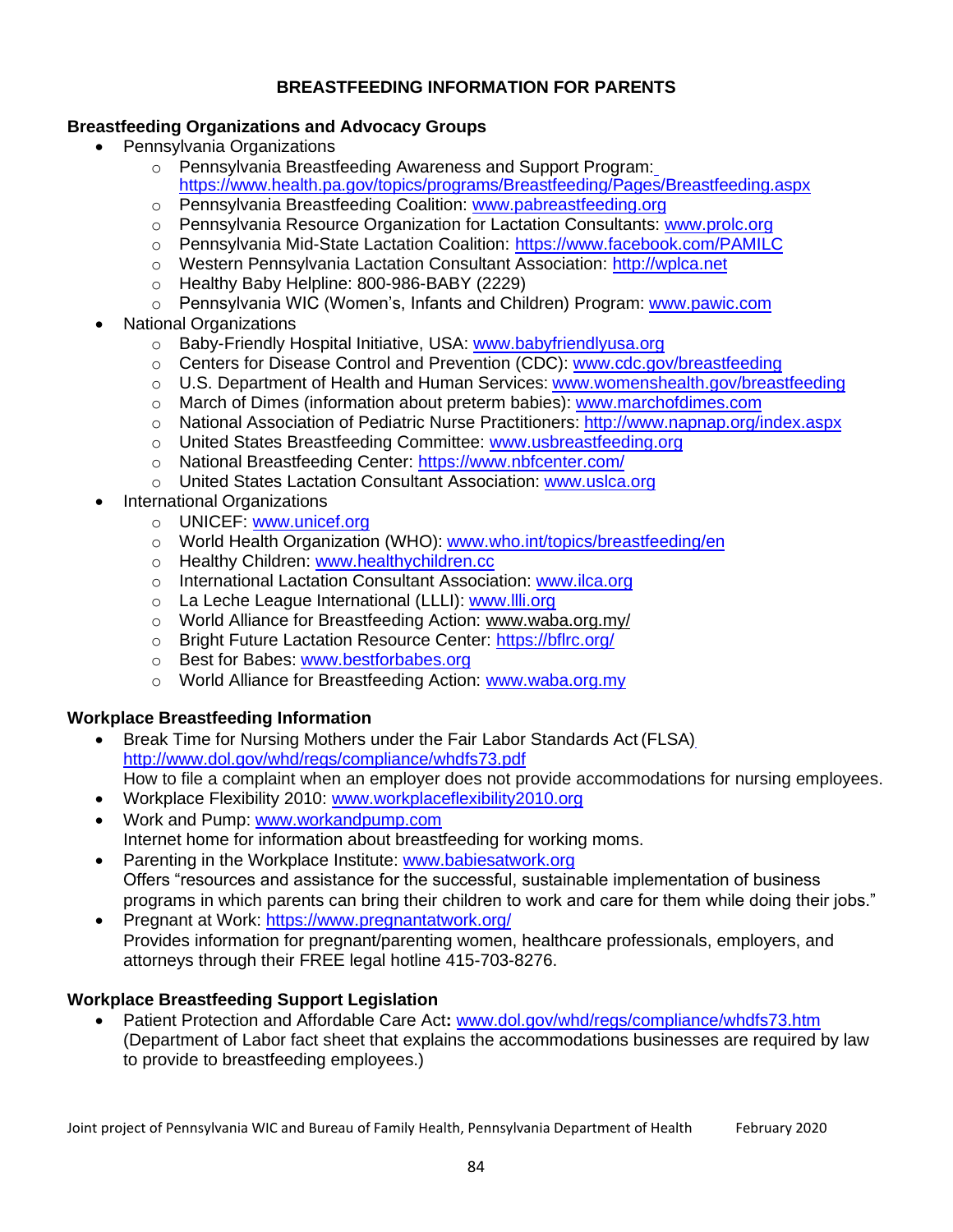# BREASTFEEDING INFORMATION FOR PARENTS

## Breastfeeding Organizations and Advocacy Groups

- Pennsylvania Organizations
  - Pennsylvania Breastfeeding Awareness and Support Program: https://www.health.pa.gov/topics/programs/Breastfeeding/Pages/Breastfeeding.aspx
  - Pennsylvania Breastfeeding Coalition: www.pabreastfeeding.org
  - Pennsylvania Resource Organization for Lactation Consultants: www.prolc.org
  - Pennsylvania Mid-State Lactation Coalition: https://www.facebook.com/PAMILC
  - Western Pennsylvania Lactation Consultant Association: http://wplca.net
  - Healthy Baby Helpline: 800-986-BABY (2229)
  - Pennsylvania WIC (Women's, Infants and Children) Program: www.pawic.com
- National Organizations
  - Baby-Friendly Hospital Initiative, USA: www.babyfriendlyusa.org
  - Centers for Disease Control and Prevention (CDC): www.cdc.gov/breastfeeding
  - U.S. Department of Health and Human Services: www.womenshealth.gov/breastfeeding
  - March of Dimes (information about preterm babies): www.marchofdimes.com
  - National Association of Pediatric Nurse Practitioners: http://www.napnap.org/index.aspx
  - United States Breastfeeding Committee: www.usbreastfeeding.org
  - National Breastfeeding Center: https://www.nbfcenter.com/
  - United States Lactation Consultant Association: www.uslca.org
- International Organizations
  - UNICEF: www.unicef.org
  - World Health Organization (WHO): www.who.int/topics/breastfeeding/en
  - Healthy Children: www.healthychildren.cc
  - International Lactation Consultant Association: www.ilca.org
  - La Leche League International (LLLI): www.llli.org
  - World Alliance for Breastfeeding Action: www.waba.org.my/
  - Bright Future Lactation Resource Center: https://bflrc.org/
  - Best for Babes: www.bestforbabes.org
  - World Alliance for Breastfeeding Action: www.waba.org.my

## Workplace Breastfeeding Information

- Break Time for Nursing Mothers under the Fair Labor Standards Act (FLSA) http://www.dol.gov/whd/regs/compliance/whdfs73.pdf
  How to file a complaint when an employer does not provide accommodations for nursing employees.
- Workplace Flexibility 2010: www.workplaceflexibility2010.org
- Work and Pump: www.workandpump.com
  Internet home for information about breastfeeding for working moms.
- Parenting in the Workplace Institute: www.babiesatwork.org
  Offers "resources and assistance for the successful, sustainable implementation of business programs in which parents can bring their children to work and care for them while doing their jobs."
- Pregnant at Work: https://www.pregnantatwork.org/
  Provides information for pregnant/parenting women, healthcare professionals, employers, and attorneys through their FREE legal hotline 415-703-8276.

## Workplace Breastfeeding Support Legislation

- Patient Protection and Affordable Care Act**:** www.dol.gov/whd/regs/compliance/whdfs73.htm
  (Department of Labor fact sheet that explains the accommodations businesses are required by law to provide to breastfeeding employees.)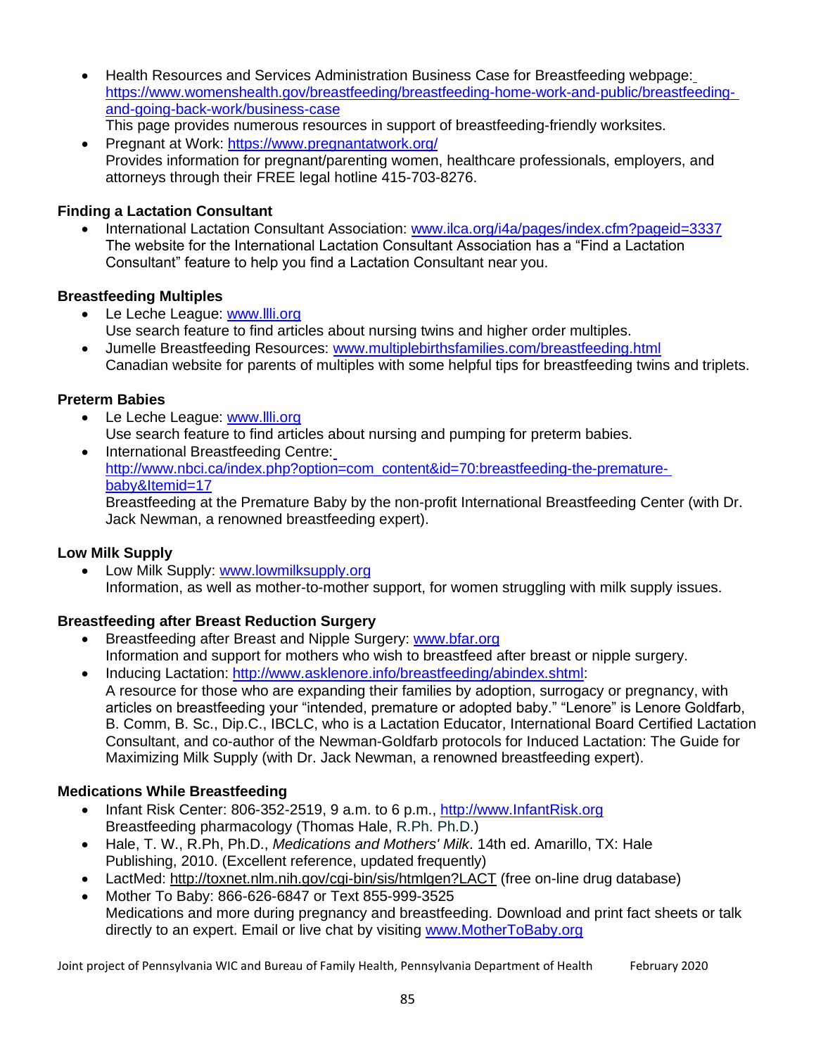- Health Resources and Services Administration Business Case for Breastfeeding webpage: https://www.womenshealth.gov/breastfeeding/breastfeeding-home-work-and-public/breastfeeding-and-going-back-work/business-case
  This page provides numerous resources in support of breastfeeding-friendly worksites.
- Pregnant at Work: https://www.pregnantatwork.org/
  Provides information for pregnant/parenting women, healthcare professionals, employers, and attorneys through their FREE legal hotline 415-703-8276.

**Finding a Lactation Consultant**

- International Lactation Consultant Association: www.ilca.org/i4a/pages/index.cfm?pageid=3337
  The website for the International Lactation Consultant Association has a "Find a Lactation Consultant" feature to help you find a Lactation Consultant near you.

**Breastfeeding Multiples**

- Le Leche League: www.llli.org
  Use search feature to find articles about nursing twins and higher order multiples.
- Jumelle Breastfeeding Resources: www.multiplebirthsfamilies.com/breastfeeding.html
  Canadian website for parents of multiples with some helpful tips for breastfeeding twins and triplets.

**Preterm Babies**

- Le Leche League: www.llli.org
  Use search feature to find articles about nursing and pumping for preterm babies.
- International Breastfeeding Centre: http://www.nbci.ca/index.php?option=com_content&id=70:breastfeeding-the-premature-baby&Itemid=17
  Breastfeeding at the Premature Baby by the non-profit International Breastfeeding Center (with Dr. Jack Newman, a renowned breastfeeding expert).

**Low Milk Supply**

- Low Milk Supply: www.lowmilksupply.org
  Information, as well as mother-to-mother support, for women struggling with milk supply issues.

**Breastfeeding after Breast Reduction Surgery**

- Breastfeeding after Breast and Nipple Surgery: www.bfar.org
  Information and support for mothers who wish to breastfeed after breast or nipple surgery.
- Inducing Lactation: http://www.asklenore.info/breastfeeding/abindex.shtml:
  A resource for those who are expanding their families by adoption, surrogacy or pregnancy, with articles on breastfeeding your "intended, premature or adopted baby." "Lenore" is Lenore Goldfarb, B. Comm, B. Sc., Dip.C., IBCLC, who is a Lactation Educator, International Board Certified Lactation Consultant, and co-author of the Newman-Goldfarb protocols for Induced Lactation: The Guide for Maximizing Milk Supply (with Dr. Jack Newman, a renowned breastfeeding expert).

**Medications While Breastfeeding**

- Infant Risk Center: 806-352-2519, 9 a.m. to 6 p.m., http://www.InfantRisk.org
  Breastfeeding pharmacology (Thomas Hale, R.Ph. Ph.D.)
- Hale, T. W., R.Ph, Ph.D., *Medications and Mothers' Milk*. 14th ed. Amarillo, TX: Hale Publishing, 2010. (Excellent reference, updated frequently)
- LactMed: http://toxnet.nlm.nih.gov/cgi-bin/sis/htmlgen?LACT (free on-line drug database)
- Mother To Baby: 866-626-6847 or Text 855-999-3525
  Medications and more during pregnancy and breastfeeding. Download and print fact sheets or talk directly to an expert. Email or live chat by visiting www.MotherToBaby.org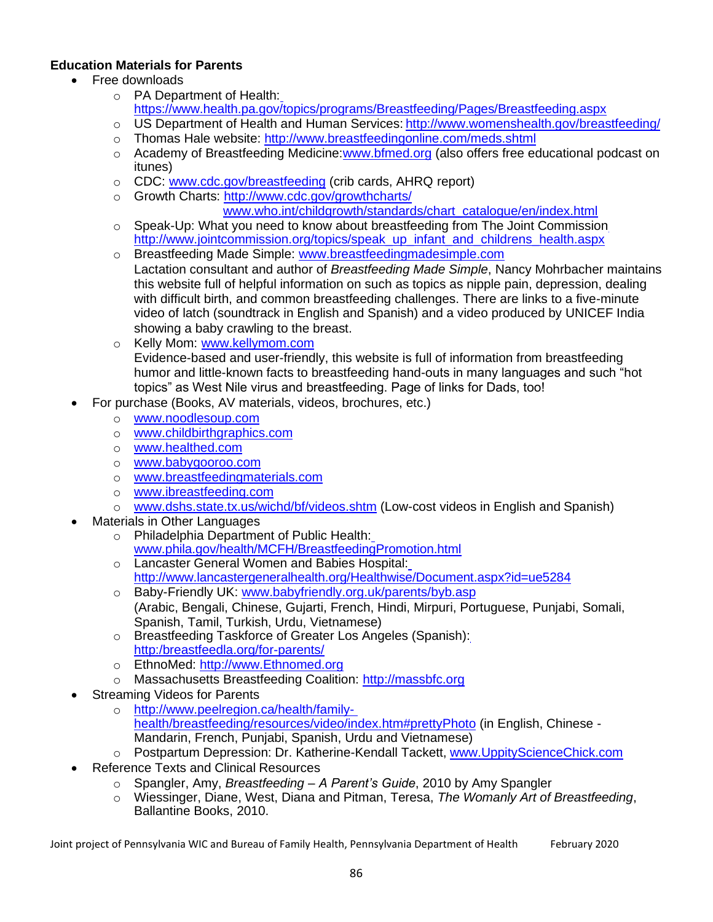**Education Materials for Parents**

- Free downloads
  - PA Department of Health: https://www.health.pa.gov/topics/programs/Breastfeeding/Pages/Breastfeeding.aspx
  - US Department of Health and Human Services: http://www.womenshealth.gov/breastfeeding/
  - Thomas Hale website: http://www.breastfeedingonline.com/meds.shtml
  - Academy of Breastfeeding Medicine:www.bfmed.org (also offers free educational podcast on itunes)
  - CDC: www.cdc.gov/breastfeeding (crib cards, AHRQ report)
  - Growth Charts: http://www.cdc.gov/growthcharts/
    www.who.int/childgrowth/standards/chart_catalogue/en/index.html
  - Speak-Up: What you need to know about breastfeeding from The Joint Commission http://www.jointcommission.org/topics/speak_up_infant_and_childrens_health.aspx
  - Breastfeeding Made Simple: www.breastfeedingmadesimple.com
    Lactation consultant and author of *Breastfeeding Made Simple*, Nancy Mohrbacher maintains this website full of helpful information on such as topics as nipple pain, depression, dealing with difficult birth, and common breastfeeding challenges. There are links to a five-minute video of latch (soundtrack in English and Spanish) and a video produced by UNICEF India showing a baby crawling to the breast.
  - Kelly Mom: www.kellymom.com
    Evidence-based and user-friendly, this website is full of information from breastfeeding humor and little-known facts to breastfeeding hand-outs in many languages and such "hot topics" as West Nile virus and breastfeeding. Page of links for Dads, too!
- For purchase (Books, AV materials, videos, brochures, etc.)
  - www.noodlesoup.com
  - www.childbirthgraphics.com
  - www.healthed.com
  - www.babygooroo.com
  - www.breastfeedingmaterials.com
  - www.ibreastfeeding.com
  - www.dshs.state.tx.us/wichd/bf/videos.shtm (Low-cost videos in English and Spanish)
- Materials in Other Languages
  - Philadelphia Department of Public Health: www.phila.gov/health/MCFH/BreastfeedingPromotion.html
  - Lancaster General Women and Babies Hospital: http://www.lancastergeneralhealth.org/Healthwise/Document.aspx?id=ue5284
  - Baby-Friendly UK: www.babyfriendly.org.uk/parents/byb.asp
    (Arabic, Bengali, Chinese, Gujarti, French, Hindi, Mirpuri, Portuguese, Punjabi, Somali, Spanish, Tamil, Turkish, Urdu, Vietnamese)
  - Breastfeeding Taskforce of Greater Los Angeles (Spanish): http:/breastfeedla.org/for-parents/
  - EthnoMed: http://www.Ethnomed.org
  - Massachusetts Breastfeeding Coalition: http://massbfc.org
- Streaming Videos for Parents
  - http://www.peelregion.ca/health/family-health/breastfeeding/resources/video/index.htm#prettyPhoto (in English, Chinese - Mandarin, French, Punjabi, Spanish, Urdu and Vietnamese)
  - Postpartum Depression: Dr. Katherine-Kendall Tackett, www.UppityScienceChick.com
- Reference Texts and Clinical Resources
  - Spangler, Amy, *Breastfeeding – A Parent's Guide*, 2010 by Amy Spangler
  - Wiessinger, Diane, West, Diana and Pitman, Teresa, *The Womanly Art of Breastfeeding*, Ballantine Books, 2010.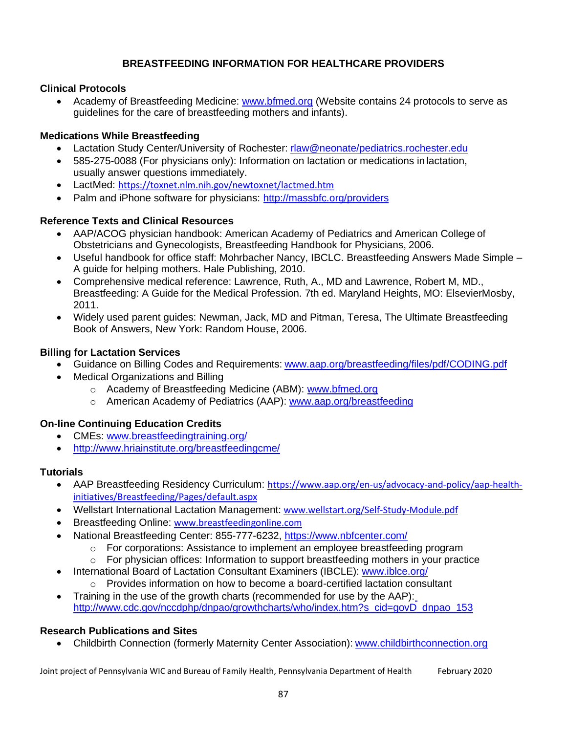# BREASTFEEDING INFORMATION FOR HEALTHCARE PROVIDERS

**Clinical Protocols**

- Academy of Breastfeeding Medicine: www.bfmed.org (Website contains 24 protocols to serve as guidelines for the care of breastfeeding mothers and infants).

**Medications While Breastfeeding**

- Lactation Study Center/University of Rochester: rlaw@neonate/pediatrics.rochester.edu
- 585-275-0088 (For physicians only): Information on lactation or medications in lactation, usually answer questions immediately.
- LactMed: https://toxnet.nlm.nih.gov/newtoxnet/lactmed.htm
- Palm and iPhone software for physicians: http://massbfc.org/providers

**Reference Texts and Clinical Resources**

- AAP/ACOG physician handbook: American Academy of Pediatrics and American College of Obstetricians and Gynecologists, Breastfeeding Handbook for Physicians, 2006.
- Useful handbook for office staff: Mohrbacher Nancy, IBCLC. Breastfeeding Answers Made Simple – A guide for helping mothers. Hale Publishing, 2010.
- Comprehensive medical reference: Lawrence, Ruth, A., MD and Lawrence, Robert M, MD., Breastfeeding: A Guide for the Medical Profession. 7th ed. Maryland Heights, MO: ElsevierMosby, 2011.
- Widely used parent guides: Newman, Jack, MD and Pitman, Teresa, The Ultimate Breastfeeding Book of Answers, New York: Random House, 2006.

**Billing for Lactation Services**

- Guidance on Billing Codes and Requirements: www.aap.org/breastfeeding/files/pdf/CODING.pdf
- Medical Organizations and Billing
  - Academy of Breastfeeding Medicine (ABM): www.bfmed.org
  - American Academy of Pediatrics (AAP): www.aap.org/breastfeeding

**On-line Continuing Education Credits**

- CMEs: www.breastfeedingtraining.org/
- http://www.hriainstitute.org/breastfeedingcme/

**Tutorials**

- AAP Breastfeeding Residency Curriculum: https://www.aap.org/en-us/advocacy-and-policy/aap-health-initiatives/Breastfeeding/Pages/default.aspx
- Wellstart International Lactation Management: www.wellstart.org/Self-Study-Module.pdf
- Breastfeeding Online: www.breastfeedingonline.com
- National Breastfeeding Center: 855-777-6232, https://www.nbfcenter.com/
  - For corporations: Assistance to implement an employee breastfeeding program
  - For physician offices: Information to support breastfeeding mothers in your practice
- International Board of Lactation Consultant Examiners (IBCLE): www.iblce.org/
  - Provides information on how to become a board-certified lactation consultant
- Training in the use of the growth charts (recommended for use by the AAP): http://www.cdc.gov/nccdphp/dnpao/growthcharts/who/index.htm?s_cid=govD_dnpao_153

**Research Publications and Sites**

- Childbirth Connection (formerly Maternity Center Association): www.childbirthconnection.org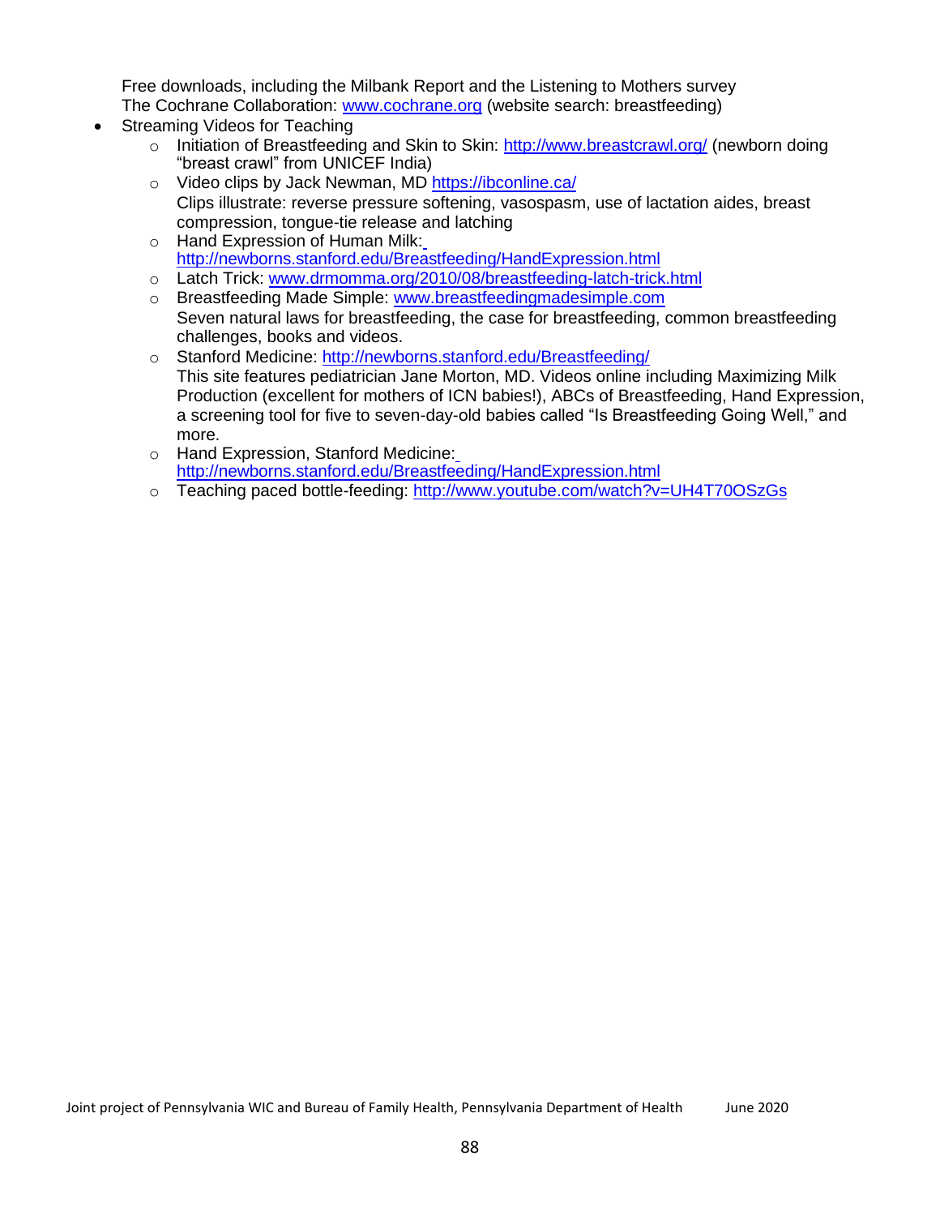Free downloads, including the Milbank Report and the Listening to Mothers survey
The Cochrane Collaboration: www.cochrane.org (website search: breastfeeding)

- Streaming Videos for Teaching
  - Initiation of Breastfeeding and Skin to Skin: http://www.breastcrawl.org/ (newborn doing "breast crawl" from UNICEF India)
  - Video clips by Jack Newman, MD https://ibconline.ca/
    Clips illustrate: reverse pressure softening, vasospasm, use of lactation aides, breast compression, tongue-tie release and latching
  - Hand Expression of Human Milk: http://newborns.stanford.edu/Breastfeeding/HandExpression.html
  - Latch Trick: www.drmomma.org/2010/08/breastfeeding-latch-trick.html
  - Breastfeeding Made Simple: www.breastfeedingmadesimple.com
    Seven natural laws for breastfeeding, the case for breastfeeding, common breastfeeding challenges, books and videos.
  - Stanford Medicine: http://newborns.stanford.edu/Breastfeeding/
    This site features pediatrician Jane Morton, MD. Videos online including Maximizing Milk Production (excellent for mothers of ICN babies!), ABCs of Breastfeeding, Hand Expression, a screening tool for five to seven-day-old babies called "Is Breastfeeding Going Well," and more.
  - Hand Expression, Stanford Medicine: http://newborns.stanford.edu/Breastfeeding/HandExpression.html
  - Teaching paced bottle-feeding: http://www.youtube.com/watch?v=UH4T70OSzGs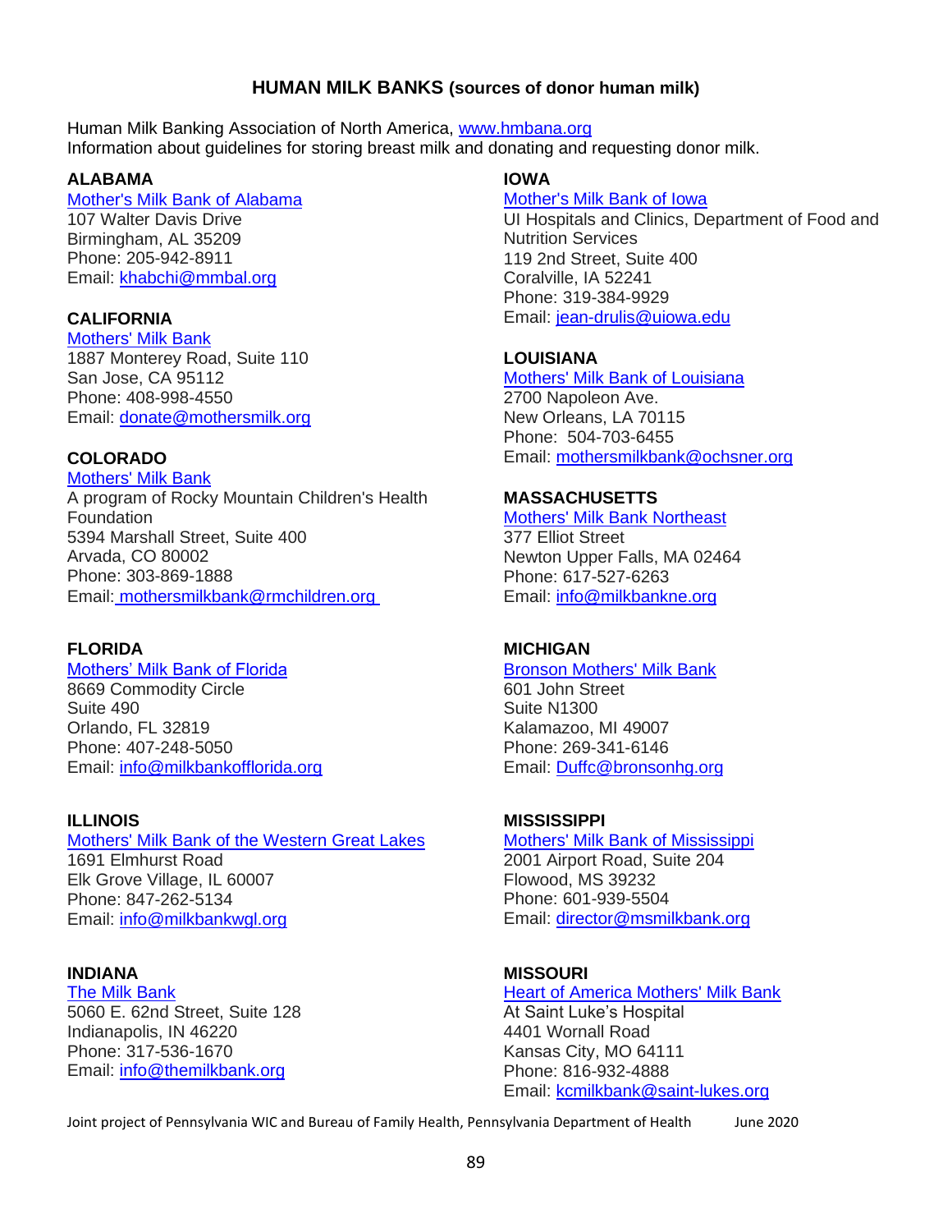# HUMAN MILK BANKS (sources of donor human milk)

Human Milk Banking Association of North America, www.hmbana.org
Information about guidelines for storing breast milk and donating and requesting donor milk.

### ALABAMA

Mother's Milk Bank of Alabama
107 Walter Davis Drive
Birmingham, AL 35209
Phone: 205-942-8911
Email: khabchi@mmbal.org

### CALIFORNIA

Mothers' Milk Bank
1887 Monterey Road, Suite 110
San Jose, CA 95112
Phone: 408-998-4550
Email: donate@mothersmilk.org

### COLORADO

Mothers' Milk Bank
A program of Rocky Mountain Children's Health Foundation
5394 Marshall Street, Suite 400
Arvada, CO 80002
Phone: 303-869-1888
Email: mothersmilkbank@rmchildren.org

### FLORIDA

Mothers' Milk Bank of Florida
8669 Commodity Circle
Suite 490
Orlando, FL 32819
Phone: 407-248-5050
Email: info@milkbankofflorida.org

### ILLINOIS

Mothers' Milk Bank of the Western Great Lakes
1691 Elmhurst Road
Elk Grove Village, IL 60007
Phone: 847-262-5134
Email: info@milkbankwgl.org

### INDIANA

The Milk Bank
5060 E. 62nd Street, Suite 128
Indianapolis, IN 46220
Phone: 317-536-1670
Email: info@themilkbank.org

### IOWA

Mother's Milk Bank of Iowa
UI Hospitals and Clinics, Department of Food and Nutrition Services
119 2nd Street, Suite 400
Coralville, IA 52241
Phone: 319-384-9929
Email: jean-drulis@uiowa.edu

### LOUISIANA

Mothers' Milk Bank of Louisiana
2700 Napoleon Ave.
New Orleans, LA 70115
Phone: 504-703-6455
Email: mothersmilkbank@ochsner.org

### MASSACHUSETTS

Mothers' Milk Bank Northeast
377 Elliot Street
Newton Upper Falls, MA 02464
Phone: 617-527-6263
Email: info@milkbankne.org

### MICHIGAN

Bronson Mothers' Milk Bank
601 John Street
Suite N1300
Kalamazoo, MI 49007
Phone: 269-341-6146
Email: Duffc@bronsonhg.org

### MISSISSIPPI

Mothers' Milk Bank of Mississippi
2001 Airport Road, Suite 204
Flowood, MS 39232
Phone: 601-939-5504
Email: director@msmilkbank.org

### MISSOURI

Heart of America Mothers' Milk Bank
At Saint Luke's Hospital
4401 Wornall Road
Kansas City, MO 64111
Phone: 816-932-4888
Email: kcmilkbank@saint-lukes.org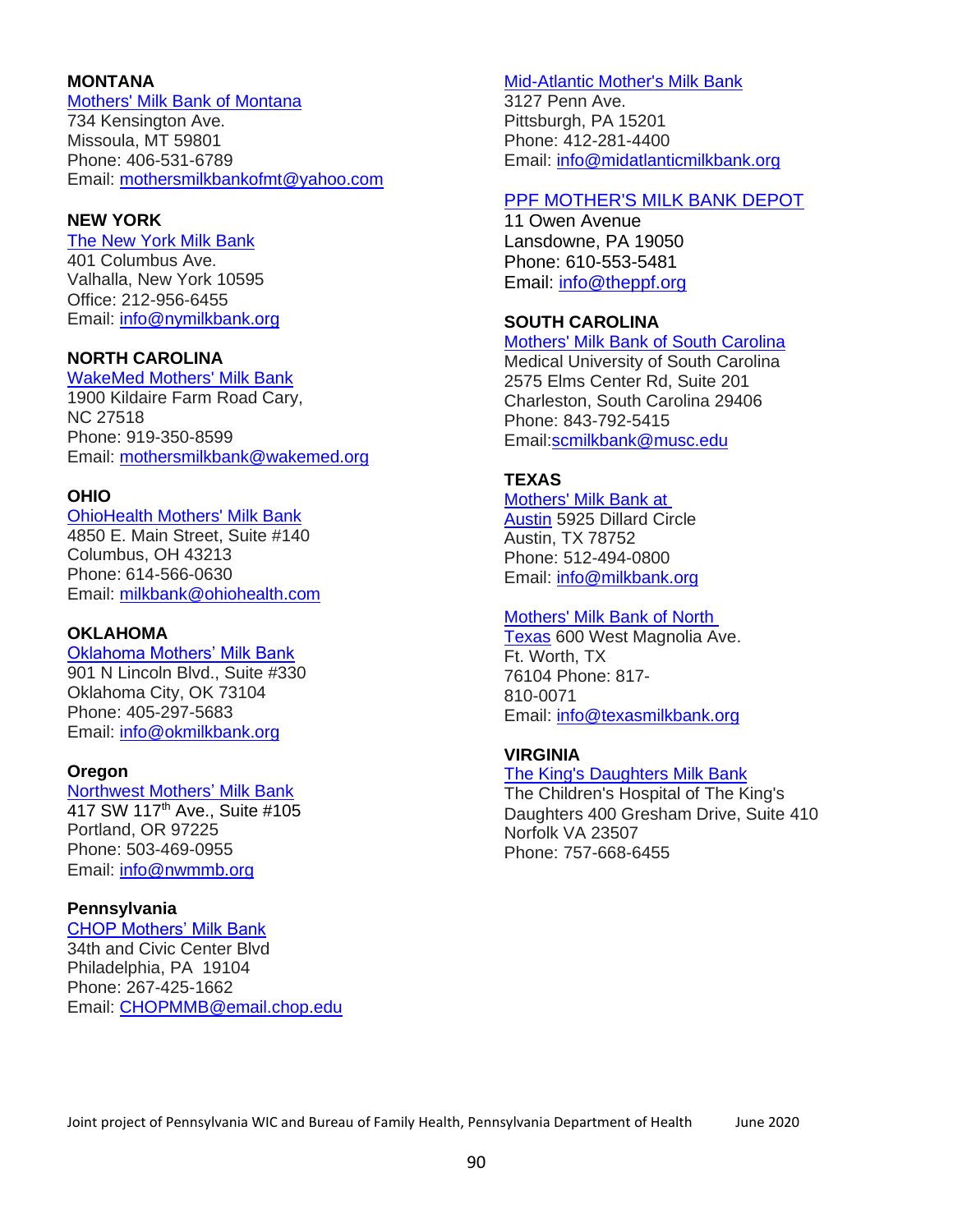**MONTANA**

Mothers' Milk Bank of Montana
734 Kensington Ave.
Missoula, MT 59801
Phone: 406-531-6789
Email: mothersmilkbankofmt@yahoo.com

**NEW YORK**

The New York Milk Bank
401 Columbus Ave.
Valhalla, New York 10595
Office: 212-956-6455
Email: info@nymilkbank.org

**NORTH CAROLINA**

WakeMed Mothers' Milk Bank
1900 Kildaire Farm Road Cary, NC 27518
Phone: 919-350-8599
Email: mothersmilkbank@wakemed.org

**OHIO**

OhioHealth Mothers' Milk Bank
4850 E. Main Street, Suite #140
Columbus, OH 43213
Phone: 614-566-0630
Email: milkbank@ohiohealth.com

**OKLAHOMA**

Oklahoma Mothers' Milk Bank
901 N Lincoln Blvd., Suite #330
Oklahoma City, OK 73104
Phone: 405-297-5683
Email: info@okmilkbank.org

**Oregon**

Northwest Mothers' Milk Bank
417 SW 117th Ave., Suite #105
Portland, OR 97225
Phone: 503-469-0955
Email: info@nwmmb.org

**Pennsylvania**

CHOP Mothers' Milk Bank
34th and Civic Center Blvd
Philadelphia, PA 19104
Phone: 267-425-1662
Email: CHOPMMB@email.chop.edu

Mid-Atlantic Mother's Milk Bank
3127 Penn Ave.
Pittsburgh, PA 15201
Phone: 412-281-4400
Email: info@midatlanticmilkbank.org

PPF MOTHER'S MILK BANK DEPOT
11 Owen Avenue
Lansdowne, PA 19050
Phone: 610-553-5481
Email: info@theppf.org

**SOUTH CAROLINA**

Mothers' Milk Bank of South Carolina
Medical University of South Carolina
2575 Elms Center Rd, Suite 201
Charleston, South Carolina 29406
Phone: 843-792-5415
Email:scmilkbank@musc.edu

**TEXAS**

Mothers' Milk Bank at Austin 5925 Dillard Circle
Austin, TX 78752
Phone: 512-494-0800
Email: info@milkbank.org

Mothers' Milk Bank of North Texas 600 West Magnolia Ave.
Ft. Worth, TX 76104 Phone: 817-810-0071
Email: info@texasmilkbank.org

**VIRGINIA**

The King's Daughters Milk Bank
The Children's Hospital of The King's Daughters 400 Gresham Drive, Suite 410
Norfolk VA 23507
Phone: 757-668-6455

Joint project of Pennsylvania WIC and Bureau of Family Health, Pennsylvania Department of Health June 2020